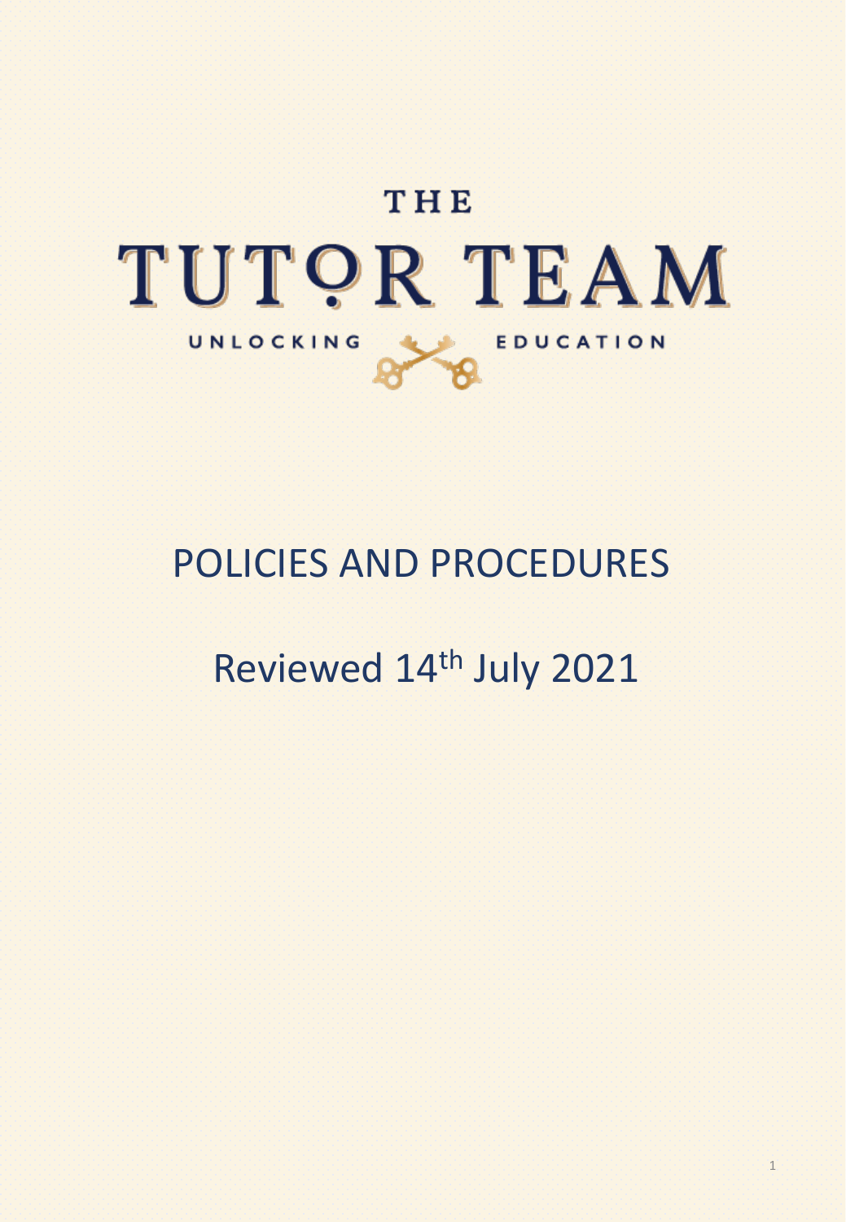THE

# TUTOR TEAM

UNLOCKING EDUCATION

# POLICIES AND PROCEDURES

Reviewed 14th July 2021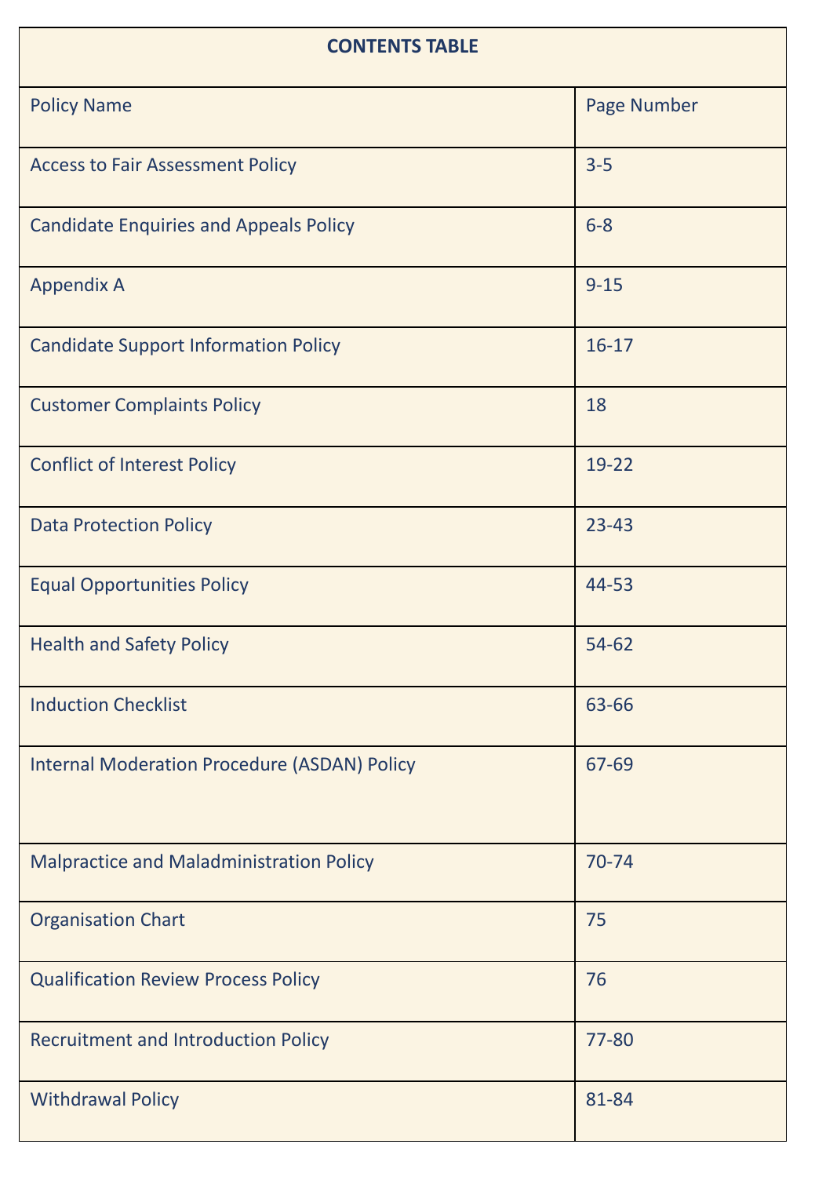| CONTENTS TABLE | |
|---|---|
| Policy Name | Page Number |
| Access to Fair Assessment Policy | 3-5 |
| Candidate Enquiries and Appeals Policy | 6-8 |
| Appendix A | 9-15 |
| Candidate Support Information Policy | 16-17 |
| Customer Complaints Policy | 18 |
| Conflict of Interest Policy | 19-22 |
| Data Protection Policy | 23-43 |
| Equal Opportunities Policy | 44-53 |
| Health and Safety Policy | 54-62 |
| Induction Checklist | 63-66 |
| Internal Moderation Procedure (ASDAN) Policy | 67-69 |
| Malpractice and Maladministration Policy | 70-74 |
| Organisation Chart | 75 |
| Qualification Review Process Policy | 76 |
| Recruitment and Introduction Policy | 77-80 |
| Withdrawal Policy | 81-84 |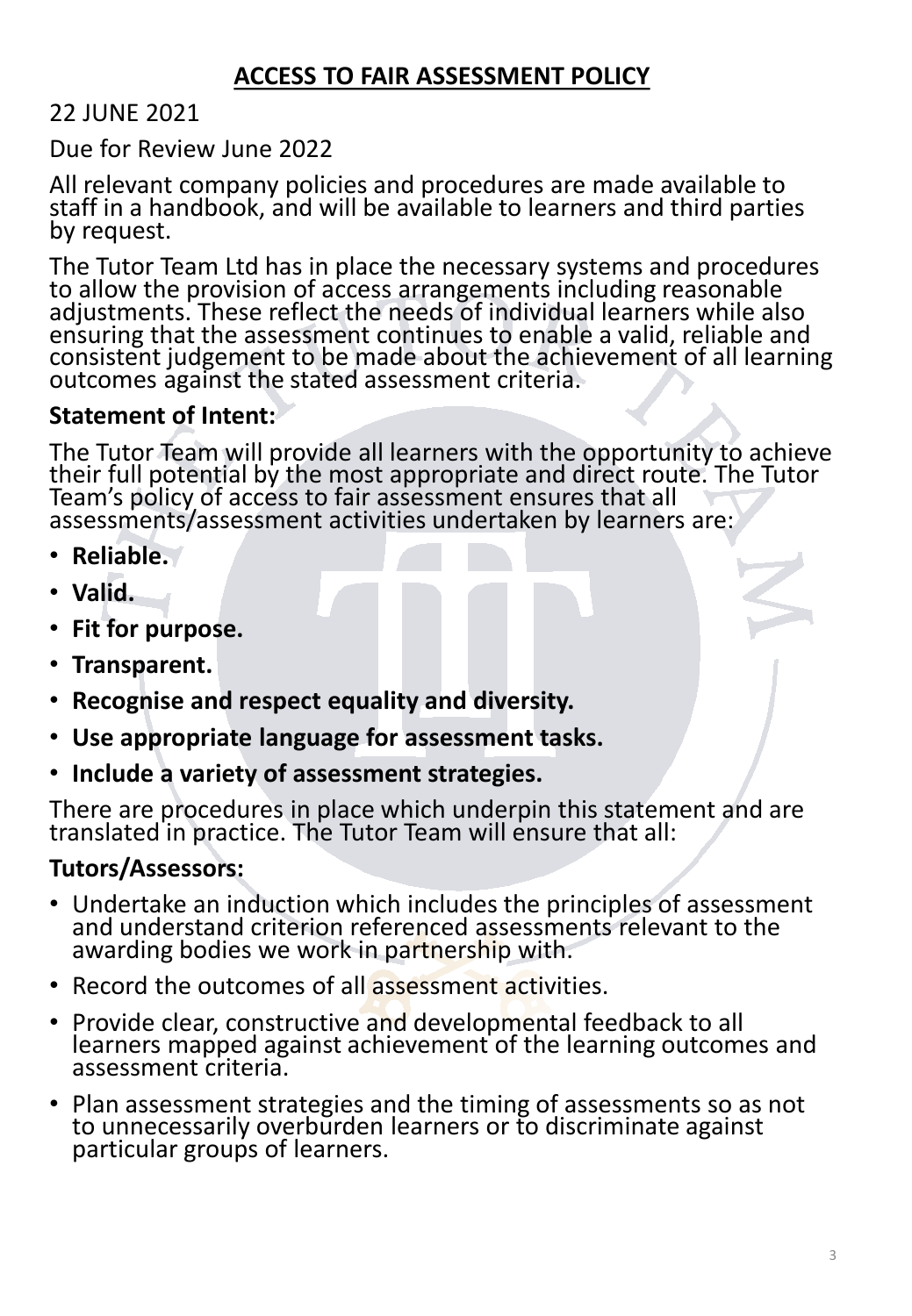# ACCESS TO FAIR ASSESSMENT POLICY

22 JUNE 2021

Due for Review June 2022

All relevant company policies and procedures are made available to staff in a handbook, and will be available to learners and third parties by request.

The Tutor Team Ltd has in place the necessary systems and procedures to allow the provision of access arrangements including reasonable adjustments. These reflect the needs of individual learners while also ensuring that the assessment continues to enable a valid, reliable and consistent judgement to be made about the achievement of all learning outcomes against the stated assessment criteria.

### Statement of Intent:

The Tutor Team will provide all learners with the opportunity to achieve their full potential by the most appropriate and direct route. The Tutor Team's policy of access to fair assessment ensures that all assessments/assessment activities undertaken by learners are:

- **Reliable.**
- **Valid.**
- **Fit for purpose.**
- **Transparent.**
- **Recognise and respect equality and diversity.**
- **Use appropriate language for assessment tasks.**
- **Include a variety of assessment strategies.**

There are procedures in place which underpin this statement and are translated in practice. The Tutor Team will ensure that all:

### Tutors/Assessors:

- Undertake an induction which includes the principles of assessment and understand criterion referenced assessments relevant to the awarding bodies we work in partnership with.
- Record the outcomes of all assessment activities.
- Provide clear, constructive and developmental feedback to all learners mapped against achievement of the learning outcomes and assessment criteria.
- Plan assessment strategies and the timing of assessments so as not to unnecessarily overburden learners or to discriminate against particular groups of learners.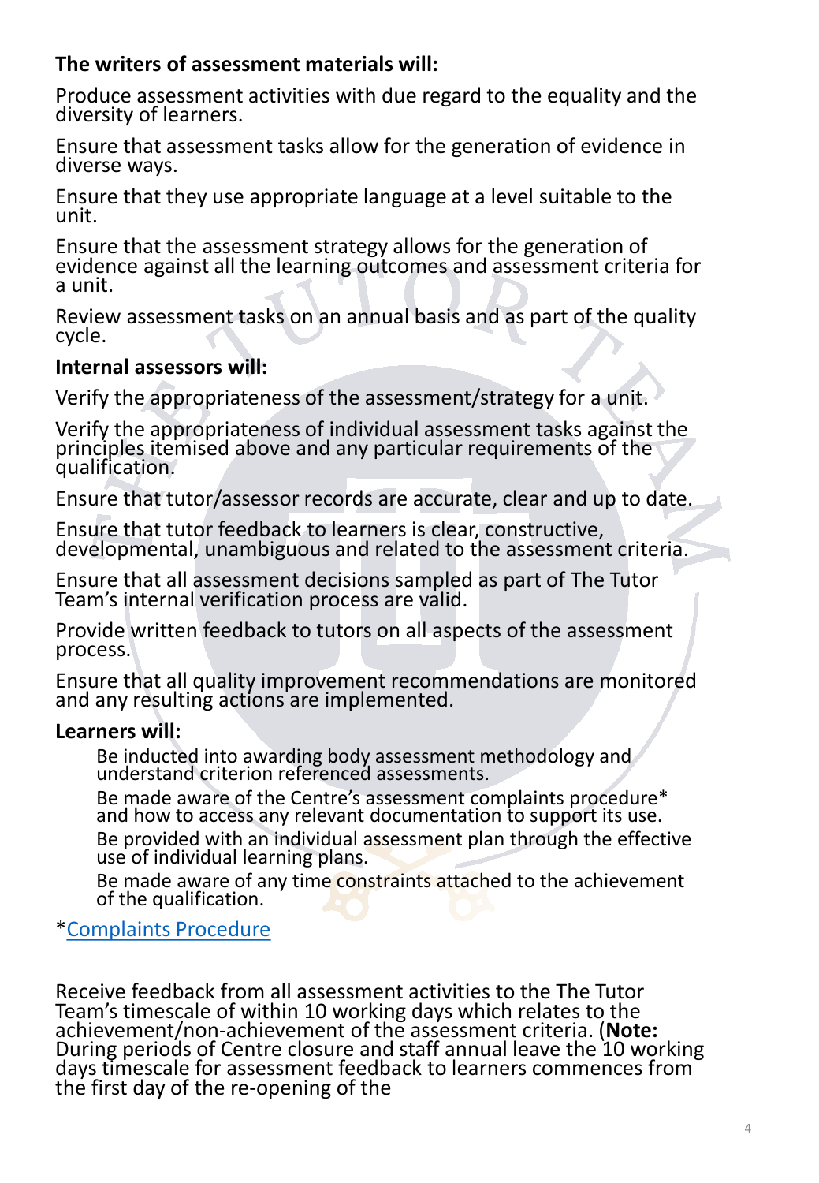**The writers of assessment materials will:**

Produce assessment activities with due regard to the equality and the diversity of learners.

Ensure that assessment tasks allow for the generation of evidence in diverse ways.

Ensure that they use appropriate language at a level suitable to the unit.

Ensure that the assessment strategy allows for the generation of evidence against all the learning outcomes and assessment criteria for a unit.

Review assessment tasks on an annual basis and as part of the quality cycle.

**Internal assessors will:**

Verify the appropriateness of the assessment/strategy for a unit.

Verify the appropriateness of individual assessment tasks against the principles itemised above and any particular requirements of the qualification.

Ensure that tutor/assessor records are accurate, clear and up to date.

Ensure that tutor feedback to learners is clear, constructive, developmental, unambiguous and related to the assessment criteria.

Ensure that all assessment decisions sampled as part of The Tutor Team's internal verification process are valid.

Provide written feedback to tutors on all aspects of the assessment process.

Ensure that all quality improvement recommendations are monitored and any resulting actions are implemented.

**Learners will:**

Be inducted into awarding body assessment methodology and understand criterion referenced assessments.

Be made aware of the Centre's assessment complaints procedure* and how to access any relevant documentation to support its use.

Be provided with an individual assessment plan through the effective use of individual learning plans.

Be made aware of any time constraints attached to the achievement of the qualification.

*Complaints Procedure

Receive feedback from all assessment activities to the The Tutor Team's timescale of within 10 working days which relates to the achievement/non-achievement of the assessment criteria. (**Note:** During periods of Centre closure and staff annual leave the 10 working days timescale for assessment feedback to learners commences from the first day of the re-opening of the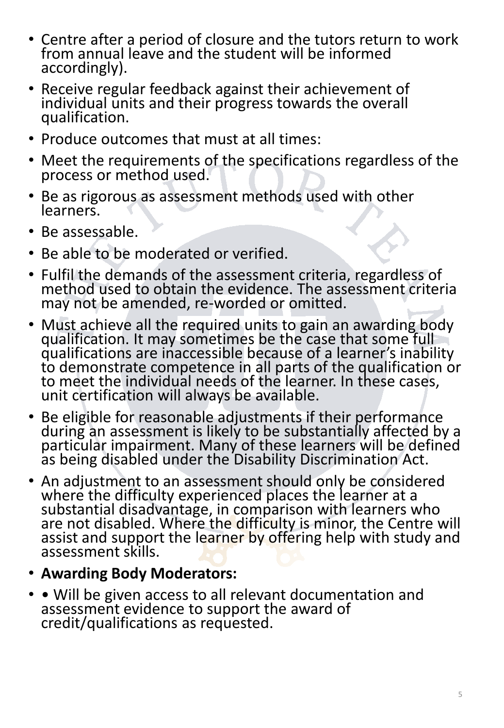- Centre after a period of closure and the tutors return to work from annual leave and the student will be informed accordingly).
- Receive regular feedback against their achievement of individual units and their progress towards the overall qualification.
- Produce outcomes that must at all times:
- Meet the requirements of the specifications regardless of the process or method used.
- Be as rigorous as assessment methods used with other learners.
- Be assessable.
- Be able to be moderated or verified.
- Fulfil the demands of the assessment criteria, regardless of method used to obtain the evidence. The assessment criteria may not be amended, re-worded or omitted.
- Must achieve all the required units to gain an awarding body qualification. It may sometimes be the case that some full qualifications are inaccessible because of a learner's inability to demonstrate competence in all parts of the qualification or to meet the individual needs of the learner. In these cases, unit certification will always be available.
- Be eligible for reasonable adjustments if their performance during an assessment is likely to be substantially affected by a particular impairment. Many of these learners will be defined as being disabled under the Disability Discrimination Act.
- An adjustment to an assessment should only be considered where the difficulty experienced places the learner at a substantial disadvantage, in comparison with learners who are not disabled. Where the difficulty is minor, the Centre will assist and support the learner by offering help with study and assessment skills.
- **Awarding Body Moderators:**
- • Will be given access to all relevant documentation and assessment evidence to support the award of credit/qualifications as requested.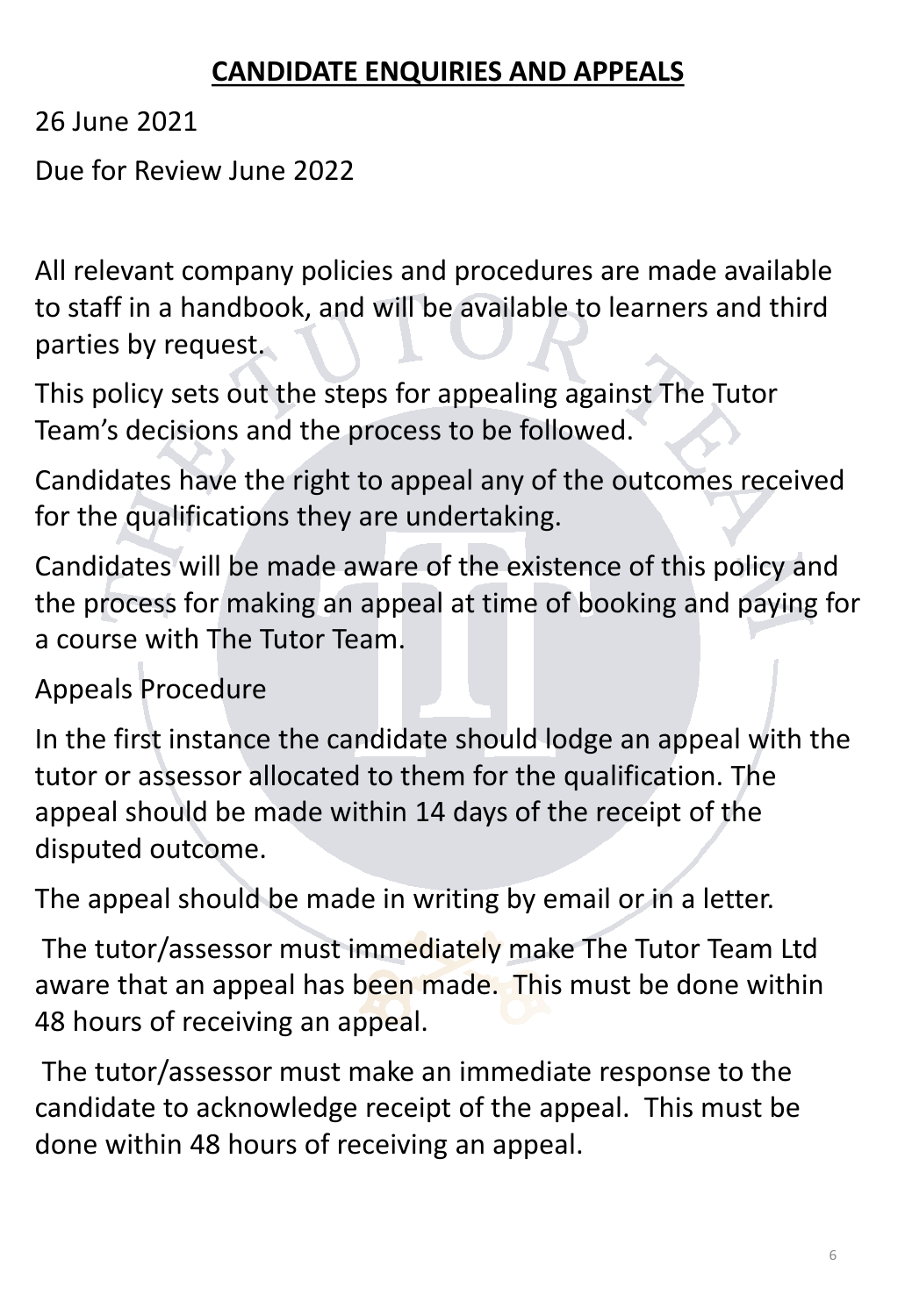# **CANDIDATE ENQUIRIES AND APPEALS**

26 June 2021

Due for Review June 2022

All relevant company policies and procedures are made available to staff in a handbook, and will be available to learners and third parties by request.

This policy sets out the steps for appealing against The Tutor Team's decisions and the process to be followed.

Candidates have the right to appeal any of the outcomes received for the qualifications they are undertaking.

Candidates will be made aware of the existence of this policy and the process for making an appeal at time of booking and paying for a course with The Tutor Team.

Appeals Procedure

In the first instance the candidate should lodge an appeal with the tutor or assessor allocated to them for the qualification. The appeal should be made within 14 days of the receipt of the disputed outcome.

The appeal should be made in writing by email or in a letter.

The tutor/assessor must immediately make The Tutor Team Ltd aware that an appeal has been made. This must be done within 48 hours of receiving an appeal.

The tutor/assessor must make an immediate response to the candidate to acknowledge receipt of the appeal. This must be done within 48 hours of receiving an appeal.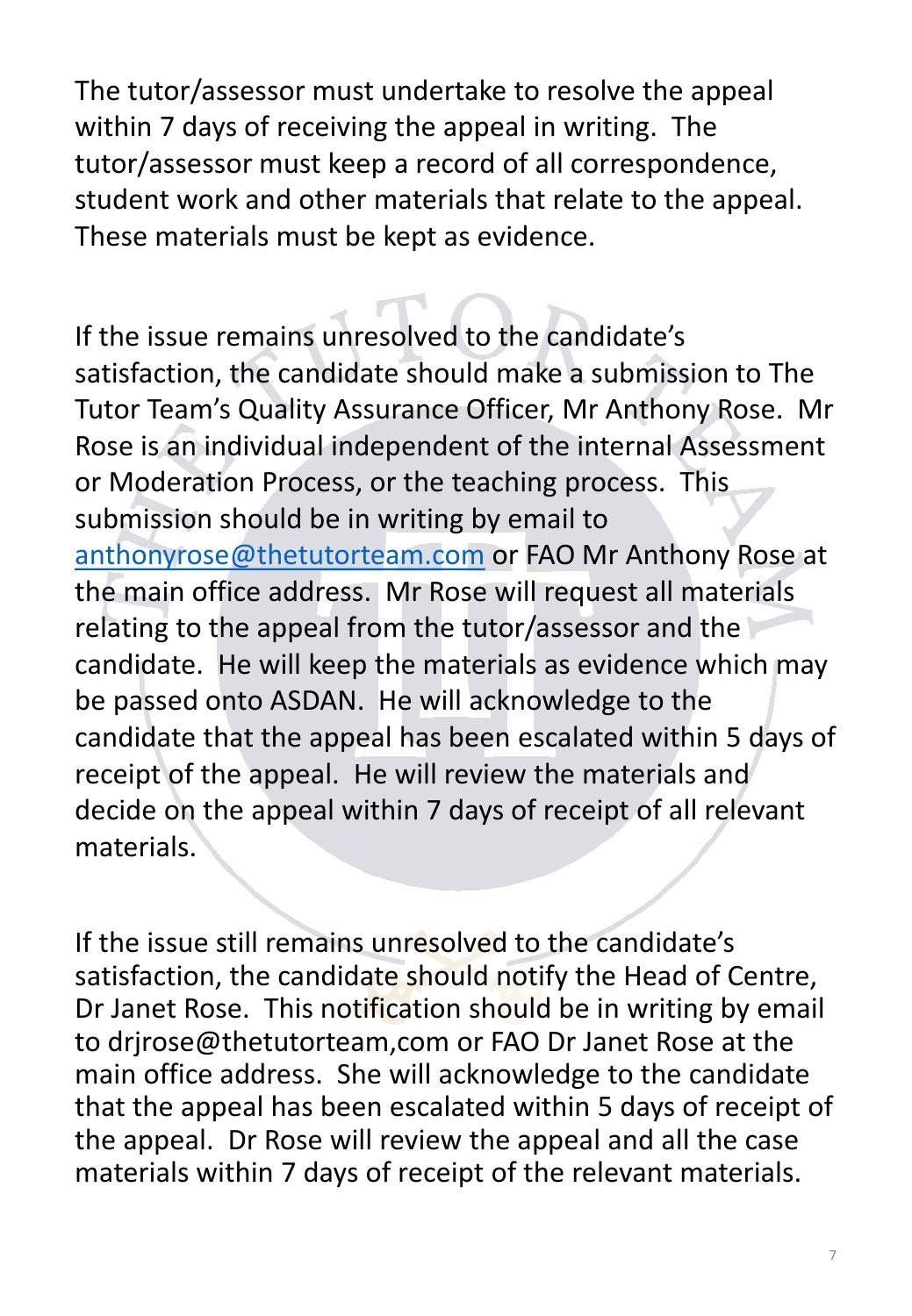The tutor/assessor must undertake to resolve the appeal within 7 days of receiving the appeal in writing. The tutor/assessor must keep a record of all correspondence, student work and other materials that relate to the appeal. These materials must be kept as evidence.

If the issue remains unresolved to the candidate's satisfaction, the candidate should make a submission to The Tutor Team's Quality Assurance Officer, Mr Anthony Rose. Mr Rose is an individual independent of the internal Assessment or Moderation Process, or the teaching process. This submission should be in writing by email to anthonyrose@thetutorteam.com or FAO Mr Anthony Rose at the main office address. Mr Rose will request all materials relating to the appeal from the tutor/assessor and the candidate. He will keep the materials as evidence which may be passed onto ASDAN. He will acknowledge to the candidate that the appeal has been escalated within 5 days of receipt of the appeal. He will review the materials and decide on the appeal within 7 days of receipt of all relevant materials.

If the issue still remains unresolved to the candidate's satisfaction, the candidate should notify the Head of Centre, Dr Janet Rose. This notification should be in writing by email to drjrose@thetutorteam,com or FAO Dr Janet Rose at the main office address. She will acknowledge to the candidate that the appeal has been escalated within 5 days of receipt of the appeal. Dr Rose will review the appeal and all the case materials within 7 days of receipt of the relevant materials.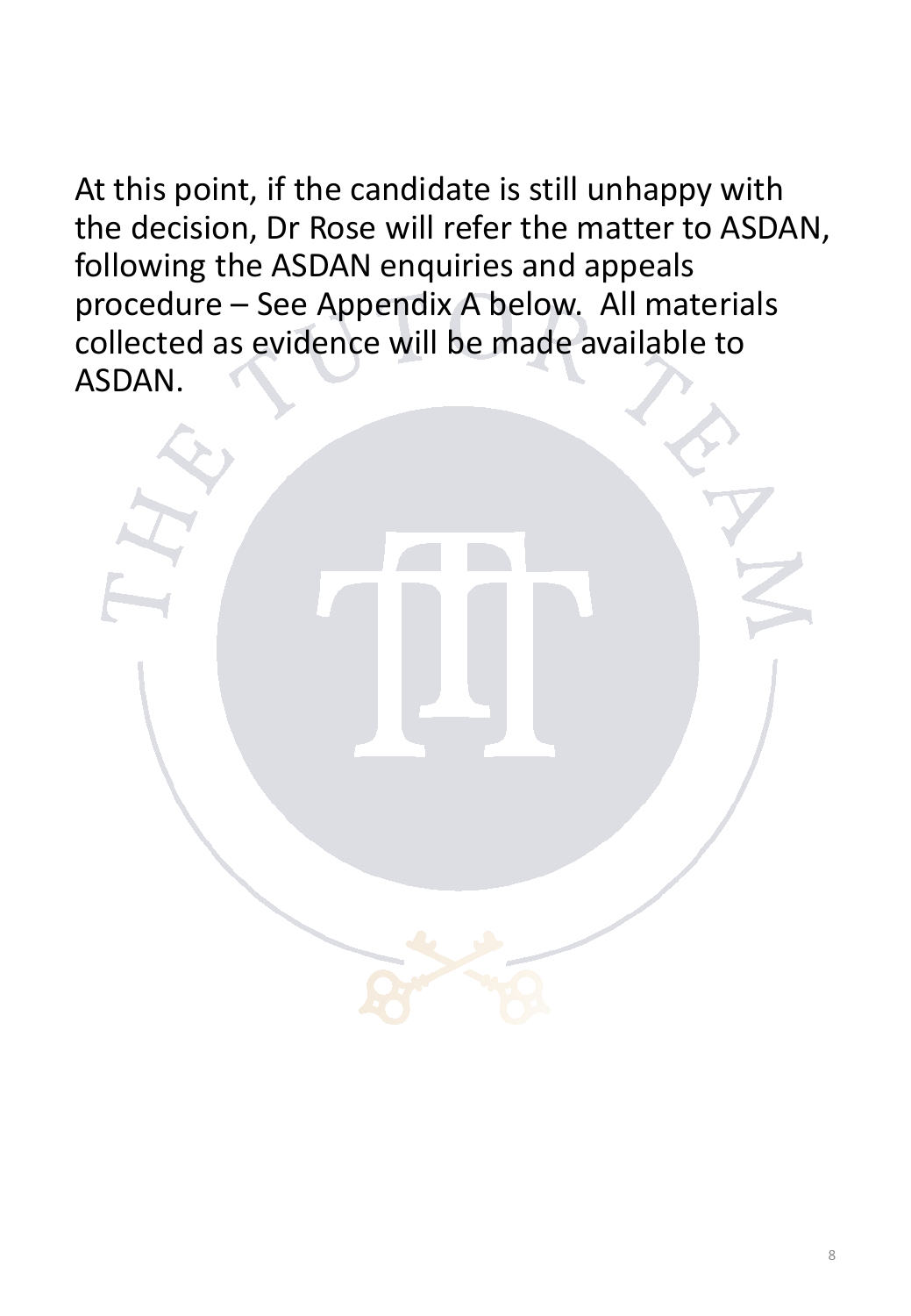At this point, if the candidate is still unhappy with the decision, Dr Rose will refer the matter to ASDAN, following the ASDAN enquiries and appeals procedure – See Appendix A below. All materials collected as evidence will be made available to ASDAN.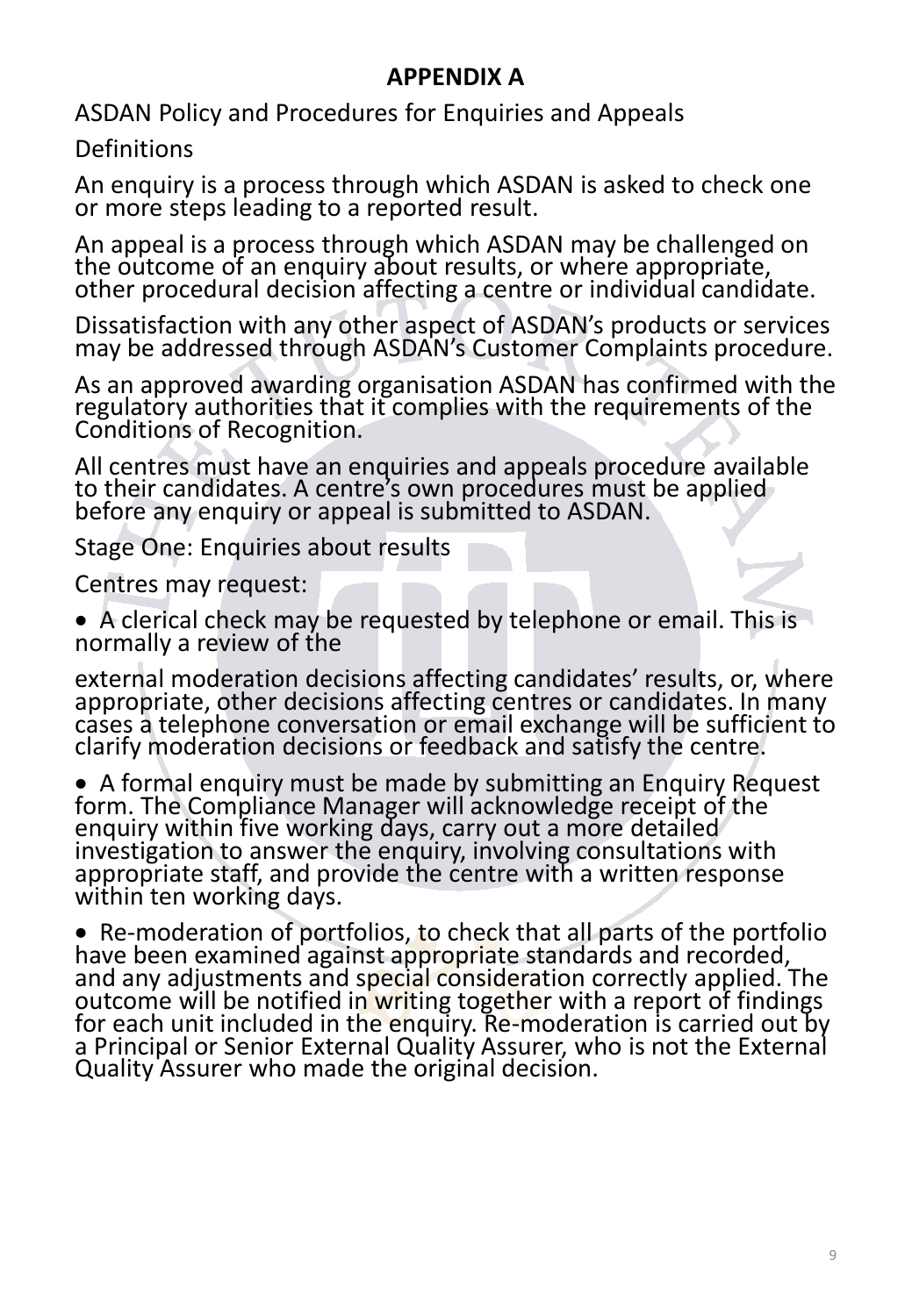# APPENDIX A

ASDAN Policy and Procedures for Enquiries and Appeals

Definitions

An enquiry is a process through which ASDAN is asked to check one or more steps leading to a reported result.

An appeal is a process through which ASDAN may be challenged on the outcome of an enquiry about results, or where appropriate, other procedural decision affecting a centre or individual candidate.

Dissatisfaction with any other aspect of ASDAN's products or services may be addressed through ASDAN's Customer Complaints procedure.

As an approved awarding organisation ASDAN has confirmed with the regulatory authorities that it complies with the requirements of the Conditions of Recognition.

All centres must have an enquiries and appeals procedure available to their candidates. A centre's own procedures must be applied before any enquiry or appeal is submitted to ASDAN.

Stage One: Enquiries about results

Centres may request:

- A clerical check may be requested by telephone or email. This is normally a review of the external moderation decisions affecting candidates' results, or, where appropriate, other decisions affecting centres or candidates. In many cases a telephone conversation or email exchange will be sufficient to clarify moderation decisions or feedback and satisfy the centre.

- A formal enquiry must be made by submitting an Enquiry Request form. The Compliance Manager will acknowledge receipt of the enquiry within five working days, carry out a more detailed investigation to answer the enquiry, involving consultations with appropriate staff, and provide the centre with a written response within ten working days.

- Re-moderation of portfolios, to check that all parts of the portfolio have been examined against appropriate standards and recorded, and any adjustments and special consideration correctly applied. The outcome will be notified in writing together with a report of findings for each unit included in the enquiry. Re-moderation is carried out by a Principal or Senior External Quality Assurer, who is not the External Quality Assurer who made the original decision.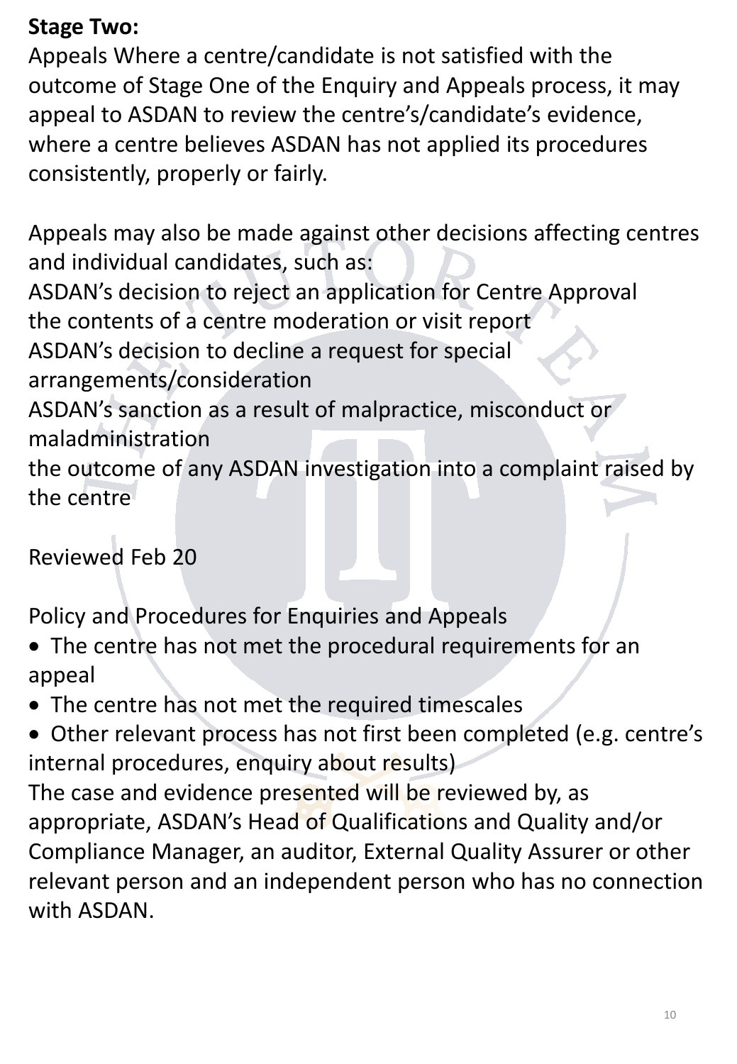**Stage Two:**

Appeals Where a centre/candidate is not satisfied with the outcome of Stage One of the Enquiry and Appeals process, it may appeal to ASDAN to review the centre's/candidate's evidence, where a centre believes ASDAN has not applied its procedures consistently, properly or fairly.

Appeals may also be made against other decisions affecting centres and individual candidates, such as:
ASDAN's decision to reject an application for Centre Approval
the contents of a centre moderation or visit report
ASDAN's decision to decline a request for special arrangements/consideration
ASDAN's sanction as a result of malpractice, misconduct or maladministration
the outcome of any ASDAN investigation into a complaint raised by the centre

Reviewed Feb 20

Policy and Procedures for Enquiries and Appeals

- The centre has not met the procedural requirements for an appeal
- The centre has not met the required timescales
- Other relevant process has not first been completed (e.g. centre's internal procedures, enquiry about results)

The case and evidence presented will be reviewed by, as appropriate, ASDAN's Head of Qualifications and Quality and/or Compliance Manager, an auditor, External Quality Assurer or other relevant person and an independent person who has no connection with ASDAN.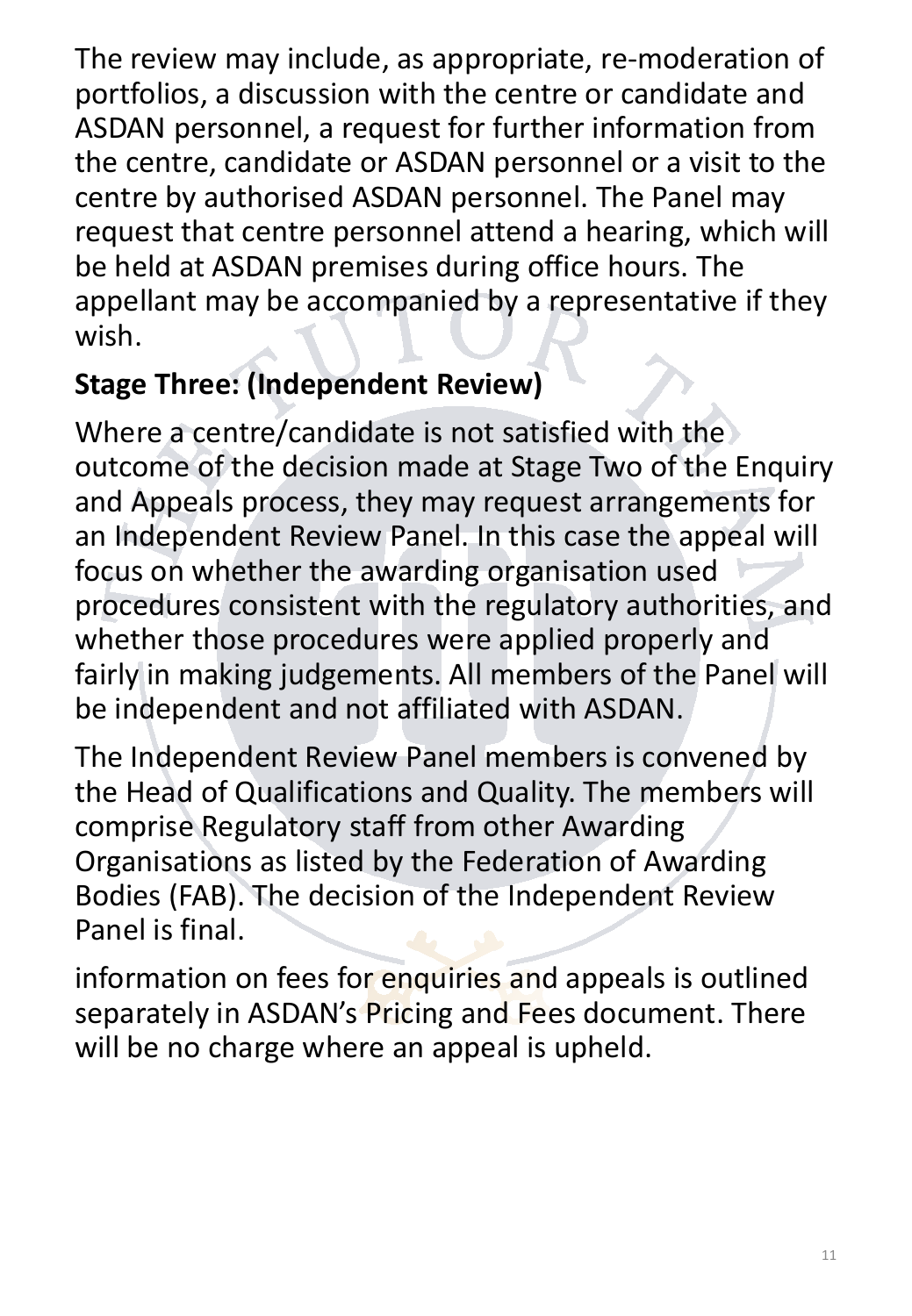The review may include, as appropriate, re-moderation of portfolios, a discussion with the centre or candidate and ASDAN personnel, a request for further information from the centre, candidate or ASDAN personnel or a visit to the centre by authorised ASDAN personnel. The Panel may request that centre personnel attend a hearing, which will be held at ASDAN premises during office hours. The appellant may be accompanied by a representative if they wish.

**Stage Three: (Independent Review)**

Where a centre/candidate is not satisfied with the outcome of the decision made at Stage Two of the Enquiry and Appeals process, they may request arrangements for an Independent Review Panel. In this case the appeal will focus on whether the awarding organisation used procedures consistent with the regulatory authorities, and whether those procedures were applied properly and fairly in making judgements. All members of the Panel will be independent and not affiliated with ASDAN.

The Independent Review Panel members is convened by the Head of Qualifications and Quality. The members will comprise Regulatory staff from other Awarding Organisations as listed by the Federation of Awarding Bodies (FAB). The decision of the Independent Review Panel is final.

information on fees for enquiries and appeals is outlined separately in ASDAN's Pricing and Fees document. There will be no charge where an appeal is upheld.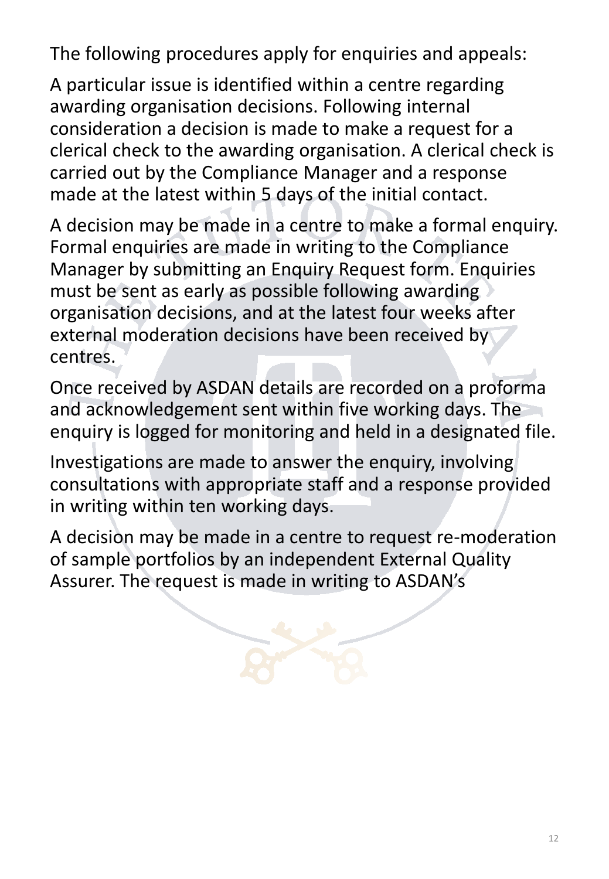The following procedures apply for enquiries and appeals:

A particular issue is identified within a centre regarding awarding organisation decisions. Following internal consideration a decision is made to make a request for a clerical check to the awarding organisation. A clerical check is carried out by the Compliance Manager and a response made at the latest within 5 days of the initial contact.

A decision may be made in a centre to make a formal enquiry. Formal enquiries are made in writing to the Compliance Manager by submitting an Enquiry Request form. Enquiries must be sent as early as possible following awarding organisation decisions, and at the latest four weeks after external moderation decisions have been received by centres.

Once received by ASDAN details are recorded on a proforma and acknowledgement sent within five working days. The enquiry is logged for monitoring and held in a designated file.

Investigations are made to answer the enquiry, involving consultations with appropriate staff and a response provided in writing within ten working days.

A decision may be made in a centre to request re-moderation of sample portfolios by an independent External Quality Assurer. The request is made in writing to ASDAN's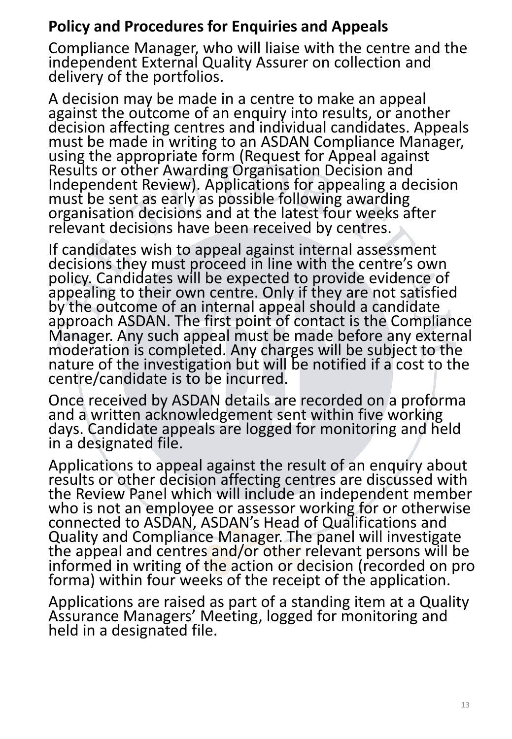## Policy and Procedures for Enquiries and Appeals

Compliance Manager, who will liaise with the centre and the independent External Quality Assurer on collection and delivery of the portfolios.

A decision may be made in a centre to make an appeal against the outcome of an enquiry into results, or another decision affecting centres and individual candidates. Appeals must be made in writing to an ASDAN Compliance Manager, using the appropriate form (Request for Appeal against Results or other Awarding Organisation Decision and Independent Review). Applications for appealing a decision must be sent as early as possible following awarding organisation decisions and at the latest four weeks after relevant decisions have been received by centres.

If candidates wish to appeal against internal assessment decisions they must proceed in line with the centre's own policy. Candidates will be expected to provide evidence of appealing to their own centre. Only if they are not satisfied by the outcome of an internal appeal should a candidate approach ASDAN. The first point of contact is the Compliance Manager. Any such appeal must be made before any external moderation is completed. Any charges will be subject to the nature of the investigation but will be notified if a cost to the centre/candidate is to be incurred.

Once received by ASDAN details are recorded on a proforma and a written acknowledgement sent within five working days. Candidate appeals are logged for monitoring and held in a designated file.

Applications to appeal against the result of an enquiry about results or other decision affecting centres are discussed with the Review Panel which will include an independent member who is not an employee or assessor working for or otherwise connected to ASDAN, ASDAN's Head of Qualifications and Quality and Compliance Manager. The panel will investigate the appeal and centres and/or other relevant persons will be informed in writing of the action or decision (recorded on pro forma) within four weeks of the receipt of the application.

Applications are raised as part of a standing item at a Quality Assurance Managers' Meeting, logged for monitoring and held in a designated file.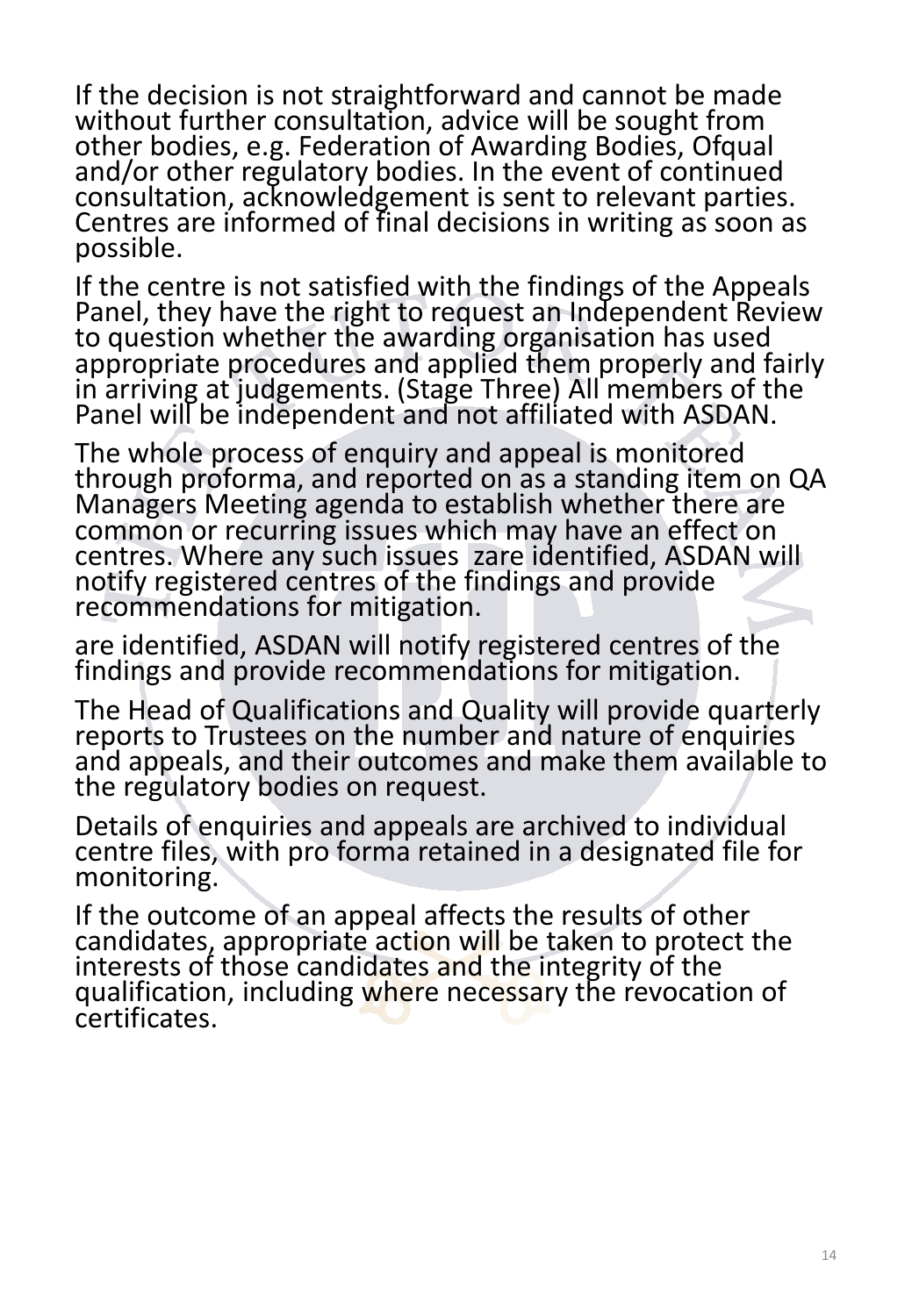If the decision is not straightforward and cannot be made without further consultation, advice will be sought from other bodies, e.g. Federation of Awarding Bodies, Ofqual and/or other regulatory bodies. In the event of continued consultation, acknowledgement is sent to relevant parties. Centres are informed of final decisions in writing as soon as possible.

If the centre is not satisfied with the findings of the Appeals Panel, they have the right to request an Independent Review to question whether the awarding organisation has used appropriate procedures and applied them properly and fairly in arriving at judgements. (Stage Three) All members of the Panel will be independent and not affiliated with ASDAN.

The whole process of enquiry and appeal is monitored through proforma, and reported on as a standing item on QA Managers Meeting agenda to establish whether there are common or recurring issues which may have an effect on centres. Where any such issues zare identified, ASDAN will notify registered centres of the findings and provide recommendations for mitigation.

are identified, ASDAN will notify registered centres of the findings and provide recommendations for mitigation.

The Head of Qualifications and Quality will provide quarterly reports to Trustees on the number and nature of enquiries and appeals, and their outcomes and make them available to the regulatory bodies on request.

Details of enquiries and appeals are archived to individual centre files, with pro forma retained in a designated file for monitoring.

If the outcome of an appeal affects the results of other candidates, appropriate action will be taken to protect the interests of those candidates and the integrity of the qualification, including where necessary the revocation of certificates.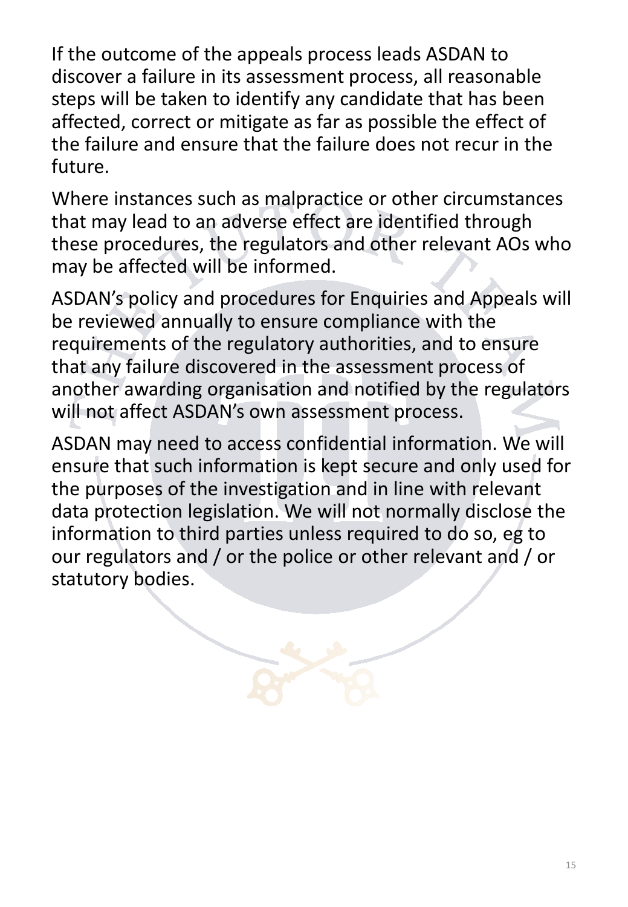If the outcome of the appeals process leads ASDAN to discover a failure in its assessment process, all reasonable steps will be taken to identify any candidate that has been affected, correct or mitigate as far as possible the effect of the failure and ensure that the failure does not recur in the future.

Where instances such as malpractice or other circumstances that may lead to an adverse effect are identified through these procedures, the regulators and other relevant AOs who may be affected will be informed.

ASDAN's policy and procedures for Enquiries and Appeals will be reviewed annually to ensure compliance with the requirements of the regulatory authorities, and to ensure that any failure discovered in the assessment process of another awarding organisation and notified by the regulators will not affect ASDAN's own assessment process.

ASDAN may need to access confidential information. We will ensure that such information is kept secure and only used for the purposes of the investigation and in line with relevant data protection legislation. We will not normally disclose the information to third parties unless required to do so, eg to our regulators and / or the police or other relevant and / or statutory bodies.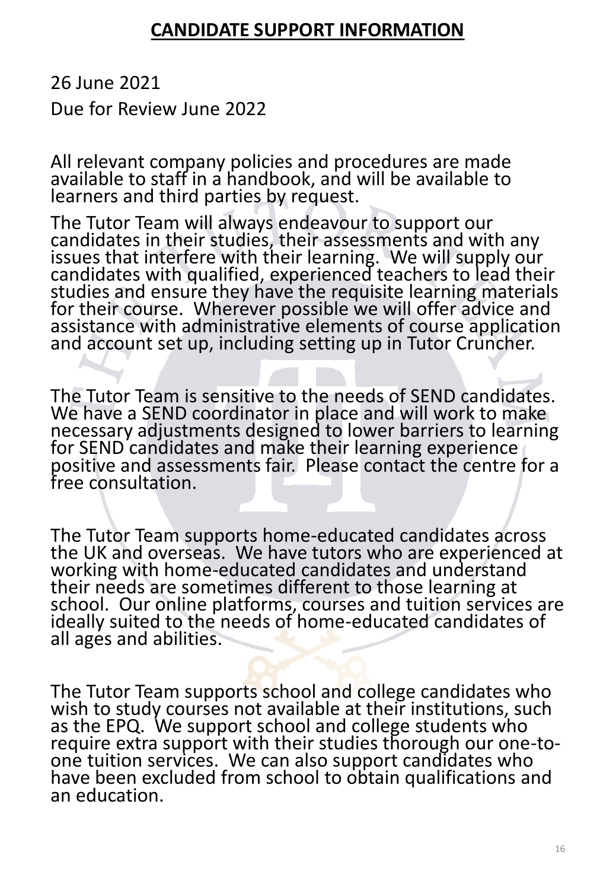# CANDIDATE SUPPORT INFORMATION

26 June 2021

Due for Review June 2022

All relevant company policies and procedures are made available to staff in a handbook, and will be available to learners and third parties by request.

The Tutor Team will always endeavour to support our candidates in their studies, their assessments and with any issues that interfere with their learning. We will supply our candidates with qualified, experienced teachers to lead their studies and ensure they have the requisite learning materials for their course. Wherever possible we will offer advice and assistance with administrative elements of course application and account set up, including setting up in Tutor Cruncher.

The Tutor Team is sensitive to the needs of SEND candidates. We have a SEND coordinator in place and will work to make necessary adjustments designed to lower barriers to learning for SEND candidates and make their learning experience positive and assessments fair. Please contact the centre for a free consultation.

The Tutor Team supports home-educated candidates across the UK and overseas. We have tutors who are experienced at working with home-educated candidates and understand their needs are sometimes different to those learning at school. Our online platforms, courses and tuition services are ideally suited to the needs of home-educated candidates of all ages and abilities.

The Tutor Team supports school and college candidates who wish to study courses not available at their institutions, such as the EPQ. We support school and college students who require extra support with their studies thorough our one-to-one tuition services. We can also support candidates who have been excluded from school to obtain qualifications and an education.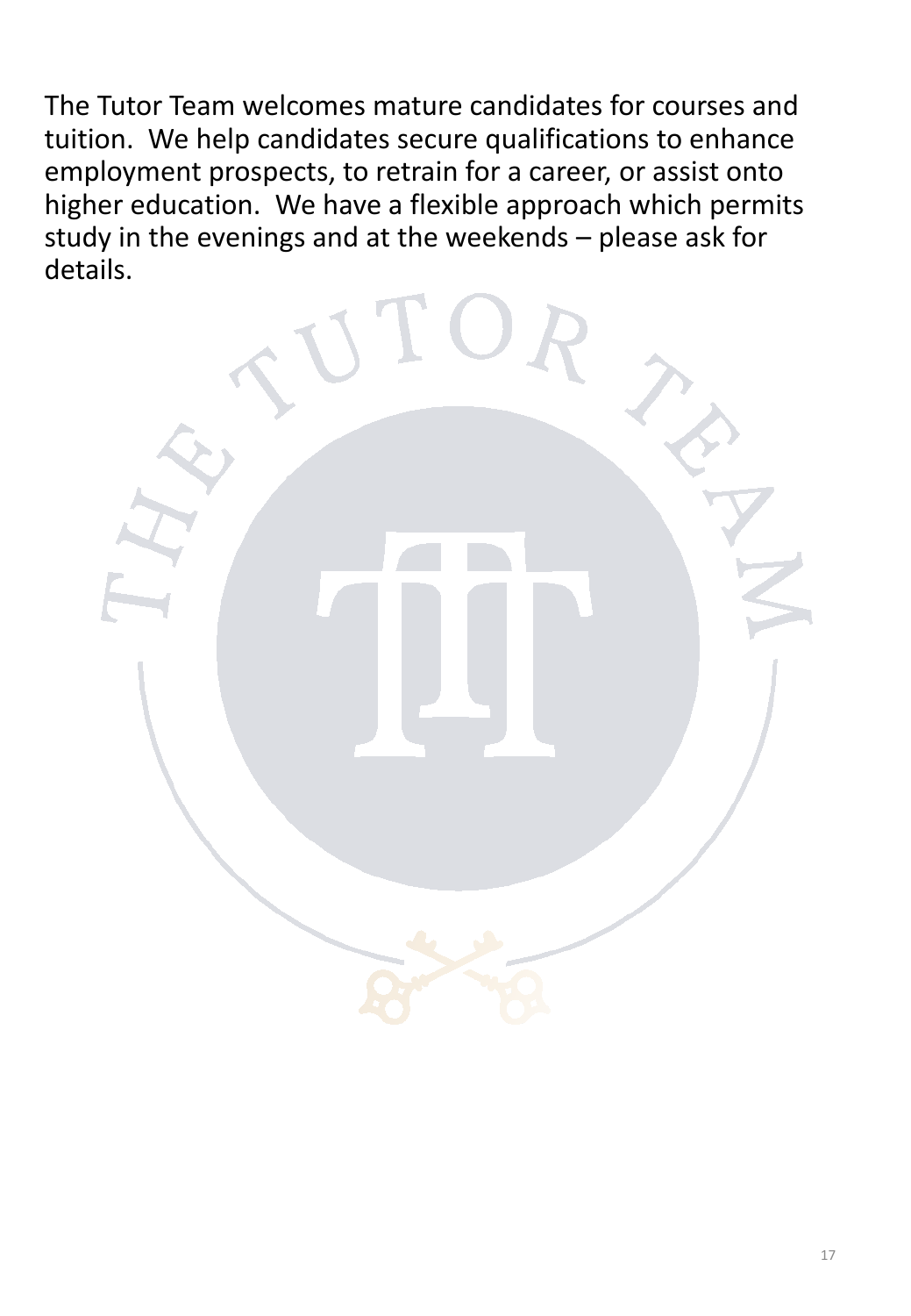The Tutor Team welcomes mature candidates for courses and tuition. We help candidates secure qualifications to enhance employment prospects, to retrain for a career, or assist onto higher education. We have a flexible approach which permits study in the evenings and at the weekends – please ask for details.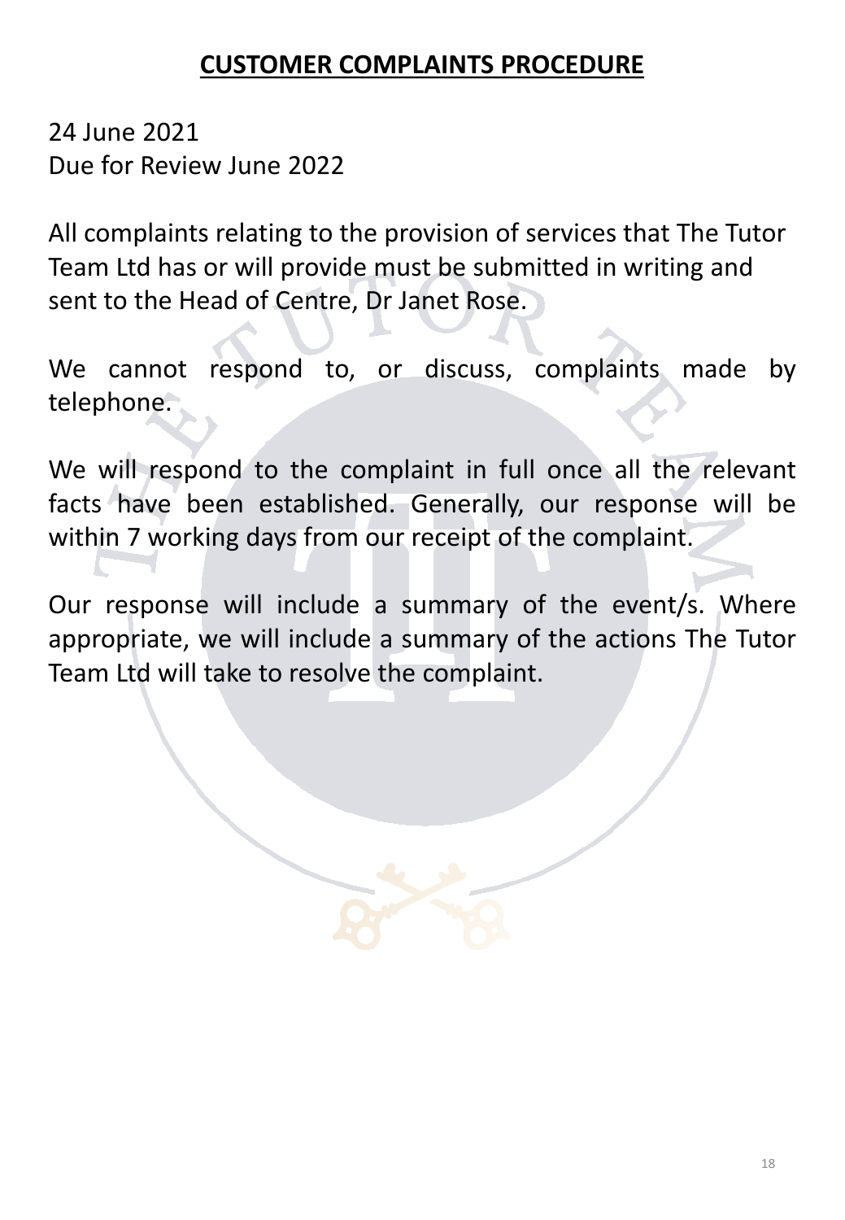# **CUSTOMER COMPLAINTS PROCEDURE**

24 June 2021
Due for Review June 2022

All complaints relating to the provision of services that The Tutor Team Ltd has or will provide must be submitted in writing and sent to the Head of Centre, Dr Janet Rose.

We cannot respond to, or discuss, complaints made by telephone.

We will respond to the complaint in full once all the relevant facts have been established. Generally, our response will be within 7 working days from our receipt of the complaint.

Our response will include a summary of the event/s. Where appropriate, we will include a summary of the actions The Tutor Team Ltd will take to resolve the complaint.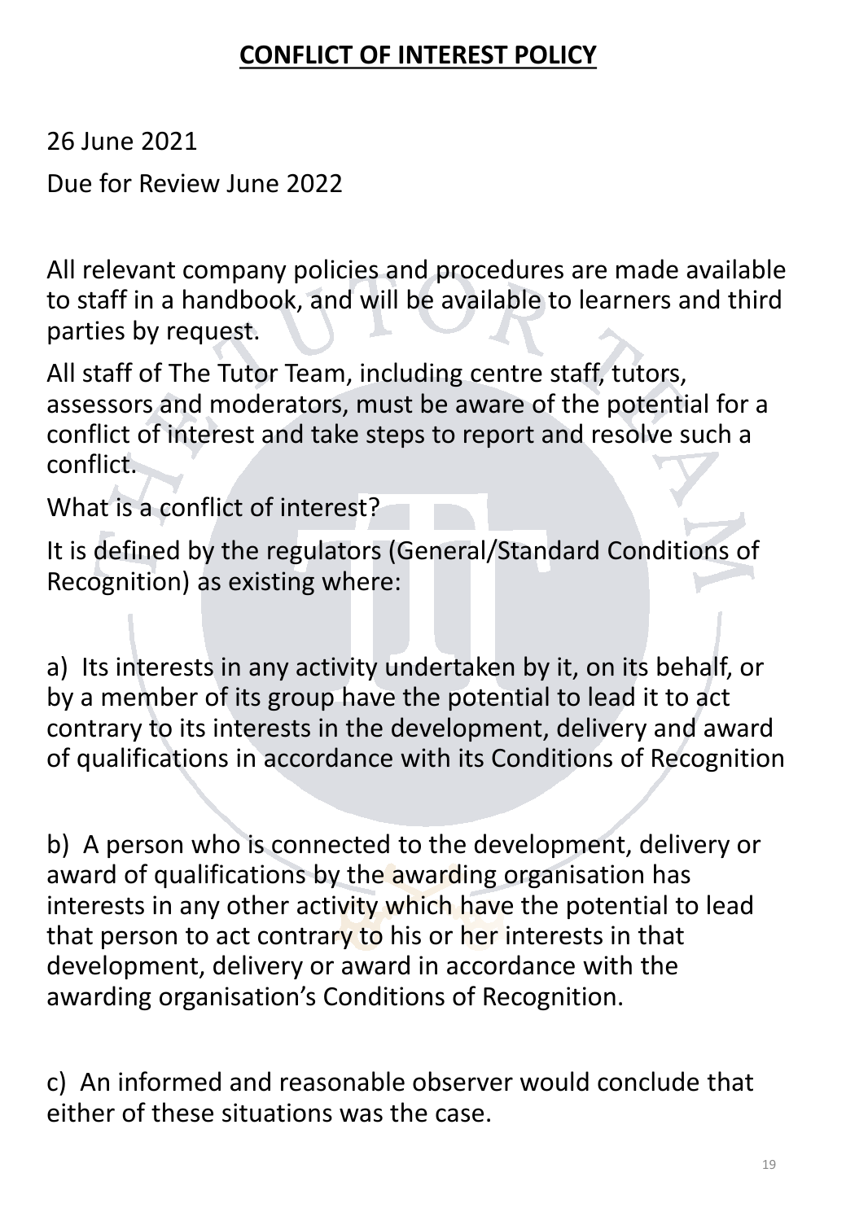# **CONFLICT OF INTEREST POLICY**

26 June 2021

Due for Review June 2022

All relevant company policies and procedures are made available to staff in a handbook, and will be available to learners and third parties by request.

All staff of The Tutor Team, including centre staff, tutors, assessors and moderators, must be aware of the potential for a conflict of interest and take steps to report and resolve such a conflict.

What is a conflict of interest?

It is defined by the regulators (General/Standard Conditions of Recognition) as existing where:

a) Its interests in any activity undertaken by it, on its behalf, or by a member of its group have the potential to lead it to act contrary to its interests in the development, delivery and award of qualifications in accordance with its Conditions of Recognition

b) A person who is connected to the development, delivery or award of qualifications by the awarding organisation has interests in any other activity which have the potential to lead that person to act contrary to his or her interests in that development, delivery or award in accordance with the awarding organisation's Conditions of Recognition.

c) An informed and reasonable observer would conclude that either of these situations was the case.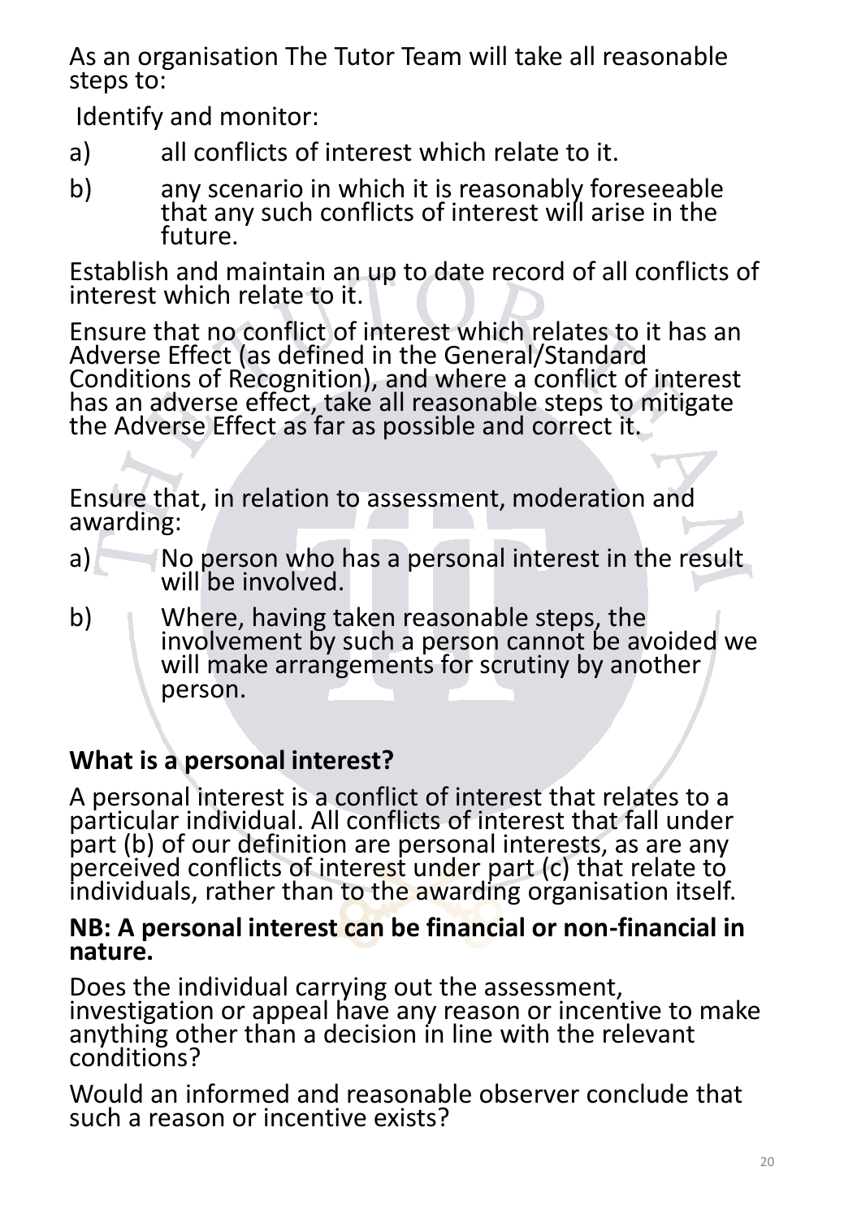As an organisation The Tutor Team will take all reasonable steps to:

Identify and monitor:

a) all conflicts of interest which relate to it.

b) any scenario in which it is reasonably foreseeable that any such conflicts of interest will arise in the future.

Establish and maintain an up to date record of all conflicts of interest which relate to it.

Ensure that no conflict of interest which relates to it has an Adverse Effect (as defined in the General/Standard Conditions of Recognition), and where a conflict of interest has an adverse effect, take all reasonable steps to mitigate the Adverse Effect as far as possible and correct it.

Ensure that, in relation to assessment, moderation and awarding:

a) No person who has a personal interest in the result will be involved.

b) Where, having taken reasonable steps, the involvement by such a person cannot be avoided we will make arrangements for scrutiny by another person.

## What is a personal interest?

A personal interest is a conflict of interest that relates to a particular individual. All conflicts of interest that fall under part (b) of our definition are personal interests, as are any perceived conflicts of interest under part (c) that relate to individuals, rather than to the awarding organisation itself.

**NB: A personal interest can be financial or non-financial in nature.**

Does the individual carrying out the assessment, investigation or appeal have any reason or incentive to make anything other than a decision in line with the relevant conditions?

Would an informed and reasonable observer conclude that such a reason or incentive exists?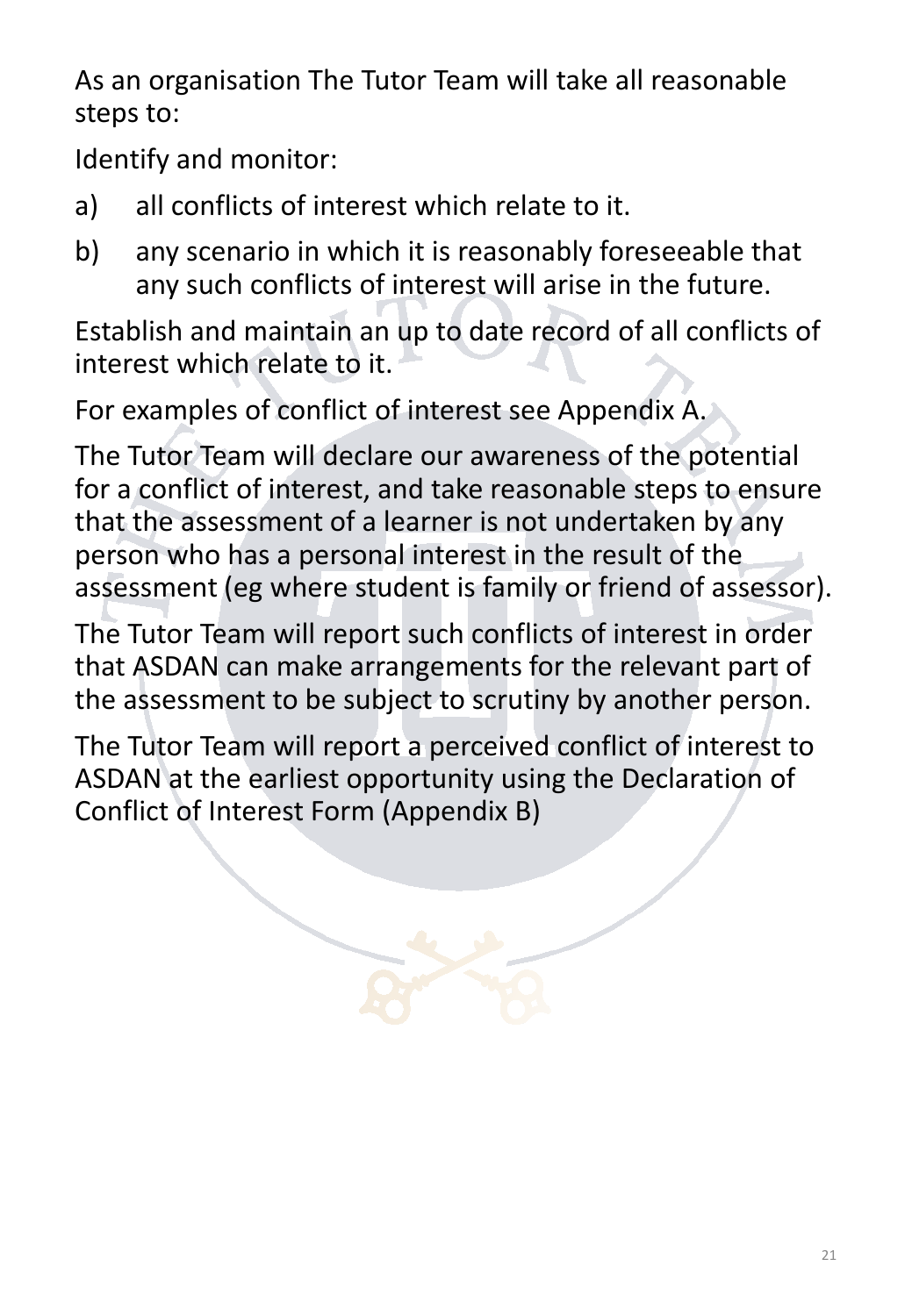As an organisation The Tutor Team will take all reasonable steps to:

Identify and monitor:

a) all conflicts of interest which relate to it.

b) any scenario in which it is reasonably foreseeable that any such conflicts of interest will arise in the future.

Establish and maintain an up to date record of all conflicts of interest which relate to it.

For examples of conflict of interest see Appendix A.

The Tutor Team will declare our awareness of the potential for a conflict of interest, and take reasonable steps to ensure that the assessment of a learner is not undertaken by any person who has a personal interest in the result of the assessment (eg where student is family or friend of assessor).

The Tutor Team will report such conflicts of interest in order that ASDAN can make arrangements for the relevant part of the assessment to be subject to scrutiny by another person.

The Tutor Team will report a perceived conflict of interest to ASDAN at the earliest opportunity using the Declaration of Conflict of Interest Form (Appendix B)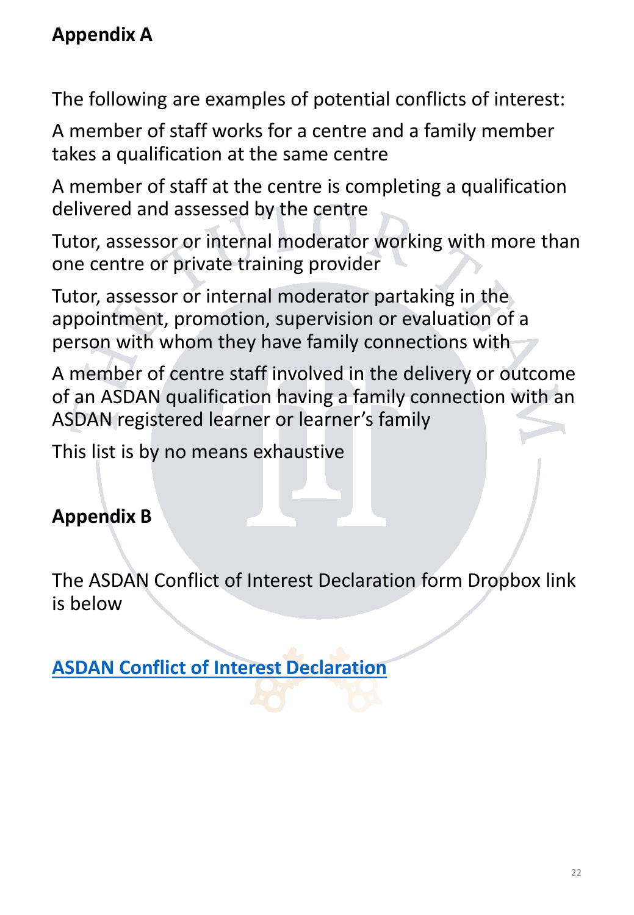## Appendix A

The following are examples of potential conflicts of interest:

A member of staff works for a centre and a family member takes a qualification at the same centre

A member of staff at the centre is completing a qualification delivered and assessed by the centre

Tutor, assessor or internal moderator working with more than one centre or private training provider

Tutor, assessor or internal moderator partaking in the appointment, promotion, supervision or evaluation of a person with whom they have family connections with

A member of centre staff involved in the delivery or outcome of an ASDAN qualification having a family connection with an ASDAN registered learner or learner's family

This list is by no means exhaustive

## Appendix B

The ASDAN Conflict of Interest Declaration form Dropbox link is below

**ASDAN Conflict of Interest Declaration**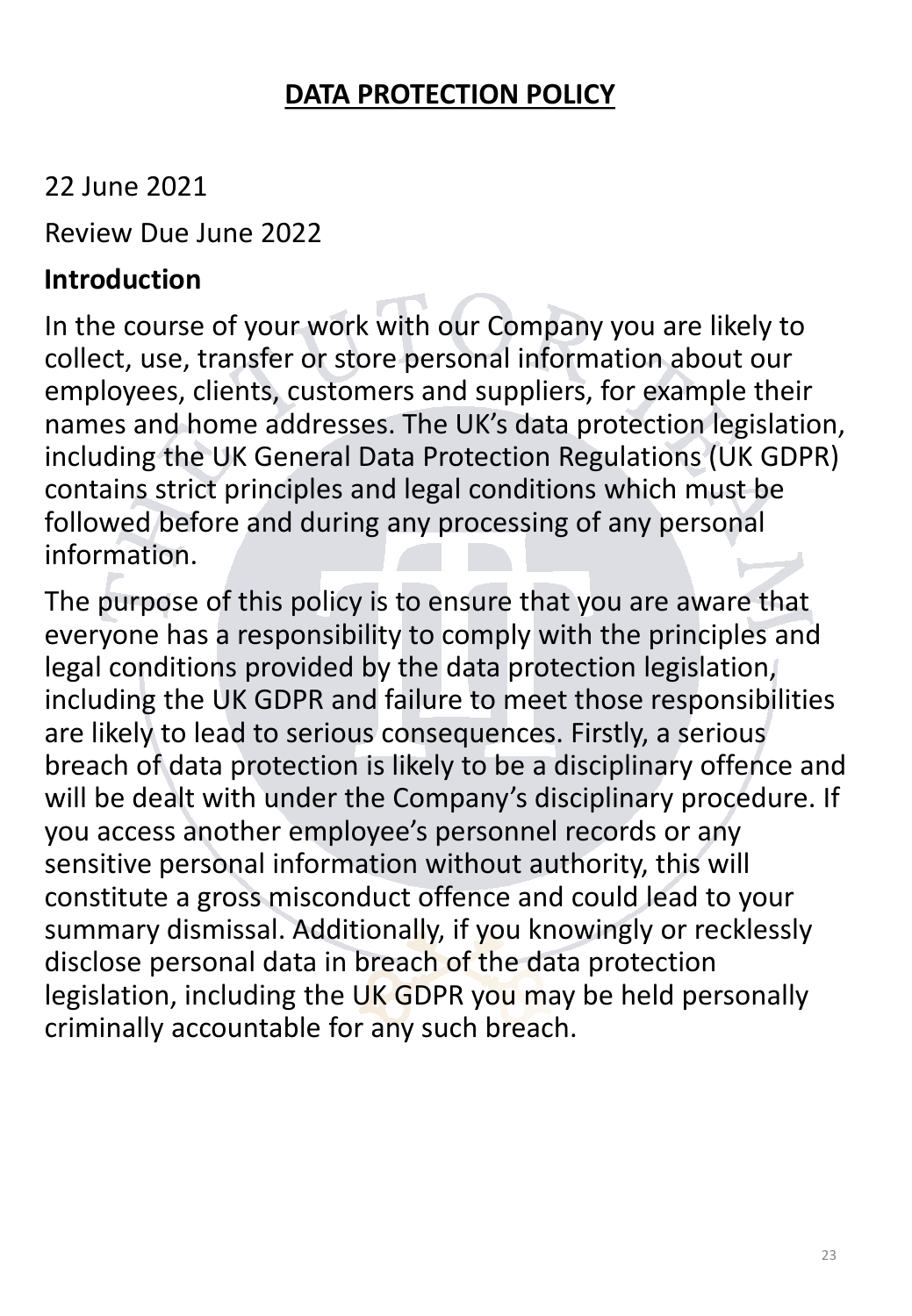# DATA PROTECTION POLICY

22 June 2021

Review Due June 2022

## Introduction

In the course of your work with our Company you are likely to collect, use, transfer or store personal information about our employees, clients, customers and suppliers, for example their names and home addresses. The UK's data protection legislation, including the UK General Data Protection Regulations (UK GDPR) contains strict principles and legal conditions which must be followed before and during any processing of any personal information.

The purpose of this policy is to ensure that you are aware that everyone has a responsibility to comply with the principles and legal conditions provided by the data protection legislation, including the UK GDPR and failure to meet those responsibilities are likely to lead to serious consequences. Firstly, a serious breach of data protection is likely to be a disciplinary offence and will be dealt with under the Company's disciplinary procedure. If you access another employee's personnel records or any sensitive personal information without authority, this will constitute a gross misconduct offence and could lead to your summary dismissal. Additionally, if you knowingly or recklessly disclose personal data in breach of the data protection legislation, including the UK GDPR you may be held personally criminally accountable for any such breach.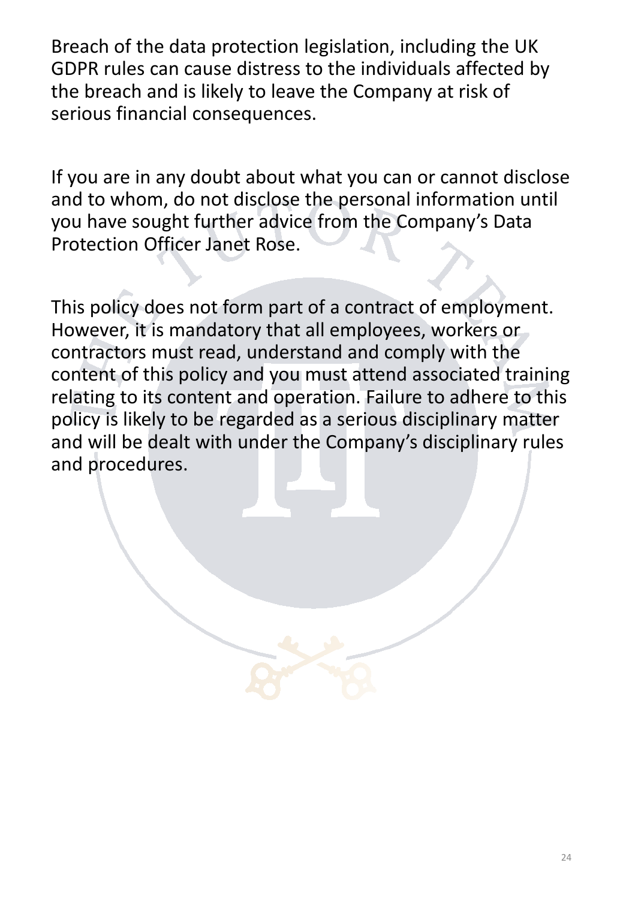Breach of the data protection legislation, including the UK GDPR rules can cause distress to the individuals affected by the breach and is likely to leave the Company at risk of serious financial consequences.

If you are in any doubt about what you can or cannot disclose and to whom, do not disclose the personal information until you have sought further advice from the Company's Data Protection Officer Janet Rose.

This policy does not form part of a contract of employment. However, it is mandatory that all employees, workers or contractors must read, understand and comply with the content of this policy and you must attend associated training relating to its content and operation. Failure to adhere to this policy is likely to be regarded as a serious disciplinary matter and will be dealt with under the Company's disciplinary rules and procedures.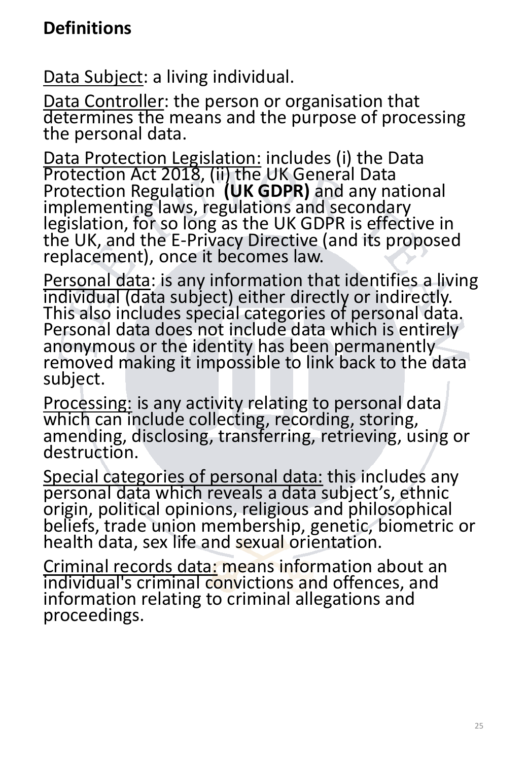## Definitions

Data Subject: a living individual.

Data Controller: the person or organisation that determines the means and the purpose of processing the personal data.

Data Protection Legislation: includes (i) the Data Protection Act 2018, (ii) the UK General Data Protection Regulation **(UK GDPR)** and any national implementing laws, regulations and secondary legislation, for so long as the UK GDPR is effective in the UK, and the E-Privacy Directive (and its proposed replacement), once it becomes law.

Personal data: is any information that identifies a living individual (data subject) either directly or indirectly. This also includes special categories of personal data. Personal data does not include data which is entirely anonymous or the identity has been permanently removed making it impossible to link back to the data subject.

Processing: is any activity relating to personal data which can include collecting, recording, storing, amending, disclosing, transferring, retrieving, using or destruction.

Special categories of personal data: this includes any personal data which reveals a data subject's, ethnic origin, political opinions, religious and philosophical beliefs, trade union membership, genetic, biometric or health data, sex life and sexual orientation.

Criminal records data: means information about an individual's criminal convictions and offences, and information relating to criminal allegations and proceedings.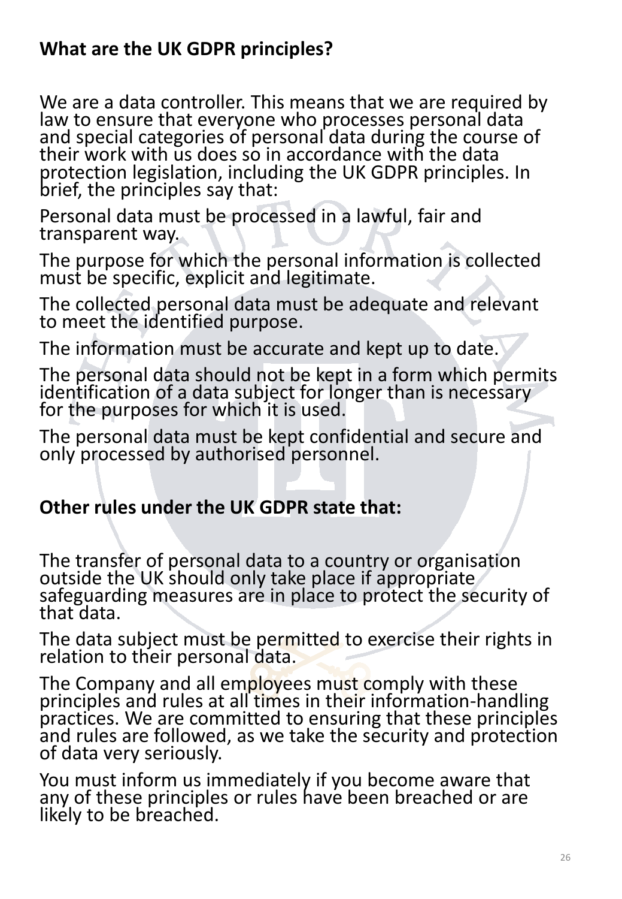## What are the UK GDPR principles?

We are a data controller. This means that we are required by law to ensure that everyone who processes personal data and special categories of personal data during the course of their work with us does so in accordance with the data protection legislation, including the UK GDPR principles. In brief, the principles say that:

Personal data must be processed in a lawful, fair and transparent way.

The purpose for which the personal information is collected must be specific, explicit and legitimate.

The collected personal data must be adequate and relevant to meet the identified purpose.

The information must be accurate and kept up to date.

The personal data should not be kept in a form which permits identification of a data subject for longer than is necessary for the purposes for which it is used.

The personal data must be kept confidential and secure and only processed by authorised personnel.

## Other rules under the UK GDPR state that:

The transfer of personal data to a country or organisation outside the UK should only take place if appropriate safeguarding measures are in place to protect the security of that data.

The data subject must be permitted to exercise their rights in relation to their personal data.

The Company and all employees must comply with these principles and rules at all times in their information-handling practices. We are committed to ensuring that these principles and rules are followed, as we take the security and protection of data very seriously.

You must inform us immediately if you become aware that any of these principles or rules have been breached or are likely to be breached.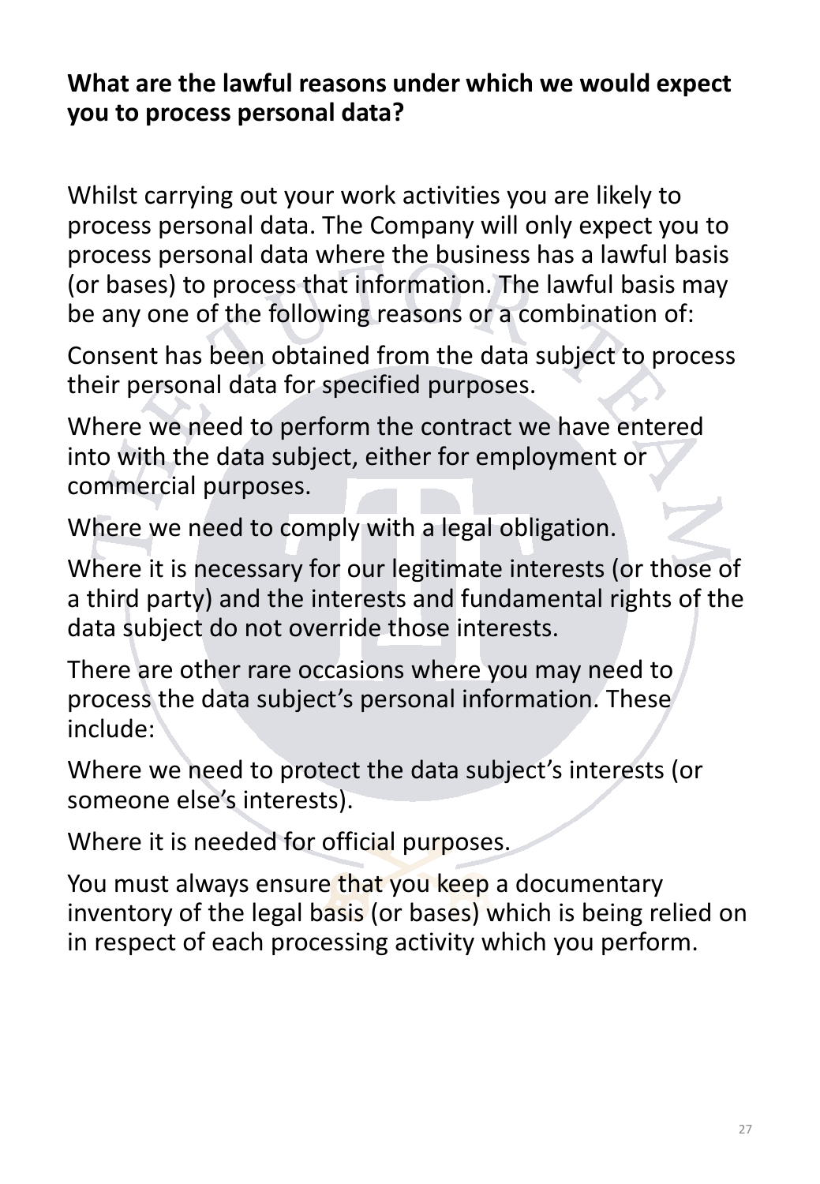**What are the lawful reasons under which we would expect you to process personal data?**

Whilst carrying out your work activities you are likely to process personal data. The Company will only expect you to process personal data where the business has a lawful basis (or bases) to process that information. The lawful basis may be any one of the following reasons or a combination of:

Consent has been obtained from the data subject to process their personal data for specified purposes.

Where we need to perform the contract we have entered into with the data subject, either for employment or commercial purposes.

Where we need to comply with a legal obligation.

Where it is necessary for our legitimate interests (or those of a third party) and the interests and fundamental rights of the data subject do not override those interests.

There are other rare occasions where you may need to process the data subject's personal information. These include:

Where we need to protect the data subject's interests (or someone else's interests).

Where it is needed for official purposes.

You must always ensure that you keep a documentary inventory of the legal basis (or bases) which is being relied on in respect of each processing activity which you perform.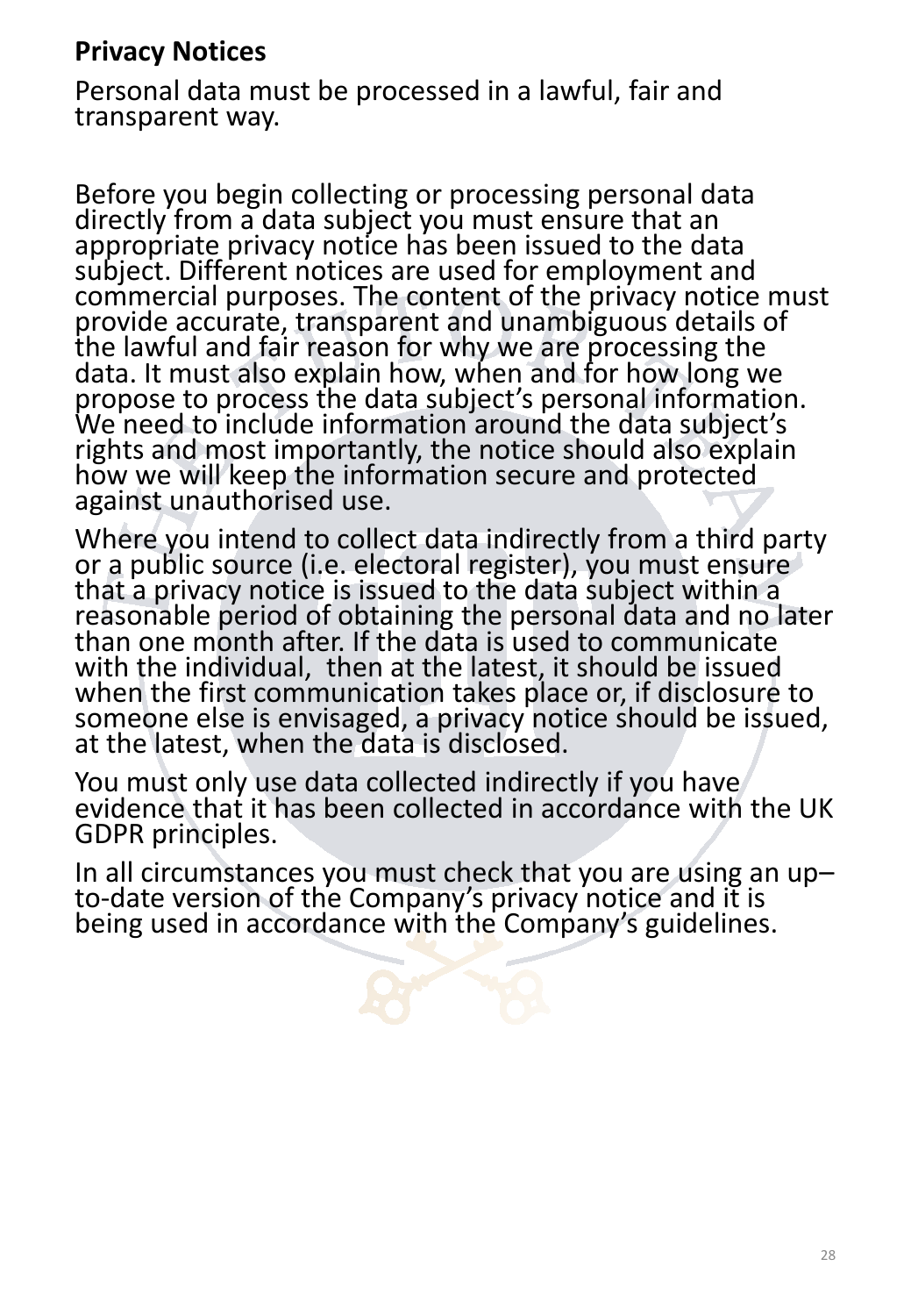## Privacy Notices

Personal data must be processed in a lawful, fair and transparent way.

Before you begin collecting or processing personal data directly from a data subject you must ensure that an appropriate privacy notice has been issued to the data subject. Different notices are used for employment and commercial purposes. The content of the privacy notice must provide accurate, transparent and unambiguous details of the lawful and fair reason for why we are processing the data. It must also explain how, when and for how long we propose to process the data subject's personal information. We need to include information around the data subject's rights and most importantly, the notice should also explain how we will keep the information secure and protected against unauthorised use.

Where you intend to collect data indirectly from a third party or a public source (i.e. electoral register), you must ensure that a privacy notice is issued to the data subject within a reasonable period of obtaining the personal data and no later than one month after. If the data is used to communicate with the individual, then at the latest, it should be issued when the first communication takes place or, if disclosure to someone else is envisaged, a privacy notice should be issued, at the latest, when the data is disclosed.

You must only use data collected indirectly if you have evidence that it has been collected in accordance with the UK GDPR principles.

In all circumstances you must check that you are using an up–to-date version of the Company's privacy notice and it is being used in accordance with the Company's guidelines.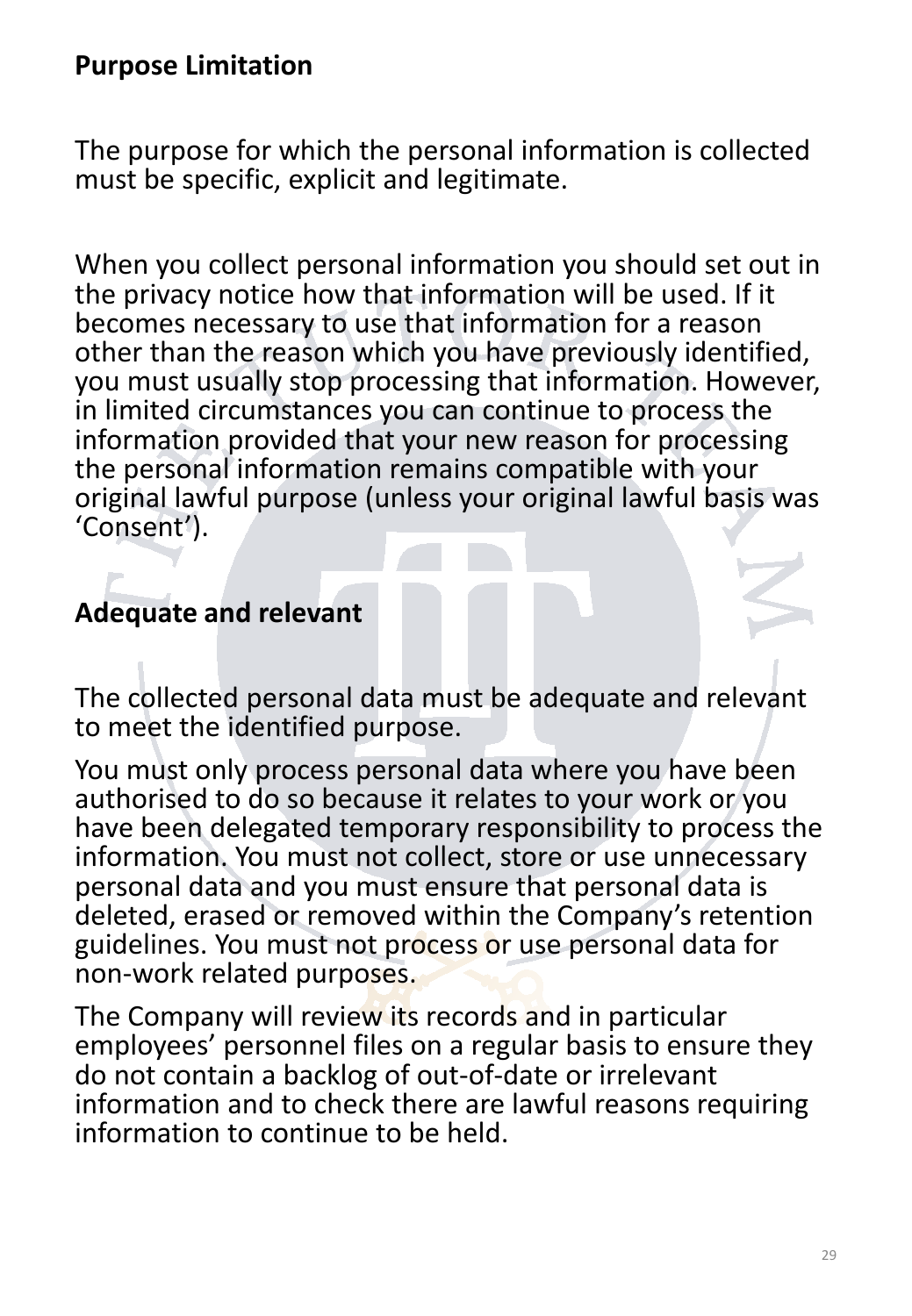**Purpose Limitation**

The purpose for which the personal information is collected must be specific, explicit and legitimate.

When you collect personal information you should set out in the privacy notice how that information will be used. If it becomes necessary to use that information for a reason other than the reason which you have previously identified, you must usually stop processing that information. However, in limited circumstances you can continue to process the information provided that your new reason for processing the personal information remains compatible with your original lawful purpose (unless your original lawful basis was 'Consent').

**Adequate and relevant**

The collected personal data must be adequate and relevant to meet the identified purpose.

You must only process personal data where you have been authorised to do so because it relates to your work or you have been delegated temporary responsibility to process the information. You must not collect, store or use unnecessary personal data and you must ensure that personal data is deleted, erased or removed within the Company's retention guidelines. You must not process or use personal data for non-work related purposes.

The Company will review its records and in particular employees' personnel files on a regular basis to ensure they do not contain a backlog of out-of-date or irrelevant information and to check there are lawful reasons requiring information to continue to be held.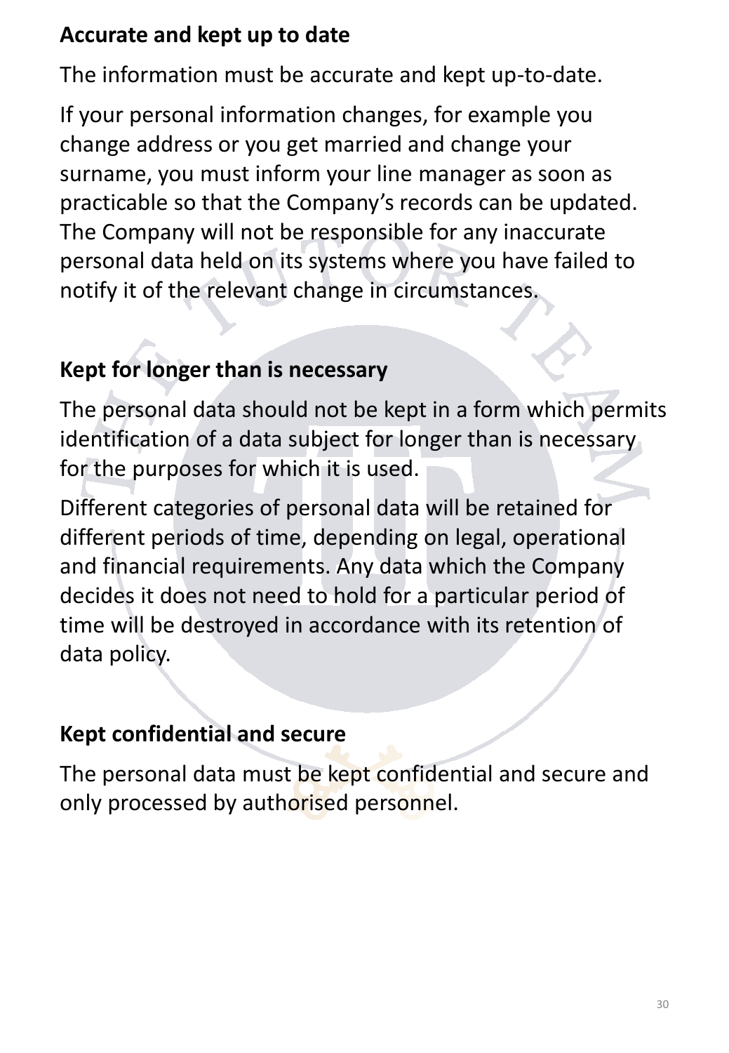### Accurate and kept up to date

The information must be accurate and kept up-to-date.

If your personal information changes, for example you change address or you get married and change your surname, you must inform your line manager as soon as practicable so that the Company's records can be updated. The Company will not be responsible for any inaccurate personal data held on its systems where you have failed to notify it of the relevant change in circumstances.

### Kept for longer than is necessary

The personal data should not be kept in a form which permits identification of a data subject for longer than is necessary for the purposes for which it is used.

Different categories of personal data will be retained for different periods of time, depending on legal, operational and financial requirements. Any data which the Company decides it does not need to hold for a particular period of time will be destroyed in accordance with its retention of data policy.

### Kept confidential and secure

The personal data must be kept confidential and secure and only processed by authorised personnel.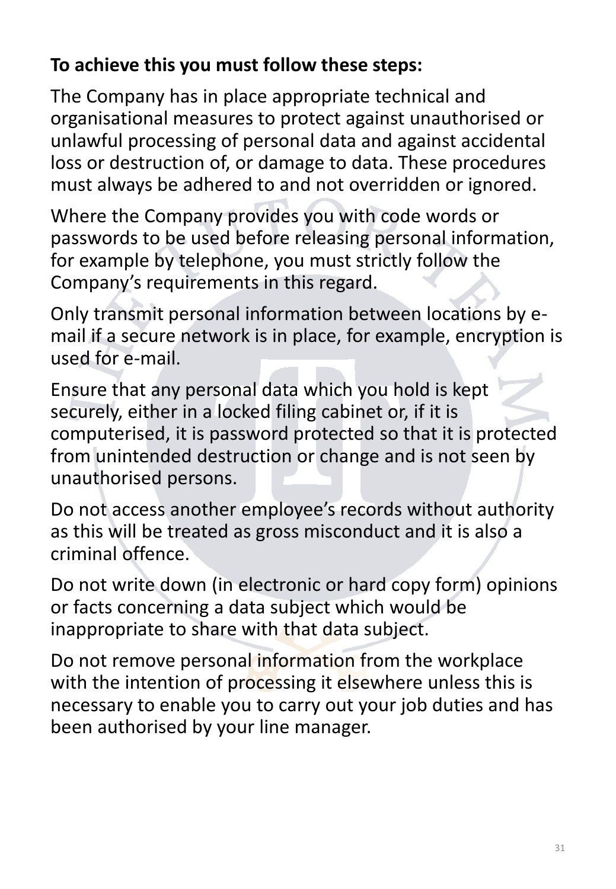**To achieve this you must follow these steps:**

The Company has in place appropriate technical and organisational measures to protect against unauthorised or unlawful processing of personal data and against accidental loss or destruction of, or damage to data. These procedures must always be adhered to and not overridden or ignored.

Where the Company provides you with code words or passwords to be used before releasing personal information, for example by telephone, you must strictly follow the Company's requirements in this regard.

Only transmit personal information between locations by e-mail if a secure network is in place, for example, encryption is used for e-mail.

Ensure that any personal data which you hold is kept securely, either in a locked filing cabinet or, if it is computerised, it is password protected so that it is protected from unintended destruction or change and is not seen by unauthorised persons.

Do not access another employee's records without authority as this will be treated as gross misconduct and it is also a criminal offence.

Do not write down (in electronic or hard copy form) opinions or facts concerning a data subject which would be inappropriate to share with that data subject.

Do not remove personal information from the workplace with the intention of processing it elsewhere unless this is necessary to enable you to carry out your job duties and has been authorised by your line manager.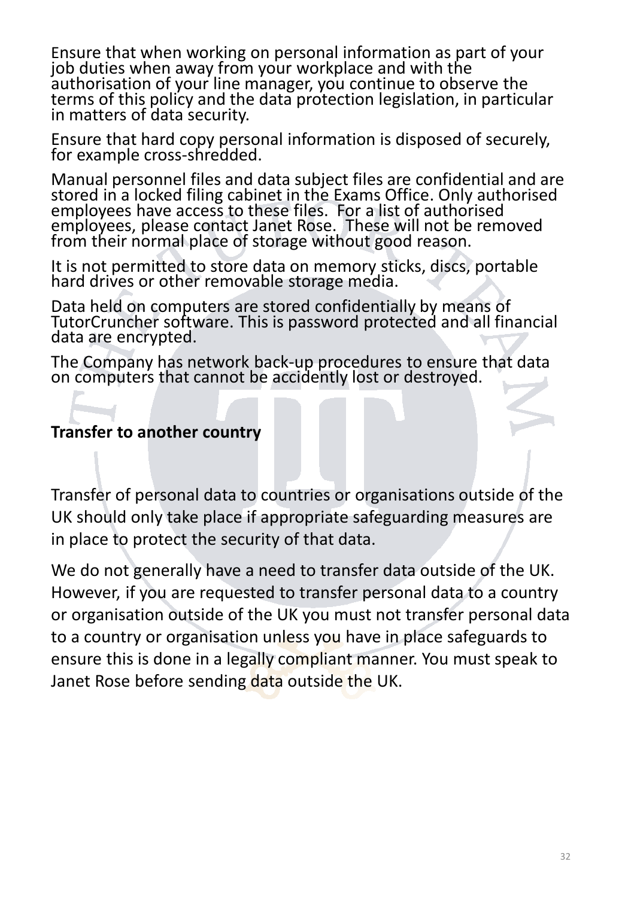Ensure that when working on personal information as part of your job duties when away from your workplace and with the authorisation of your line manager, you continue to observe the terms of this policy and the data protection legislation, in particular in matters of data security.

Ensure that hard copy personal information is disposed of securely, for example cross-shredded.

Manual personnel files and data subject files are confidential and are stored in a locked filing cabinet in the Exams Office. Only authorised employees have access to these files. For a list of authorised employees, please contact Janet Rose. These will not be removed from their normal place of storage without good reason.

It is not permitted to store data on memory sticks, discs, portable hard drives or other removable storage media.

Data held on computers are stored confidentially by means of TutorCruncher software. This is password protected and all financial data are encrypted.

The Company has network back-up procedures to ensure that data on computers that cannot be accidently lost or destroyed.

**Transfer to another country**

Transfer of personal data to countries or organisations outside of the UK should only take place if appropriate safeguarding measures are in place to protect the security of that data.

We do not generally have a need to transfer data outside of the UK. However, if you are requested to transfer personal data to a country or organisation outside of the UK you must not transfer personal data to a country or organisation unless you have in place safeguards to ensure this is done in a legally compliant manner. You must speak to Janet Rose before sending data outside the UK.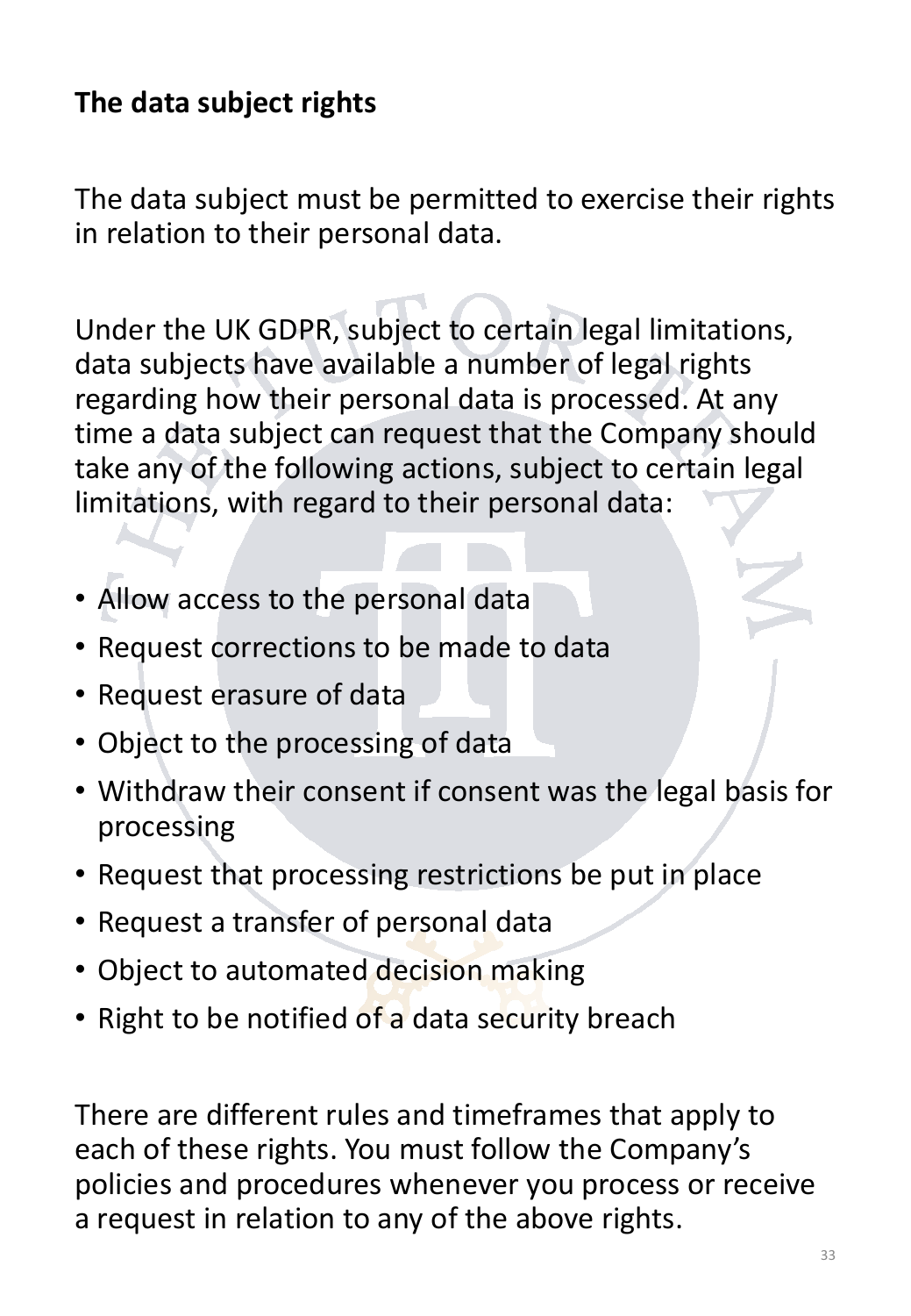## The data subject rights

The data subject must be permitted to exercise their rights in relation to their personal data.

Under the UK GDPR, subject to certain legal limitations, data subjects have available a number of legal rights regarding how their personal data is processed. At any time a data subject can request that the Company should take any of the following actions, subject to certain legal limitations, with regard to their personal data:

- Allow access to the personal data
- Request corrections to be made to data
- Request erasure of data
- Object to the processing of data
- Withdraw their consent if consent was the legal basis for processing
- Request that processing restrictions be put in place
- Request a transfer of personal data
- Object to automated decision making
- Right to be notified of a data security breach

There are different rules and timeframes that apply to each of these rights. You must follow the Company's policies and procedures whenever you process or receive a request in relation to any of the above rights.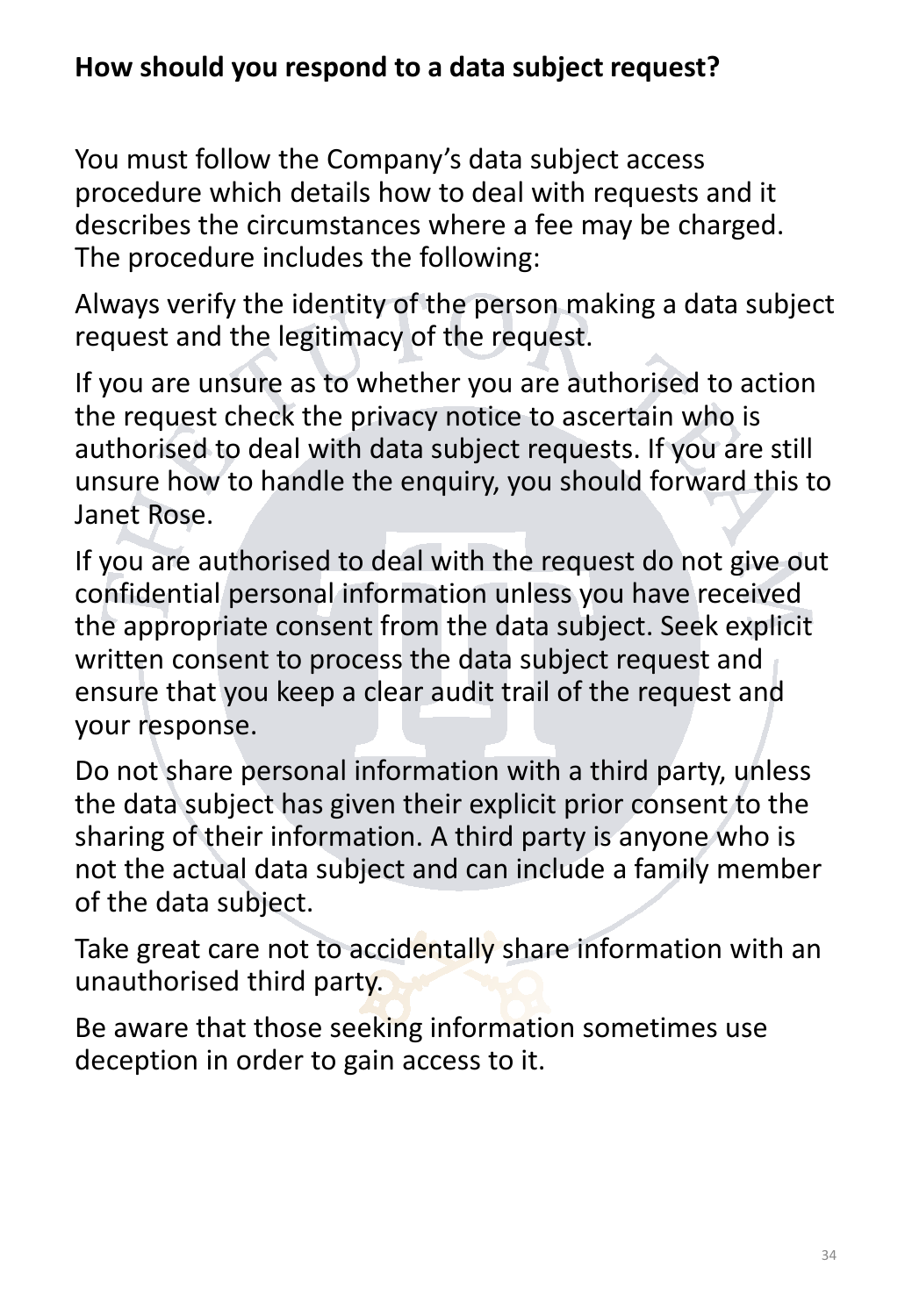## How should you respond to a data subject request?

You must follow the Company's data subject access procedure which details how to deal with requests and it describes the circumstances where a fee may be charged. The procedure includes the following:

Always verify the identity of the person making a data subject request and the legitimacy of the request.

If you are unsure as to whether you are authorised to action the request check the privacy notice to ascertain who is authorised to deal with data subject requests. If you are still unsure how to handle the enquiry, you should forward this to Janet Rose.

If you are authorised to deal with the request do not give out confidential personal information unless you have received the appropriate consent from the data subject. Seek explicit written consent to process the data subject request and ensure that you keep a clear audit trail of the request and your response.

Do not share personal information with a third party, unless the data subject has given their explicit prior consent to the sharing of their information. A third party is anyone who is not the actual data subject and can include a family member of the data subject.

Take great care not to accidentally share information with an unauthorised third party.

Be aware that those seeking information sometimes use deception in order to gain access to it.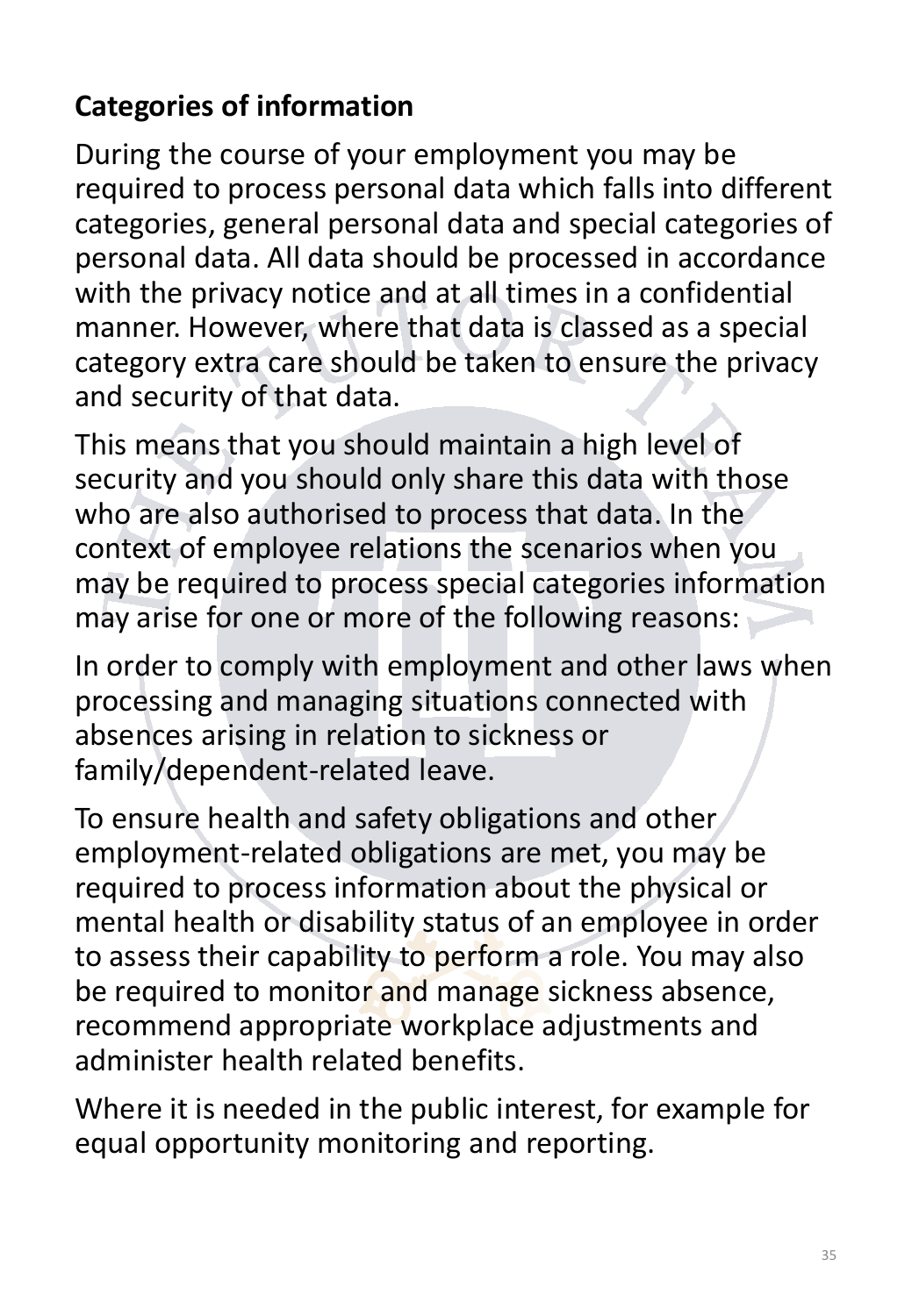## Categories of information

During the course of your employment you may be required to process personal data which falls into different categories, general personal data and special categories of personal data. All data should be processed in accordance with the privacy notice and at all times in a confidential manner. However, where that data is classed as a special category extra care should be taken to ensure the privacy and security of that data.

This means that you should maintain a high level of security and you should only share this data with those who are also authorised to process that data. In the context of employee relations the scenarios when you may be required to process special categories information may arise for one or more of the following reasons:

In order to comply with employment and other laws when processing and managing situations connected with absences arising in relation to sickness or family/dependent-related leave.

To ensure health and safety obligations and other employment-related obligations are met, you may be required to process information about the physical or mental health or disability status of an employee in order to assess their capability to perform a role. You may also be required to monitor and manage sickness absence, recommend appropriate workplace adjustments and administer health related benefits.

Where it is needed in the public interest, for example for equal opportunity monitoring and reporting.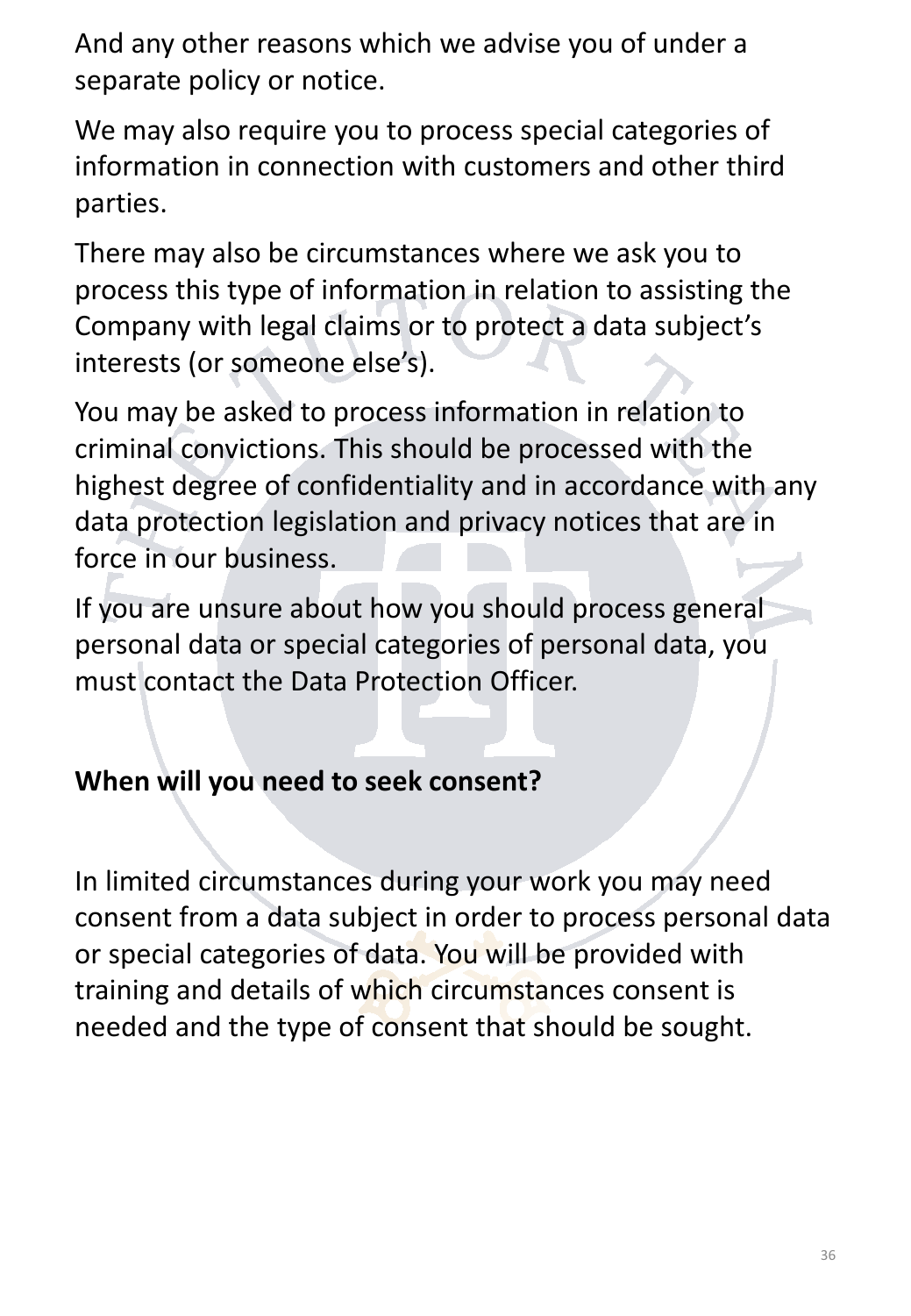And any other reasons which we advise you of under a separate policy or notice.

We may also require you to process special categories of information in connection with customers and other third parties.

There may also be circumstances where we ask you to process this type of information in relation to assisting the Company with legal claims or to protect a data subject's interests (or someone else's).

You may be asked to process information in relation to criminal convictions. This should be processed with the highest degree of confidentiality and in accordance with any data protection legislation and privacy notices that are in force in our business.

If you are unsure about how you should process general personal data or special categories of personal data, you must contact the Data Protection Officer.

**When will you need to seek consent?**

In limited circumstances during your work you may need consent from a data subject in order to process personal data or special categories of data. You will be provided with training and details of which circumstances consent is needed and the type of consent that should be sought.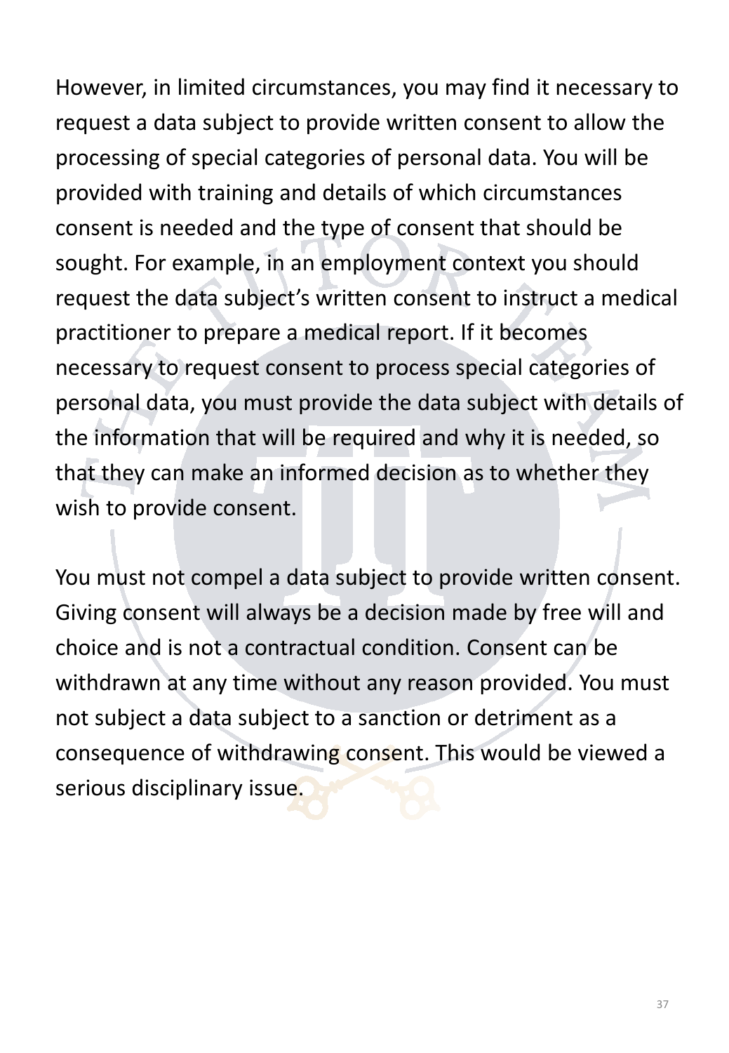However, in limited circumstances, you may find it necessary to request a data subject to provide written consent to allow the processing of special categories of personal data. You will be provided with training and details of which circumstances consent is needed and the type of consent that should be sought. For example, in an employment context you should request the data subject's written consent to instruct a medical practitioner to prepare a medical report. If it becomes necessary to request consent to process special categories of personal data, you must provide the data subject with details of the information that will be required and why it is needed, so that they can make an informed decision as to whether they wish to provide consent.

You must not compel a data subject to provide written consent. Giving consent will always be a decision made by free will and choice and is not a contractual condition. Consent can be withdrawn at any time without any reason provided. You must not subject a data subject to a sanction or detriment as a consequence of withdrawing consent. This would be viewed a serious disciplinary issue.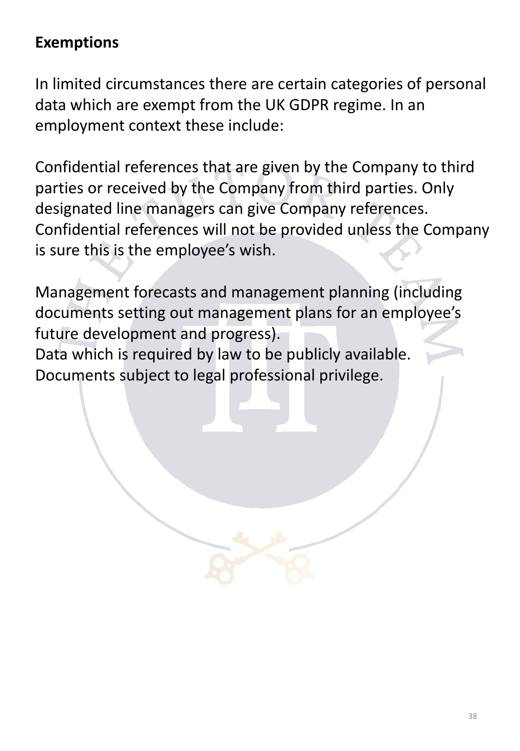## Exemptions

In limited circumstances there are certain categories of personal data which are exempt from the UK GDPR regime. In an employment context these include:

Confidential references that are given by the Company to third parties or received by the Company from third parties. Only designated line managers can give Company references. Confidential references will not be provided unless the Company is sure this is the employee's wish.

Management forecasts and management planning (including documents setting out management plans for an employee's future development and progress).
Data which is required by law to be publicly available.
Documents subject to legal professional privilege.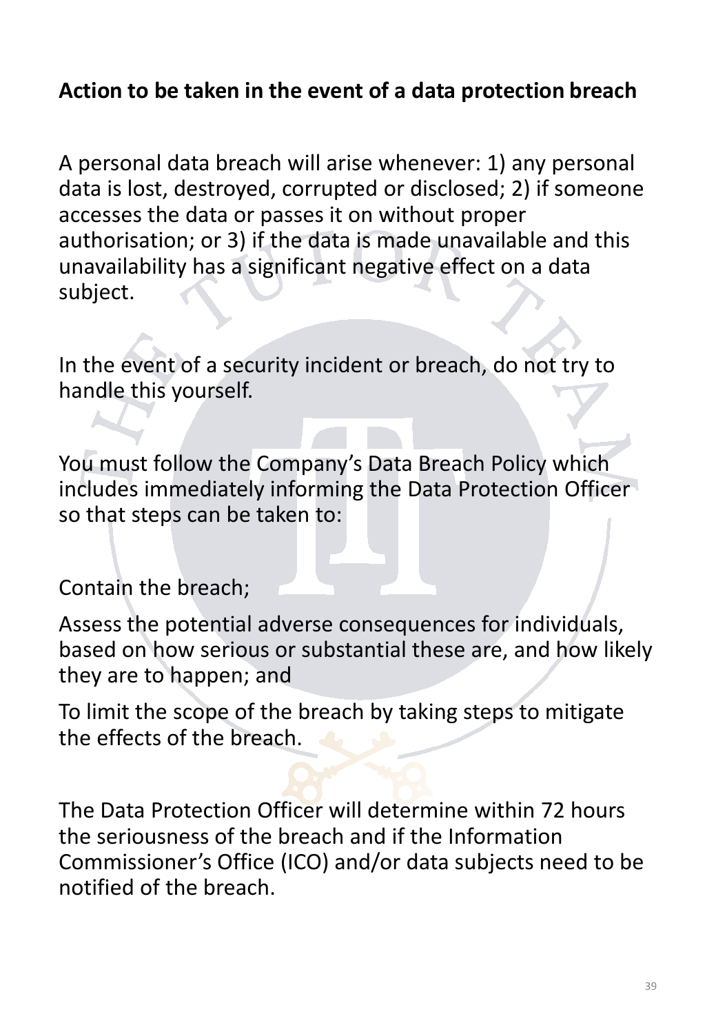## Action to be taken in the event of a data protection breach

A personal data breach will arise whenever: 1) any personal data is lost, destroyed, corrupted or disclosed; 2) if someone accesses the data or passes it on without proper authorisation; or 3) if the data is made unavailable and this unavailability has a significant negative effect on a data subject.

In the event of a security incident or breach, do not try to handle this yourself.

You must follow the Company's Data Breach Policy which includes immediately informing the Data Protection Officer so that steps can be taken to:

Contain the breach;

Assess the potential adverse consequences for individuals, based on how serious or substantial these are, and how likely they are to happen; and

To limit the scope of the breach by taking steps to mitigate the effects of the breach.

The Data Protection Officer will determine within 72 hours the seriousness of the breach and if the Information Commissioner's Office (ICO) and/or data subjects need to be notified of the breach.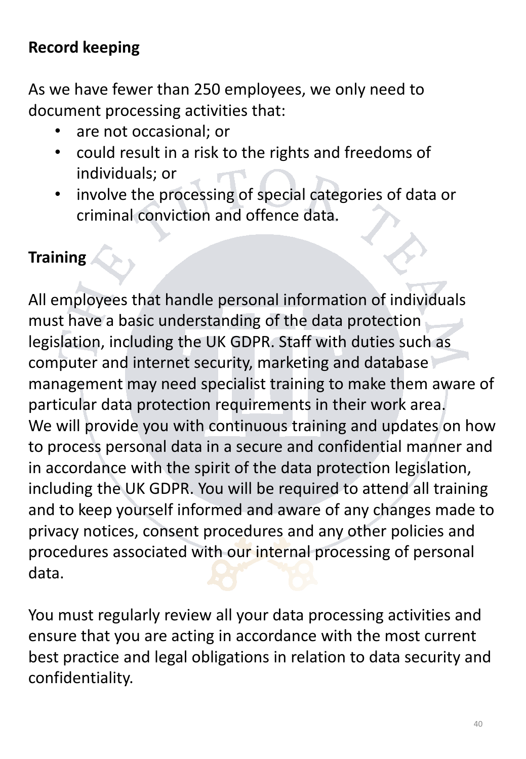**Record keeping**

As we have fewer than 250 employees, we only need to document processing activities that:

- are not occasional; or
- could result in a risk to the rights and freedoms of individuals; or
- involve the processing of special categories of data or criminal conviction and offence data.

**Training**

All employees that handle personal information of individuals must have a basic understanding of the data protection legislation, including the UK GDPR. Staff with duties such as computer and internet security, marketing and database management may need specialist training to make them aware of particular data protection requirements in their work area. We will provide you with continuous training and updates on how to process personal data in a secure and confidential manner and in accordance with the spirit of the data protection legislation, including the UK GDPR. You will be required to attend all training and to keep yourself informed and aware of any changes made to privacy notices, consent procedures and any other policies and procedures associated with our internal processing of personal data.

You must regularly review all your data processing activities and ensure that you are acting in accordance with the most current best practice and legal obligations in relation to data security and confidentiality.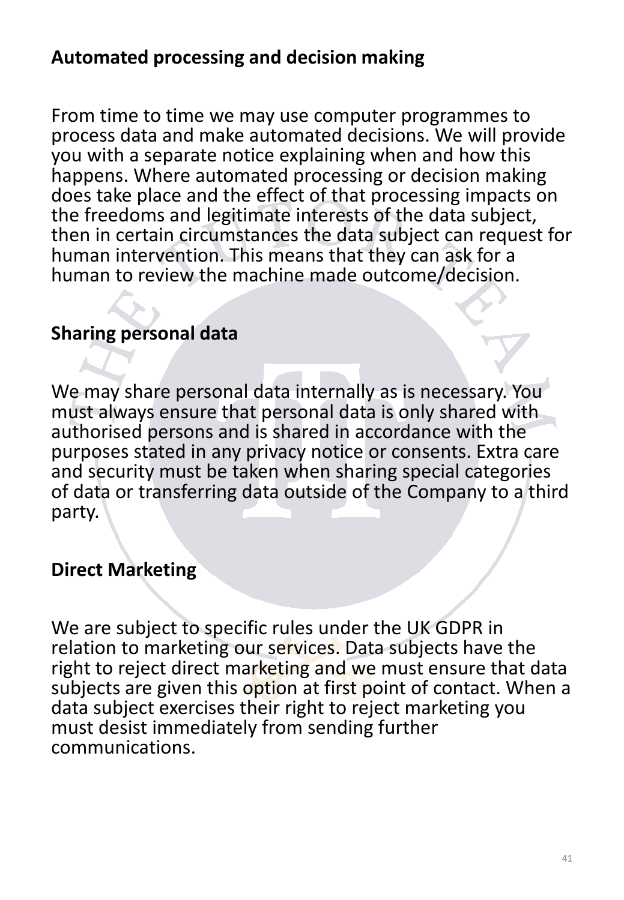## Automated processing and decision making

From time to time we may use computer programmes to process data and make automated decisions. We will provide you with a separate notice explaining when and how this happens. Where automated processing or decision making does take place and the effect of that processing impacts on the freedoms and legitimate interests of the data subject, then in certain circumstances the data subject can request for human intervention. This means that they can ask for a human to review the machine made outcome/decision.

## Sharing personal data

We may share personal data internally as is necessary. You must always ensure that personal data is only shared with authorised persons and is shared in accordance with the purposes stated in any privacy notice or consents. Extra care and security must be taken when sharing special categories of data or transferring data outside of the Company to a third party.

## Direct Marketing

We are subject to specific rules under the UK GDPR in relation to marketing our services. Data subjects have the right to reject direct marketing and we must ensure that data subjects are given this option at first point of contact. When a data subject exercises their right to reject marketing you must desist immediately from sending further communications.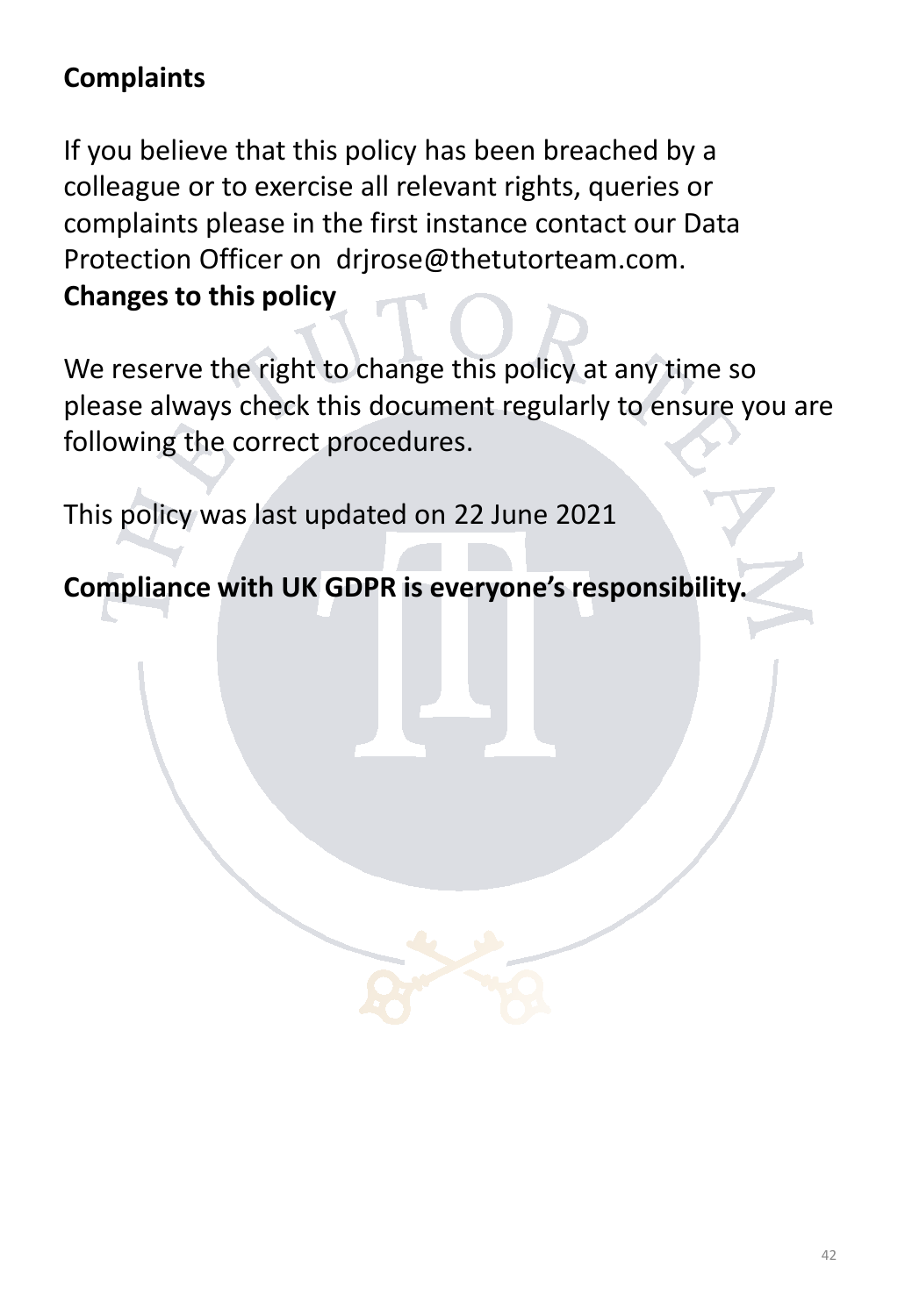## Complaints

If you believe that this policy has been breached by a colleague or to exercise all relevant rights, queries or complaints please in the first instance contact our Data Protection Officer on drjrose@thetutorteam.com.

## Changes to this policy

We reserve the right to change this policy at any time so please always check this document regularly to ensure you are following the correct procedures.

This policy was last updated on 22 June 2021

**Compliance with UK GDPR is everyone's responsibility.**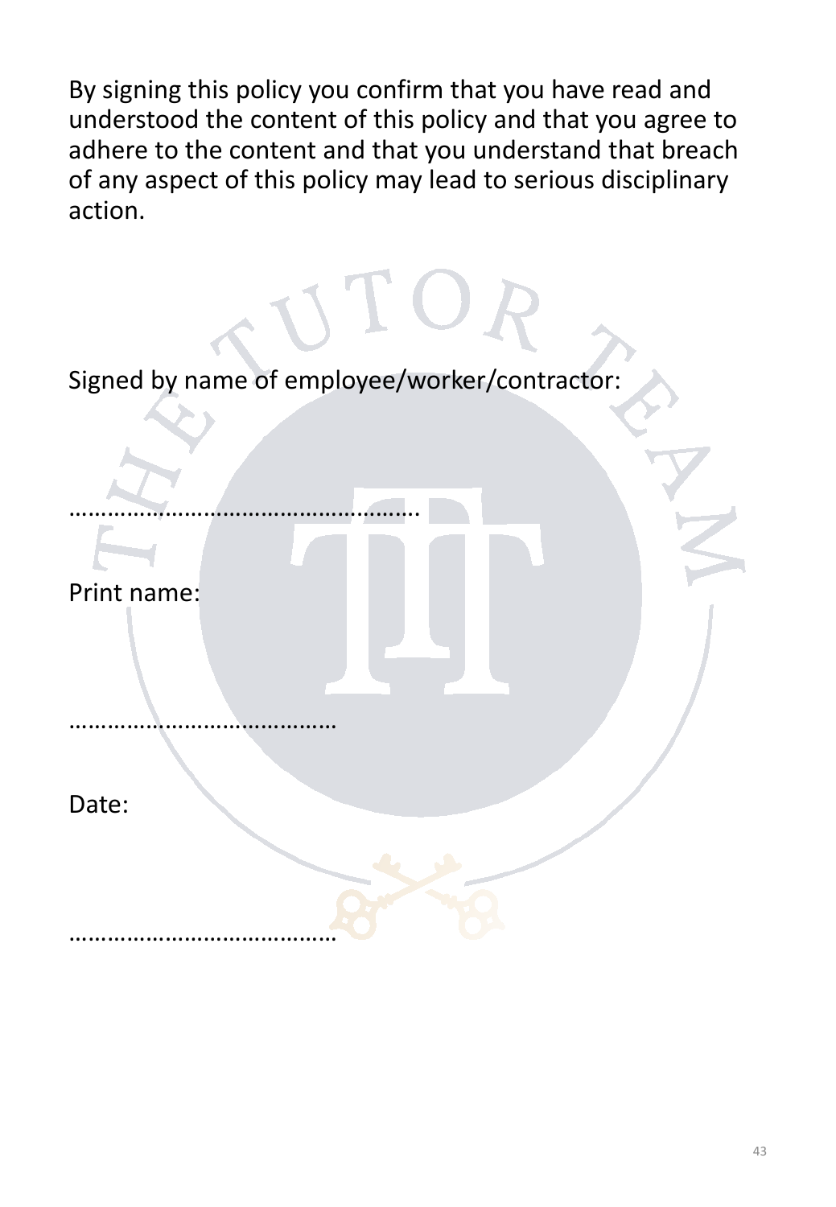By signing this policy you confirm that you have read and understood the content of this policy and that you agree to adhere to the content and that you understand that breach of any aspect of this policy may lead to serious disciplinary action.

Signed by name of employee/worker/contractor:

……………………………………………….

Print name:

…………………………………

Date:

…………………………………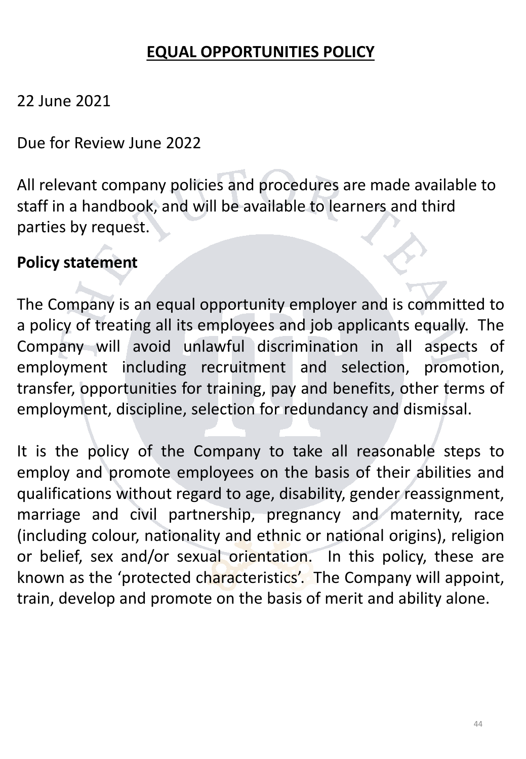# EQUAL OPPORTUNITIES POLICY

22 June 2021

Due for Review June 2022

All relevant company policies and procedures are made available to staff in a handbook, and will be available to learners and third parties by request.

**Policy statement**

The Company is an equal opportunity employer and is committed to a policy of treating all its employees and job applicants equally. The Company will avoid unlawful discrimination in all aspects of employment including recruitment and selection, promotion, transfer, opportunities for training, pay and benefits, other terms of employment, discipline, selection for redundancy and dismissal.

It is the policy of the Company to take all reasonable steps to employ and promote employees on the basis of their abilities and qualifications without regard to age, disability, gender reassignment, marriage and civil partnership, pregnancy and maternity, race (including colour, nationality and ethnic or national origins), religion or belief, sex and/or sexual orientation. In this policy, these are known as the 'protected characteristics'. The Company will appoint, train, develop and promote on the basis of merit and ability alone.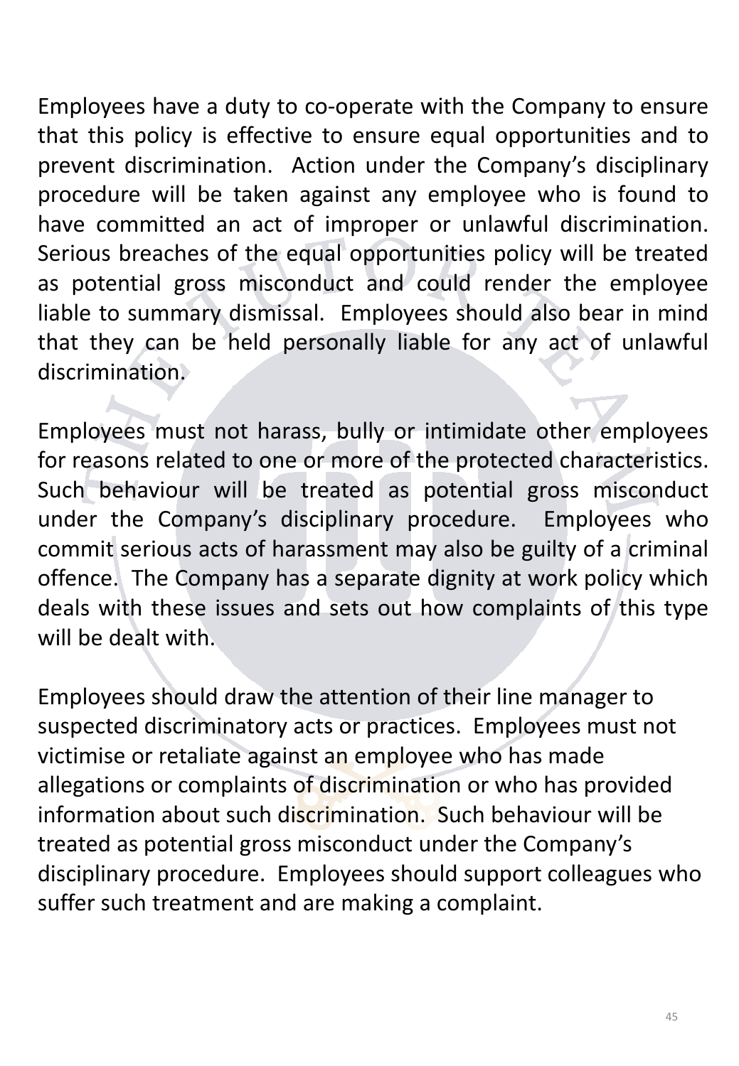Employees have a duty to co-operate with the Company to ensure that this policy is effective to ensure equal opportunities and to prevent discrimination. Action under the Company's disciplinary procedure will be taken against any employee who is found to have committed an act of improper or unlawful discrimination. Serious breaches of the equal opportunities policy will be treated as potential gross misconduct and could render the employee liable to summary dismissal. Employees should also bear in mind that they can be held personally liable for any act of unlawful discrimination.

Employees must not harass, bully or intimidate other employees for reasons related to one or more of the protected characteristics. Such behaviour will be treated as potential gross misconduct under the Company's disciplinary procedure. Employees who commit serious acts of harassment may also be guilty of a criminal offence. The Company has a separate dignity at work policy which deals with these issues and sets out how complaints of this type will be dealt with.

Employees should draw the attention of their line manager to suspected discriminatory acts or practices. Employees must not victimise or retaliate against an employee who has made allegations or complaints of discrimination or who has provided information about such discrimination. Such behaviour will be treated as potential gross misconduct under the Company's disciplinary procedure. Employees should support colleagues who suffer such treatment and are making a complaint.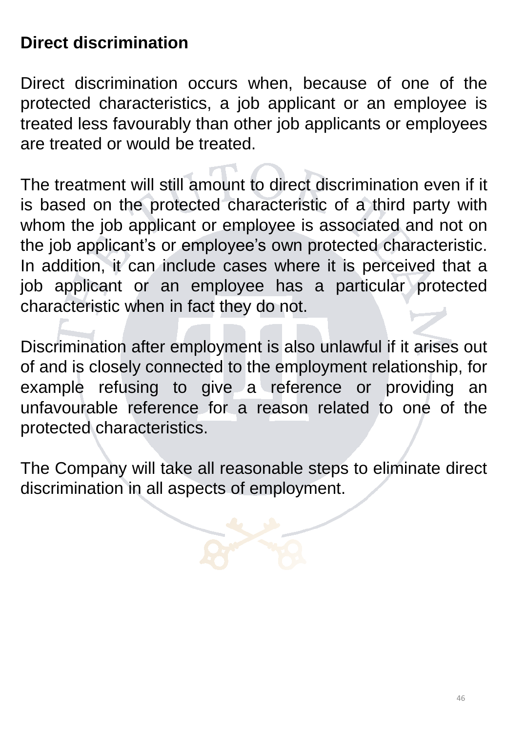**Direct discrimination**

Direct discrimination occurs when, because of one of the protected characteristics, a job applicant or an employee is treated less favourably than other job applicants or employees are treated or would be treated.

The treatment will still amount to direct discrimination even if it is based on the protected characteristic of a third party with whom the job applicant or employee is associated and not on the job applicant's or employee's own protected characteristic. In addition, it can include cases where it is perceived that a job applicant or an employee has a particular protected characteristic when in fact they do not.

Discrimination after employment is also unlawful if it arises out of and is closely connected to the employment relationship, for example refusing to give a reference or providing an unfavourable reference for a reason related to one of the protected characteristics.

The Company will take all reasonable steps to eliminate direct discrimination in all aspects of employment.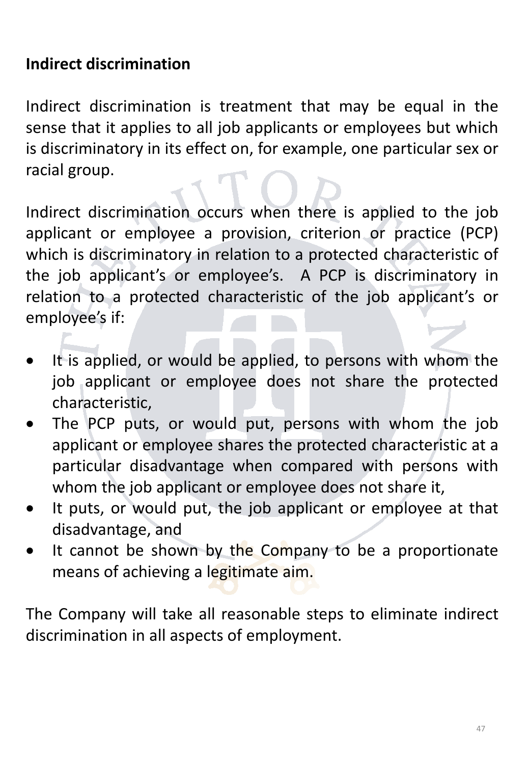## Indirect discrimination

Indirect discrimination is treatment that may be equal in the sense that it applies to all job applicants or employees but which is discriminatory in its effect on, for example, one particular sex or racial group.

Indirect discrimination occurs when there is applied to the job applicant or employee a provision, criterion or practice (PCP) which is discriminatory in relation to a protected characteristic of the job applicant's or employee's. A PCP is discriminatory in relation to a protected characteristic of the job applicant's or employee's if:

- It is applied, or would be applied, to persons with whom the job applicant or employee does not share the protected characteristic,
- The PCP puts, or would put, persons with whom the job applicant or employee shares the protected characteristic at a particular disadvantage when compared with persons with whom the job applicant or employee does not share it,
- It puts, or would put, the job applicant or employee at that disadvantage, and
- It cannot be shown by the Company to be a proportionate means of achieving a legitimate aim.

The Company will take all reasonable steps to eliminate indirect discrimination in all aspects of employment.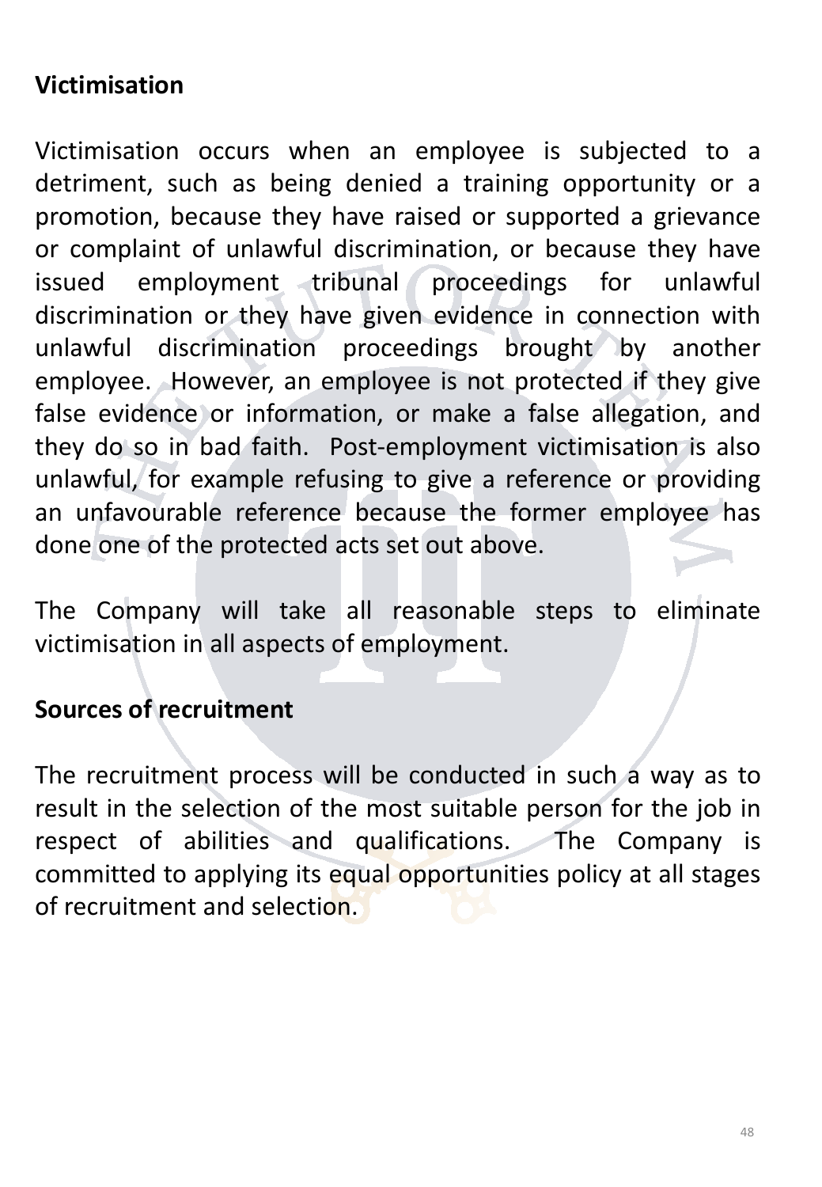**Victimisation**

Victimisation occurs when an employee is subjected to a detriment, such as being denied a training opportunity or a promotion, because they have raised or supported a grievance or complaint of unlawful discrimination, or because they have issued employment tribunal proceedings for unlawful discrimination or they have given evidence in connection with unlawful discrimination proceedings brought by another employee. However, an employee is not protected if they give false evidence or information, or make a false allegation, and they do so in bad faith. Post-employment victimisation is also unlawful, for example refusing to give a reference or providing an unfavourable reference because the former employee has done one of the protected acts set out above.

The Company will take all reasonable steps to eliminate victimisation in all aspects of employment.

**Sources of recruitment**

The recruitment process will be conducted in such a way as to result in the selection of the most suitable person for the job in respect of abilities and qualifications. The Company is committed to applying its equal opportunities policy at all stages of recruitment and selection.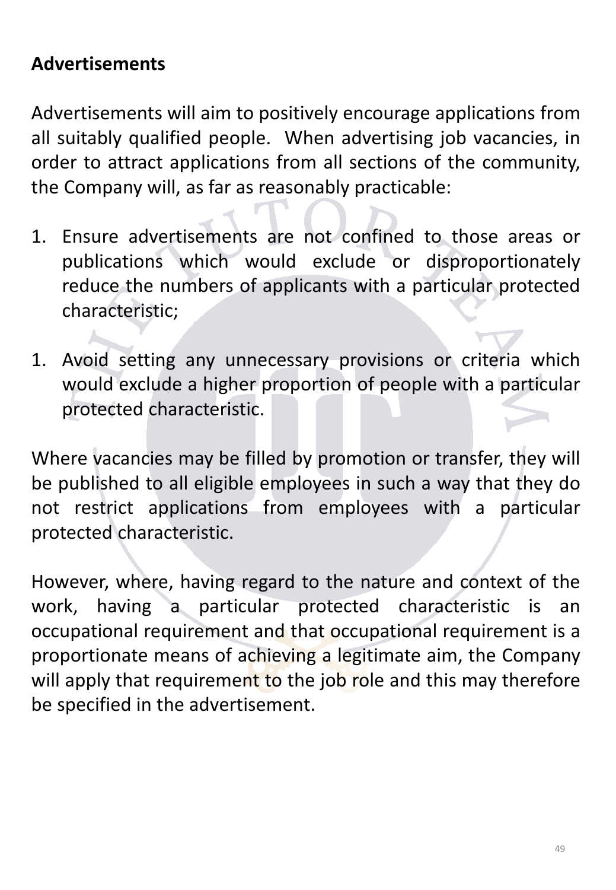## Advertisements

Advertisements will aim to positively encourage applications from all suitably qualified people. When advertising job vacancies, in order to attract applications from all sections of the community, the Company will, as far as reasonably practicable:

1. Ensure advertisements are not confined to those areas or publications which would exclude or disproportionately reduce the numbers of applicants with a particular protected characteristic;

1. Avoid setting any unnecessary provisions or criteria which would exclude a higher proportion of people with a particular protected characteristic.

Where vacancies may be filled by promotion or transfer, they will be published to all eligible employees in such a way that they do not restrict applications from employees with a particular protected characteristic.

However, where, having regard to the nature and context of the work, having a particular protected characteristic is an occupational requirement and that occupational requirement is a proportionate means of achieving a legitimate aim, the Company will apply that requirement to the job role and this may therefore be specified in the advertisement.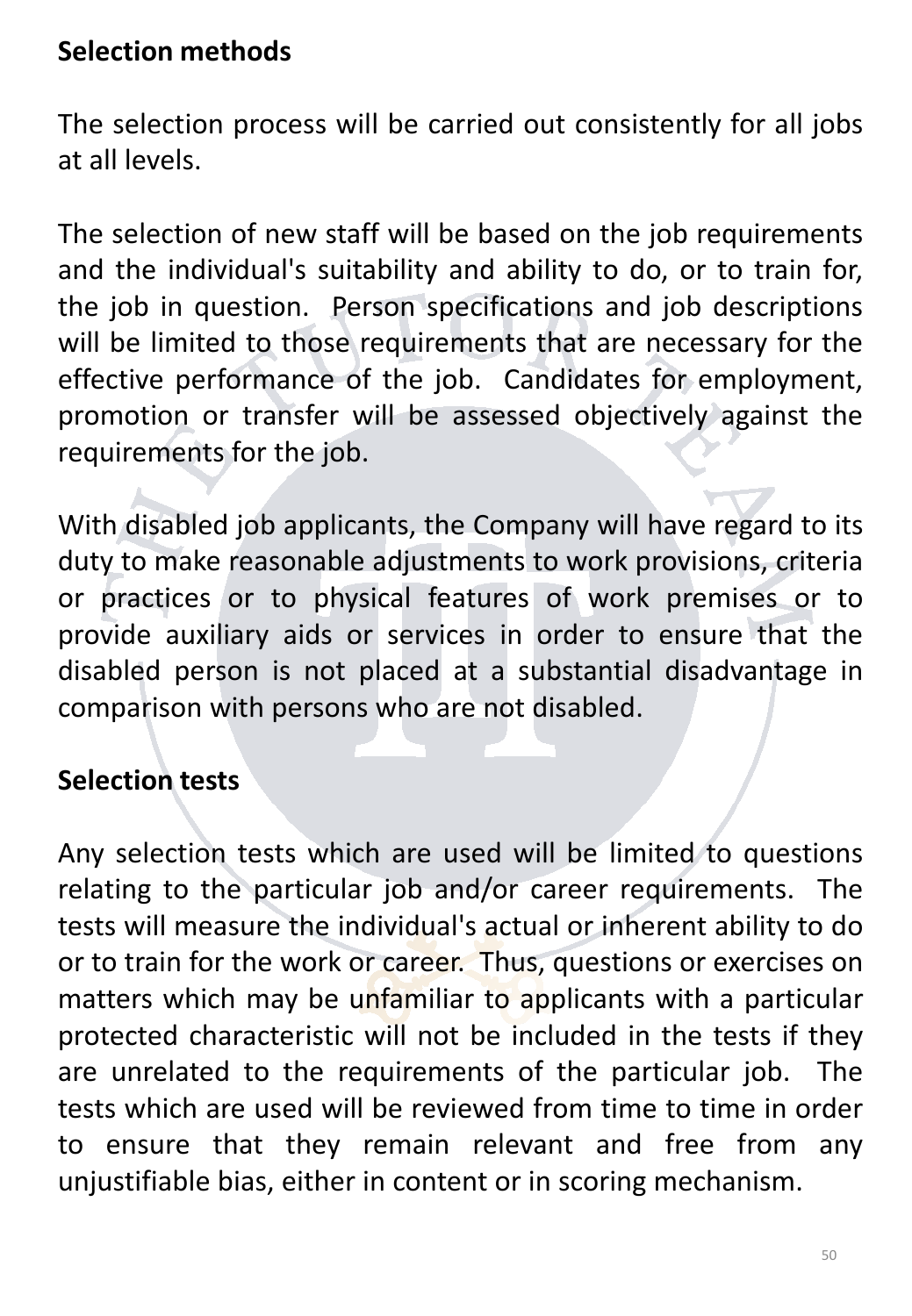**Selection methods**

The selection process will be carried out consistently for all jobs at all levels.

The selection of new staff will be based on the job requirements and the individual's suitability and ability to do, or to train for, the job in question. Person specifications and job descriptions will be limited to those requirements that are necessary for the effective performance of the job. Candidates for employment, promotion or transfer will be assessed objectively against the requirements for the job.

With disabled job applicants, the Company will have regard to its duty to make reasonable adjustments to work provisions, criteria or practices or to physical features of work premises or to provide auxiliary aids or services in order to ensure that the disabled person is not placed at a substantial disadvantage in comparison with persons who are not disabled.

**Selection tests**

Any selection tests which are used will be limited to questions relating to the particular job and/or career requirements. The tests will measure the individual's actual or inherent ability to do or to train for the work or career. Thus, questions or exercises on matters which may be unfamiliar to applicants with a particular protected characteristic will not be included in the tests if they are unrelated to the requirements of the particular job. The tests which are used will be reviewed from time to time in order to ensure that they remain relevant and free from any unjustifiable bias, either in content or in scoring mechanism.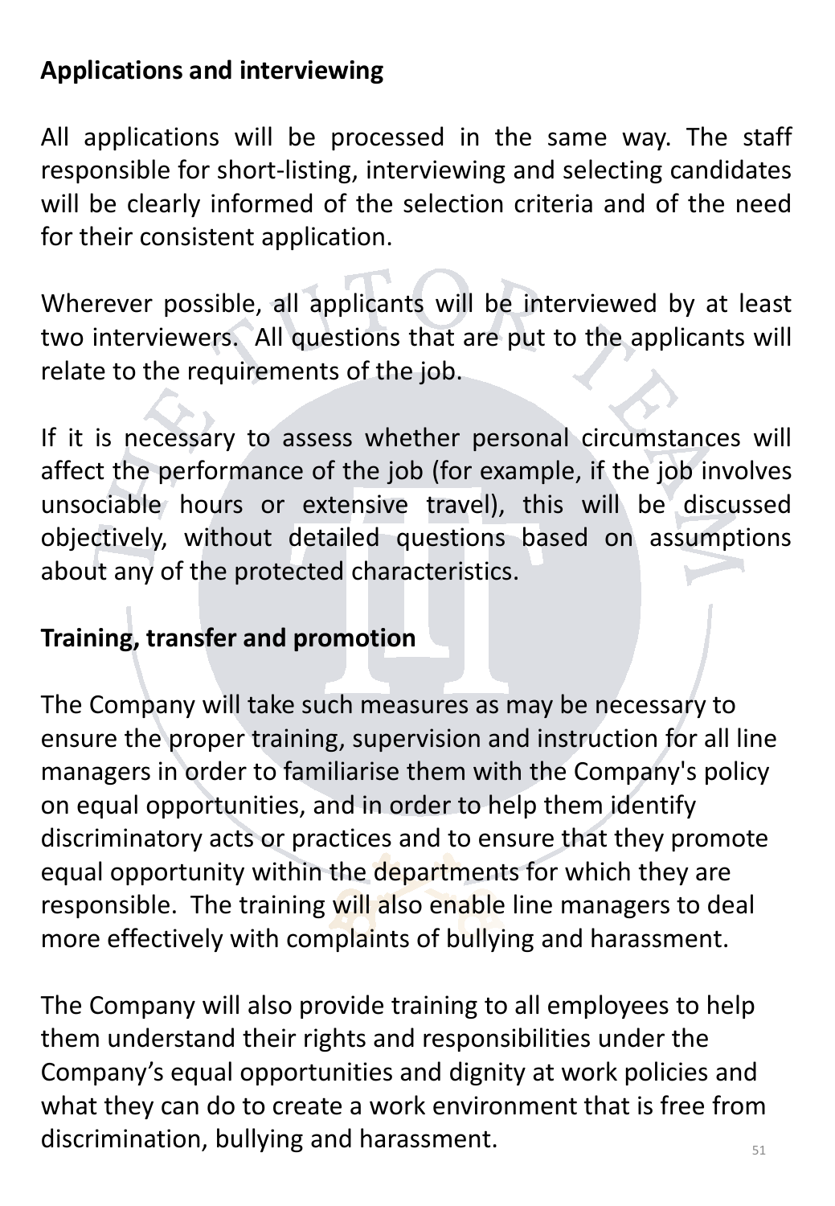**Applications and interviewing**

All applications will be processed in the same way. The staff responsible for short-listing, interviewing and selecting candidates will be clearly informed of the selection criteria and of the need for their consistent application.

Wherever possible, all applicants will be interviewed by at least two interviewers. All questions that are put to the applicants will relate to the requirements of the job.

If it is necessary to assess whether personal circumstances will affect the performance of the job (for example, if the job involves unsociable hours or extensive travel), this will be discussed objectively, without detailed questions based on assumptions about any of the protected characteristics.

**Training, transfer and promotion**

The Company will take such measures as may be necessary to ensure the proper training, supervision and instruction for all line managers in order to familiarise them with the Company's policy on equal opportunities, and in order to help them identify discriminatory acts or practices and to ensure that they promote equal opportunity within the departments for which they are responsible. The training will also enable line managers to deal more effectively with complaints of bullying and harassment.

The Company will also provide training to all employees to help them understand their rights and responsibilities under the Company's equal opportunities and dignity at work policies and what they can do to create a work environment that is free from discrimination, bullying and harassment.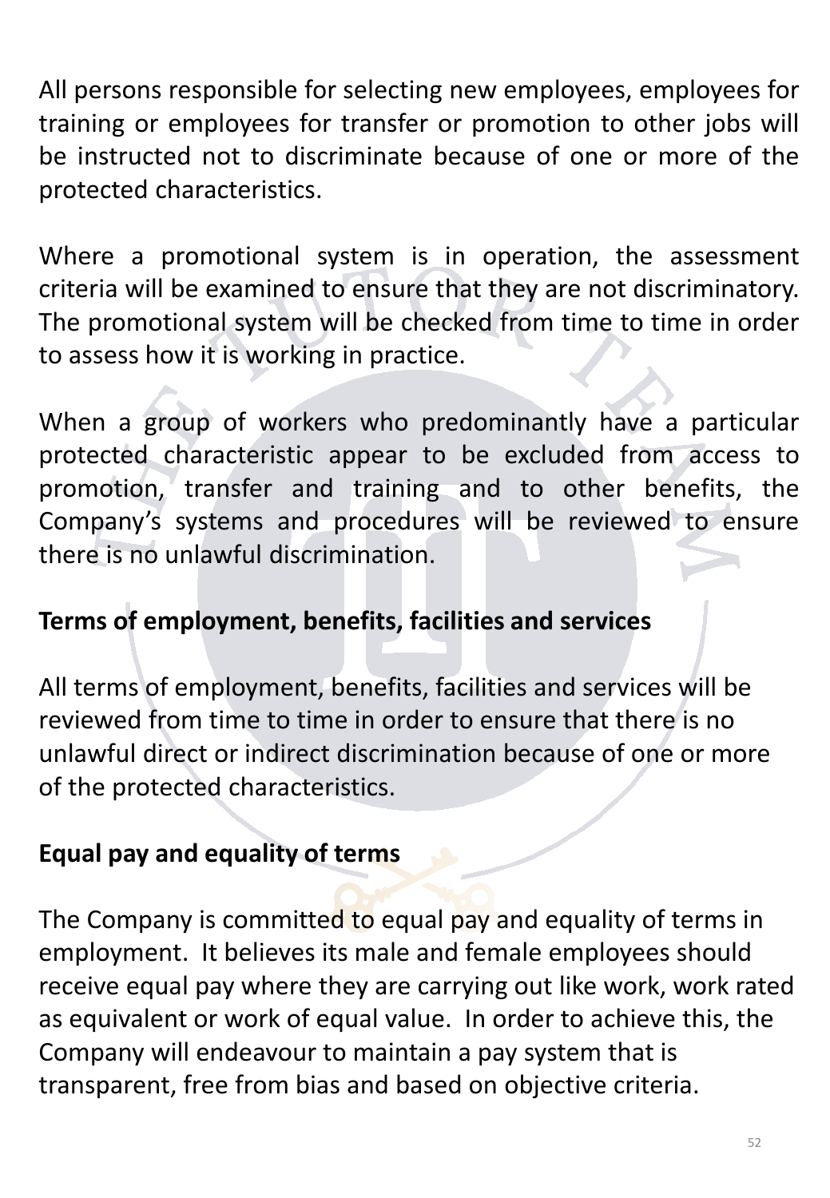All persons responsible for selecting new employees, employees for training or employees for transfer or promotion to other jobs will be instructed not to discriminate because of one or more of the protected characteristics.

Where a promotional system is in operation, the assessment criteria will be examined to ensure that they are not discriminatory. The promotional system will be checked from time to time in order to assess how it is working in practice.

When a group of workers who predominantly have a particular protected characteristic appear to be excluded from access to promotion, transfer and training and to other benefits, the Company's systems and procedures will be reviewed to ensure there is no unlawful discrimination.

**Terms of employment, benefits, facilities and services**

All terms of employment, benefits, facilities and services will be reviewed from time to time in order to ensure that there is no unlawful direct or indirect discrimination because of one or more of the protected characteristics.

**Equal pay and equality of terms**

The Company is committed to equal pay and equality of terms in employment. It believes its male and female employees should receive equal pay where they are carrying out like work, work rated as equivalent or work of equal value. In order to achieve this, the Company will endeavour to maintain a pay system that is transparent, free from bias and based on objective criteria.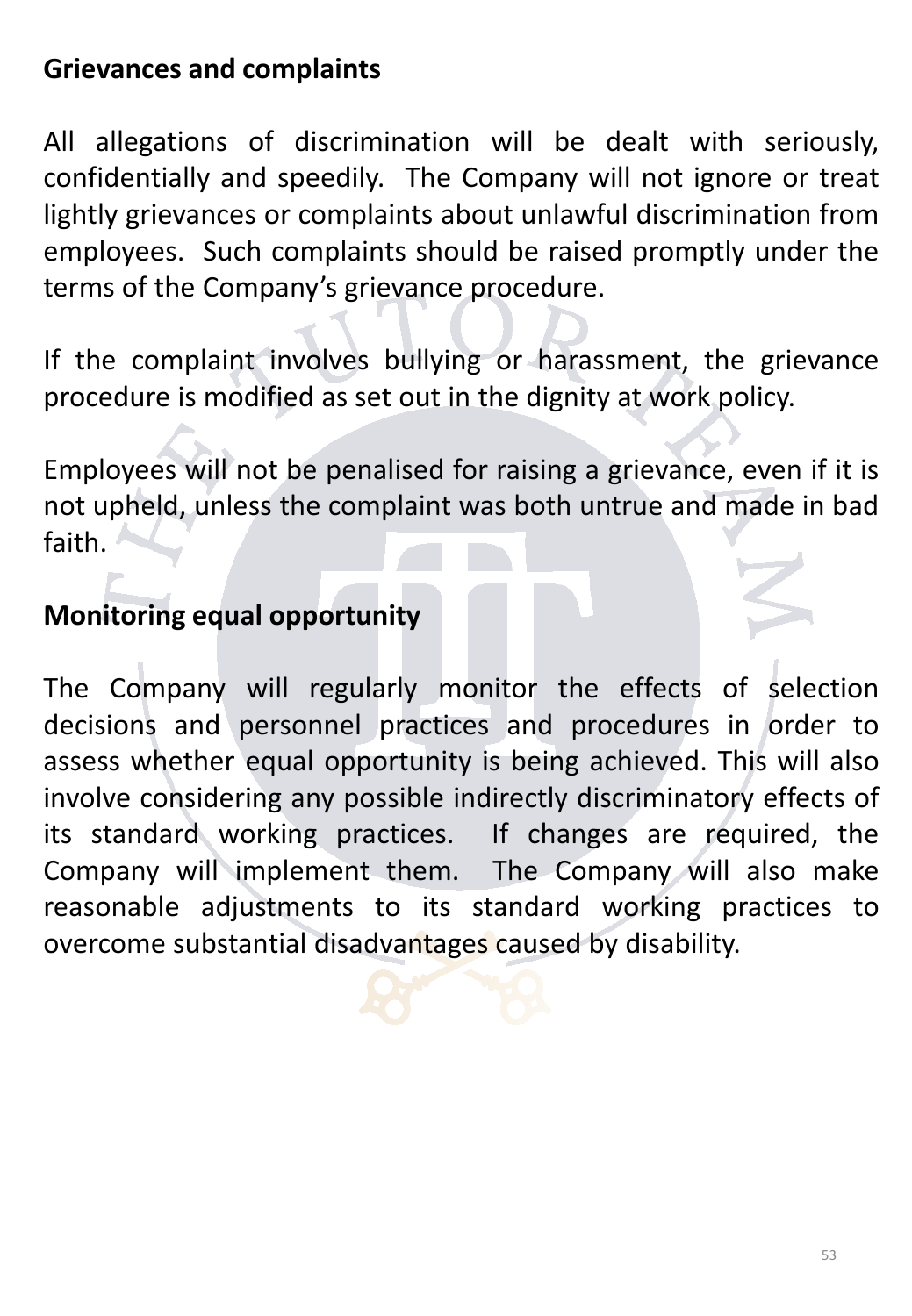## Grievances and complaints

All allegations of discrimination will be dealt with seriously, confidentially and speedily. The Company will not ignore or treat lightly grievances or complaints about unlawful discrimination from employees. Such complaints should be raised promptly under the terms of the Company's grievance procedure.

If the complaint involves bullying or harassment, the grievance procedure is modified as set out in the dignity at work policy.

Employees will not be penalised for raising a grievance, even if it is not upheld, unless the complaint was both untrue and made in bad faith.

## Monitoring equal opportunity

The Company will regularly monitor the effects of selection decisions and personnel practices and procedures in order to assess whether equal opportunity is being achieved. This will also involve considering any possible indirectly discriminatory effects of its standard working practices. If changes are required, the Company will implement them. The Company will also make reasonable adjustments to its standard working practices to overcome substantial disadvantages caused by disability.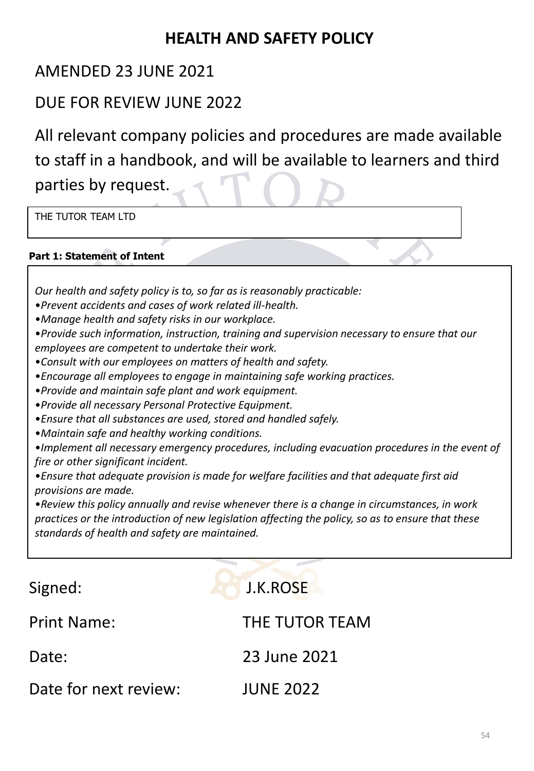# HEALTH AND SAFETY POLICY

AMENDED 23 JUNE 2021

DUE FOR REVIEW JUNE 2022

All relevant company policies and procedures are made available to staff in a handbook, and will be available to learners and third parties by request.

THE TUTOR TEAM LTD

**Part 1: Statement of Intent**

*Our health and safety policy is to, so far as is reasonably practicable:*

- *Prevent accidents and cases of work related ill-health.*
- *Manage health and safety risks in our workplace.*
- *Provide such information, instruction, training and supervision necessary to ensure that our employees are competent to undertake their work.*
- *Consult with our employees on matters of health and safety.*
- *Encourage all employees to engage in maintaining safe working practices.*
- *Provide and maintain safe plant and work equipment.*
- *Provide all necessary Personal Protective Equipment.*
- *Ensure that all substances are used, stored and handled safely.*
- *Maintain safe and healthy working conditions.*
- *Implement all necessary emergency procedures, including evacuation procedures in the event of fire or other significant incident.*
- *Ensure that adequate provision is made for welfare facilities and that adequate first aid provisions are made.*
- *Review this policy annually and revise whenever there is a change in circumstances, in work practices or the introduction of new legislation affecting the policy, so as to ensure that these standards of health and safety are maintained.*

Signed: J.K.ROSE

Print Name: THE TUTOR TEAM

Date: 23 June 2021

Date for next review: JUNE 2022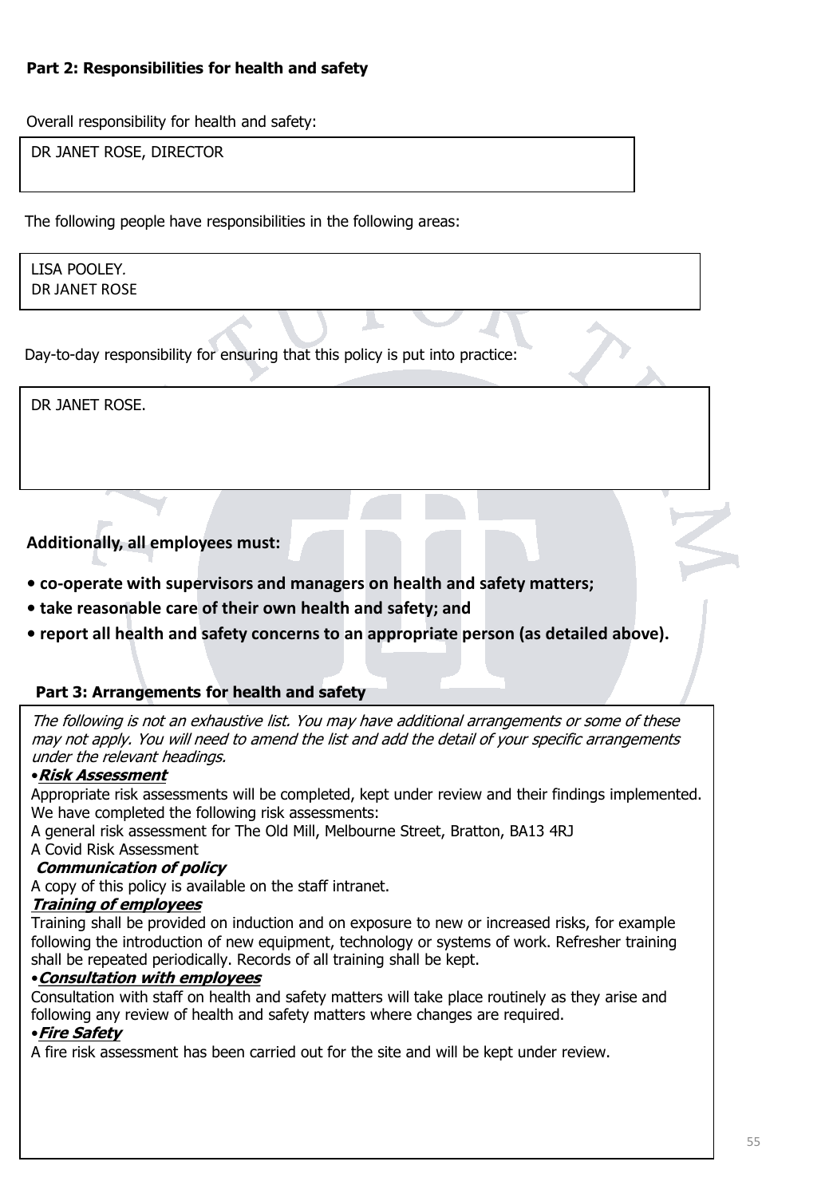**Part 2: Responsibilities for health and safety**

Overall responsibility for health and safety:

DR JANET ROSE, DIRECTOR

The following people have responsibilities in the following areas:

LISA POOLEY.
DR JANET ROSE

Day-to-day responsibility for ensuring that this policy is put into practice:

DR JANET ROSE.

**Additionally, all employees must:**

- **co-operate with supervisors and managers on health and safety matters;**
- **take reasonable care of their own health and safety; and**
- **report all health and safety concerns to an appropriate person (as detailed above).**

**Part 3: Arrangements for health and safety**

*The following is not an exhaustive list. You may have additional arrangements or some of these may not apply. You will need to amend the list and add the detail of your specific arrangements under the relevant headings.*

•***Risk Assessment***

Appropriate risk assessments will be completed, kept under review and their findings implemented. We have completed the following risk assessments:
A general risk assessment for The Old Mill, Melbourne Street, Bratton, BA13 4RJ
A Covid Risk Assessment

***Communication of policy***

A copy of this policy is available on the staff intranet.

***Training of employees***

Training shall be provided on induction and on exposure to new or increased risks, for example following the introduction of new equipment, technology or systems of work. Refresher training shall be repeated periodically. Records of all training shall be kept.

•***Consultation with employees***

Consultation with staff on health and safety matters will take place routinely as they arise and following any review of health and safety matters where changes are required.

•***Fire Safety***

A fire risk assessment has been carried out for the site and will be kept under review.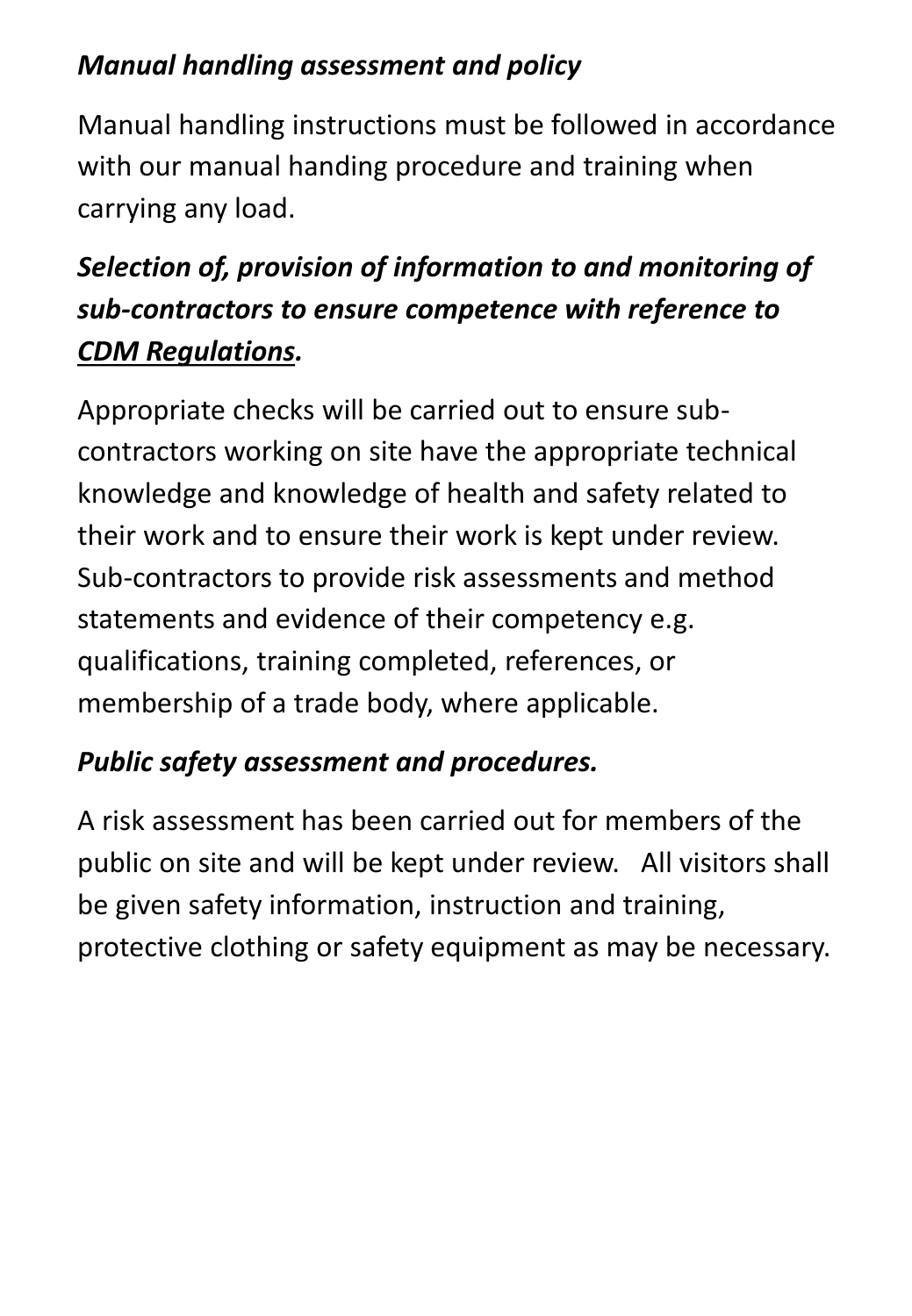***Manual handling assessment and policy***

Manual handling instructions must be followed in accordance with our manual handing procedure and training when carrying any load.

***Selection of, provision of information to and monitoring of sub-contractors to ensure competence with reference to <u>CDM Regulations</u>.***

Appropriate checks will be carried out to ensure sub-contractors working on site have the appropriate technical knowledge and knowledge of health and safety related to their work and to ensure their work is kept under review. Sub-contractors to provide risk assessments and method statements and evidence of their competency e.g. qualifications, training completed, references, or membership of a trade body, where applicable.

***Public safety assessment and procedures.***

A risk assessment has been carried out for members of the public on site and will be kept under review. All visitors shall be given safety information, instruction and training, protective clothing or safety equipment as may be necessary.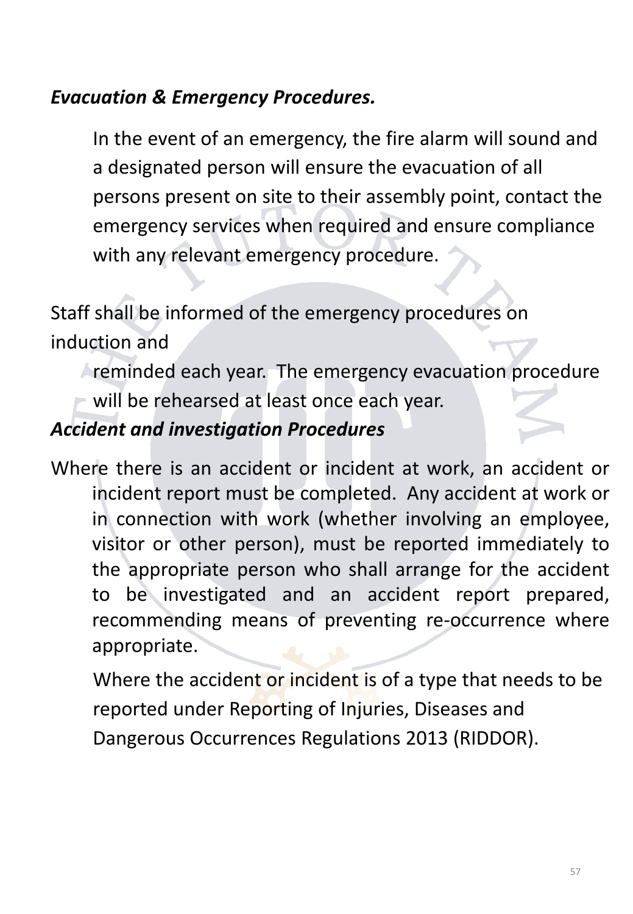***Evacuation & Emergency Procedures.***

In the event of an emergency, the fire alarm will sound and a designated person will ensure the evacuation of all persons present on site to their assembly point, contact the emergency services when required and ensure compliance with any relevant emergency procedure.

Staff shall be informed of the emergency procedures on induction and

reminded each year. The emergency evacuation procedure will be rehearsed at least once each year.

***Accident and investigation Procedures***

Where there is an accident or incident at work, an accident or incident report must be completed. Any accident at work or in connection with work (whether involving an employee, visitor or other person), must be reported immediately to the appropriate person who shall arrange for the accident to be investigated and an accident report prepared, recommending means of preventing re-occurrence where appropriate.

Where the accident or incident is of a type that needs to be reported under Reporting of Injuries, Diseases and Dangerous Occurrences Regulations 2013 (RIDDOR).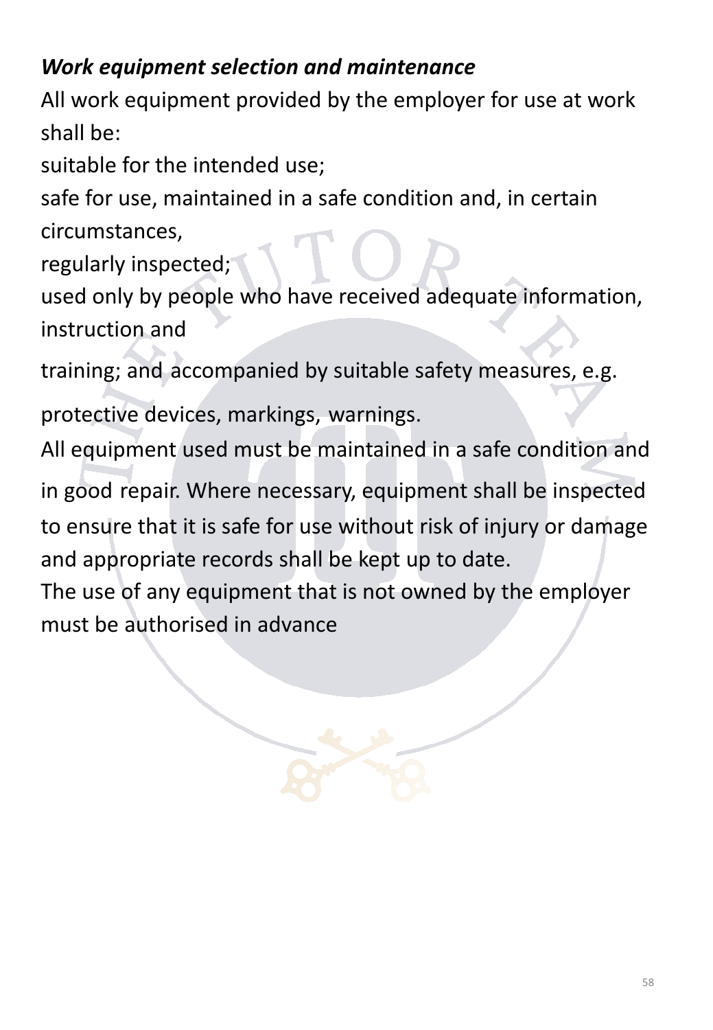***Work equipment selection and maintenance***

All work equipment provided by the employer for use at work shall be:

suitable for the intended use;

safe for use, maintained in a safe condition and, in certain circumstances,

regularly inspected;

used only by people who have received adequate information, instruction and

training; and accompanied by suitable safety measures, e.g.

protective devices, markings, warnings.

All equipment used must be maintained in a safe condition and in good repair. Where necessary, equipment shall be inspected to ensure that it is safe for use without risk of injury or damage and appropriate records shall be kept up to date.

The use of any equipment that is not owned by the employer must be authorised in advance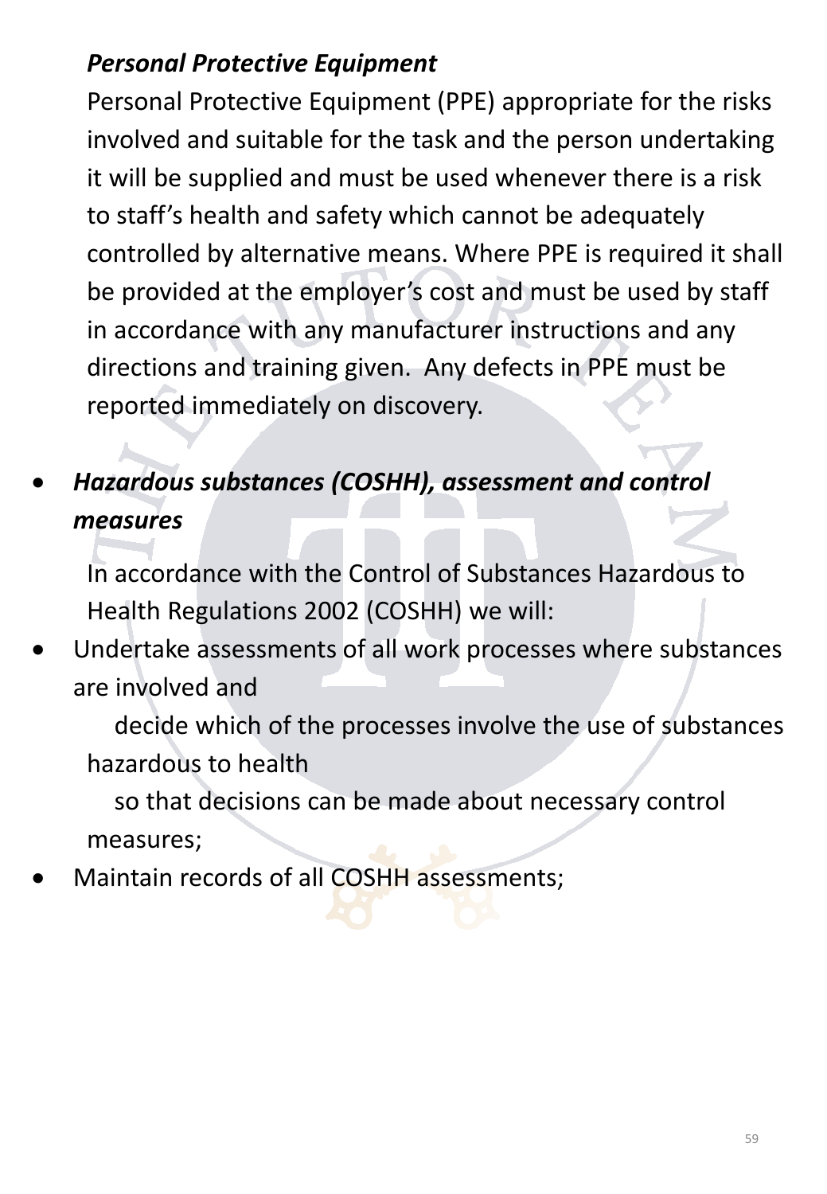***Personal Protective Equipment***

Personal Protective Equipment (PPE) appropriate for the risks involved and suitable for the task and the person undertaking it will be supplied and must be used whenever there is a risk to staff's health and safety which cannot be adequately controlled by alternative means. Where PPE is required it shall be provided at the employer's cost and must be used by staff in accordance with any manufacturer instructions and any directions and training given. Any defects in PPE must be reported immediately on discovery.

- ***Hazardous substances (COSHH), assessment and control measures***

In accordance with the Control of Substances Hazardous to Health Regulations 2002 (COSHH) we will:

- Undertake assessments of all work processes where substances are involved and

  decide which of the processes involve the use of substances hazardous to health

  so that decisions can be made about necessary control measures;
- Maintain records of all COSHH assessments;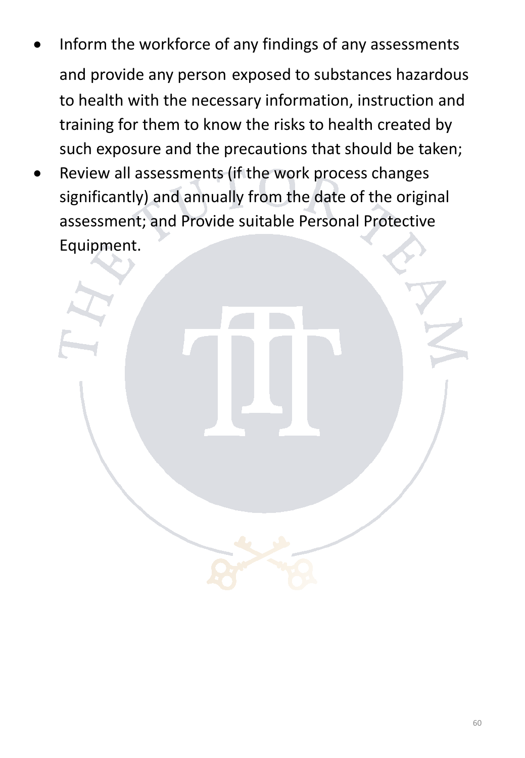- Inform the workforce of any findings of any assessments and provide any person exposed to substances hazardous to health with the necessary information, instruction and training for them to know the risks to health created by such exposure and the precautions that should be taken;
- Review all assessments (if the work process changes significantly) and annually from the date of the original assessment; and Provide suitable Personal Protective Equipment.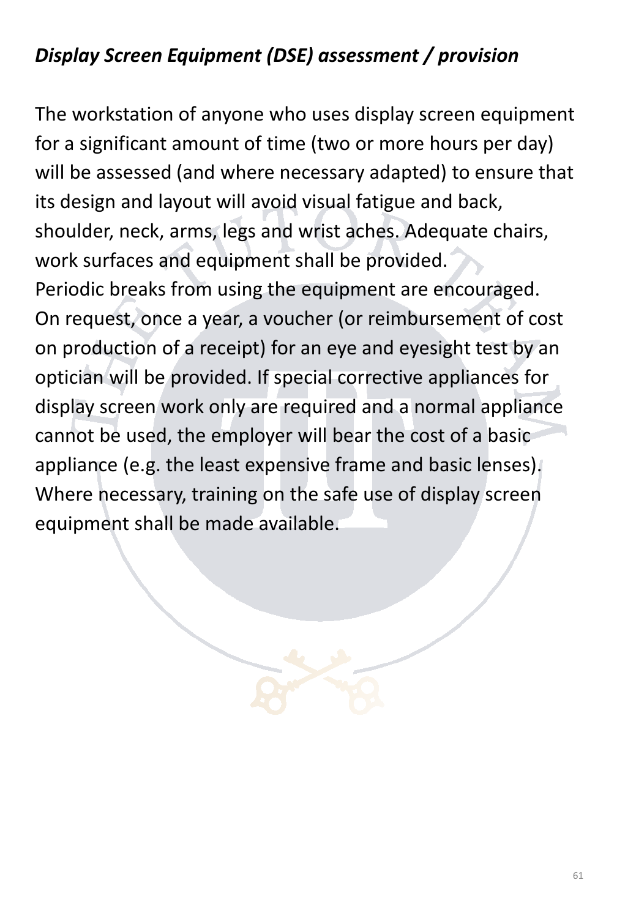*Display Screen Equipment (DSE) assessment / provision*

The workstation of anyone who uses display screen equipment for a significant amount of time (two or more hours per day) will be assessed (and where necessary adapted) to ensure that its design and layout will avoid visual fatigue and back, shoulder, neck, arms, legs and wrist aches. Adequate chairs, work surfaces and equipment shall be provided.
Periodic breaks from using the equipment are encouraged.
On request, once a year, a voucher (or reimbursement of cost on production of a receipt) for an eye and eyesight test by an optician will be provided. If special corrective appliances for display screen work only are required and a normal appliance cannot be used, the employer will bear the cost of a basic appliance (e.g. the least expensive frame and basic lenses).
Where necessary, training on the safe use of display screen equipment shall be made available.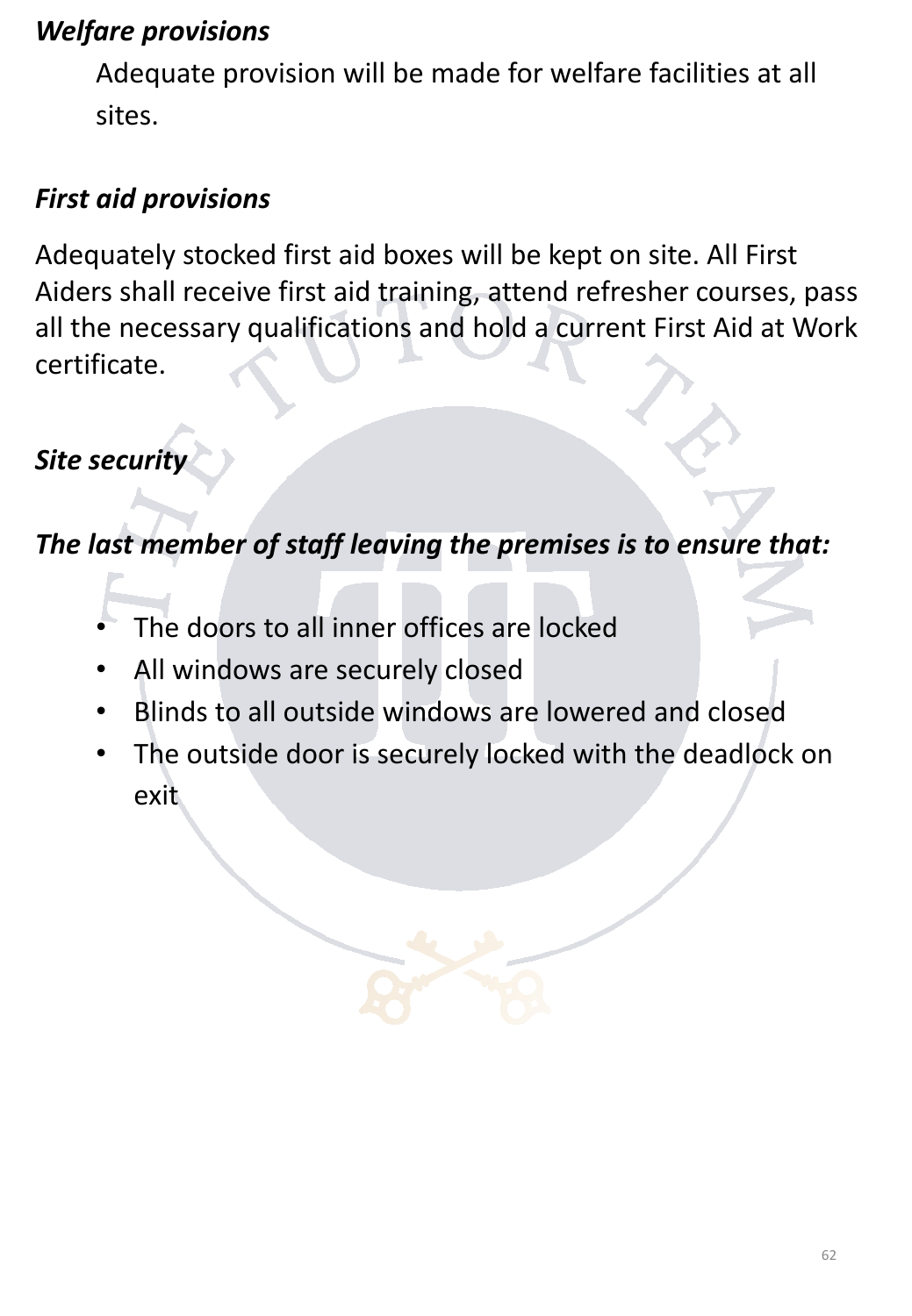***Welfare provisions***

Adequate provision will be made for welfare facilities at all sites.

***First aid provisions***

Adequately stocked first aid boxes will be kept on site. All First Aiders shall receive first aid training, attend refresher courses, pass all the necessary qualifications and hold a current First Aid at Work certificate.

***Site security***

***The last member of staff leaving the premises is to ensure that:***

- The doors to all inner offices are locked
- All windows are securely closed
- Blinds to all outside windows are lowered and closed
- The outside door is securely locked with the deadlock on exit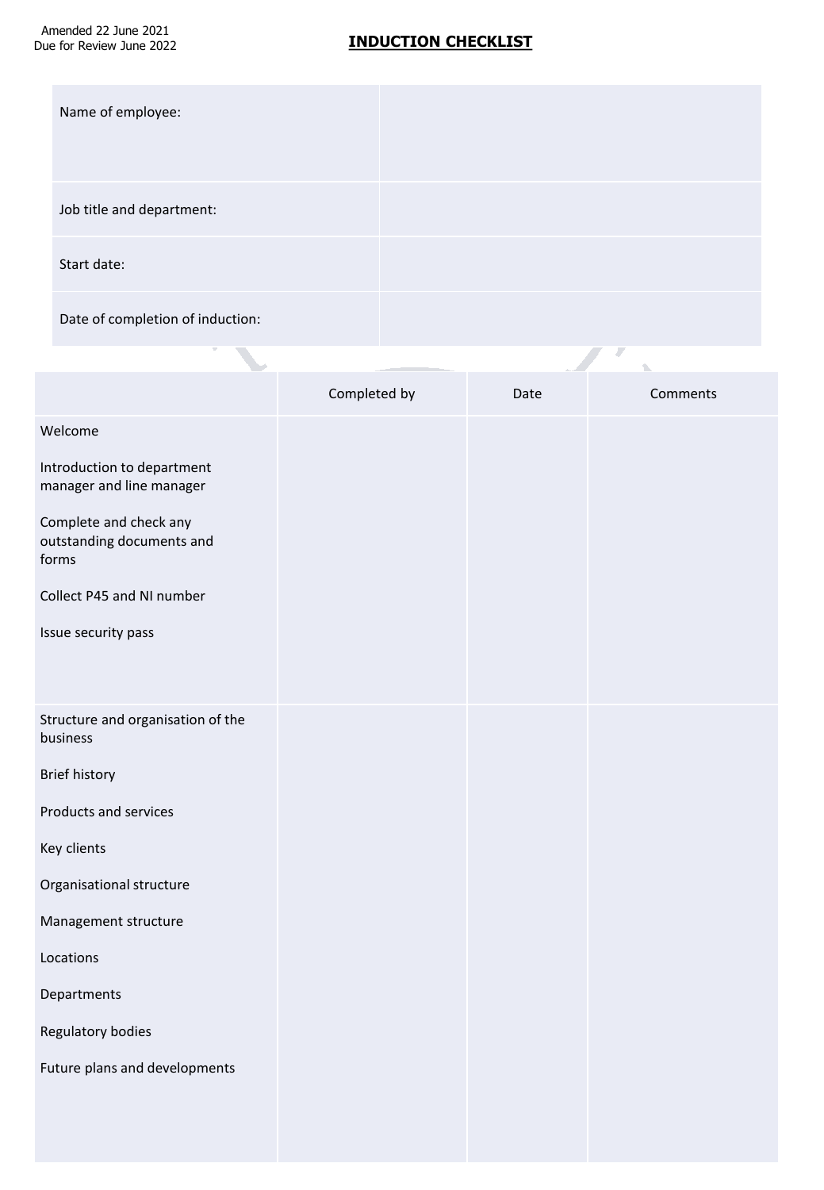Amended 22 June 2021
Due for Review June 2022

# INDUCTION CHECKLIST

| | |
|---|---|
| Name of employee: | |
| Job title and department: | |
| Start date: | |
| Date of completion of induction: | |

| | Completed by | Date | Comments |
|---|---|---|---|
| Welcome<br><br>Introduction to department manager and line manager<br><br>Complete and check any outstanding documents and forms<br><br>Collect P45 and NI number<br><br>Issue security pass | | | |
| Structure and organisation of the business<br><br>Brief history<br><br>Products and services<br><br>Key clients<br><br>Organisational structure<br><br>Management structure<br><br>Locations<br><br>Departments<br><br>Regulatory bodies<br><br>Future plans and developments | | | |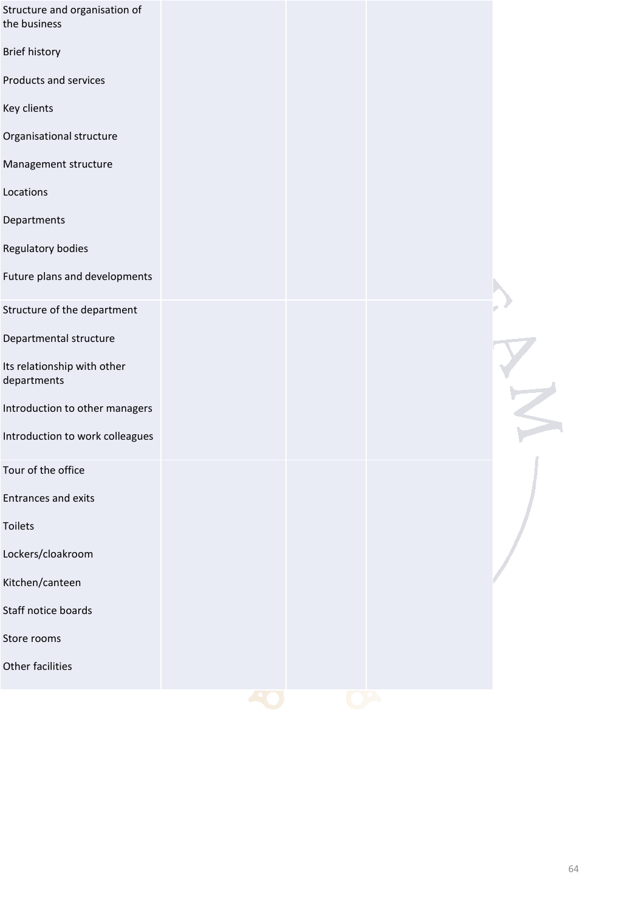| | | | |
|---|---|---|---|
| Structure and organisation of the business<br><br>Brief history<br><br>Products and services<br><br>Key clients<br><br>Organisational structure<br><br>Management structure<br><br>Locations<br><br>Departments<br><br>Regulatory bodies<br><br>Future plans and developments | | | |
| Structure of the department<br><br>Departmental structure<br><br>Its relationship with other departments<br><br>Introduction to other managers<br><br>Introduction to work colleagues | | | |
| Tour of the office<br><br>Entrances and exits<br><br>Toilets<br><br>Lockers/cloakroom<br><br>Kitchen/canteen<br><br>Staff notice boards<br><br>Store rooms<br><br>Other facilities | | | |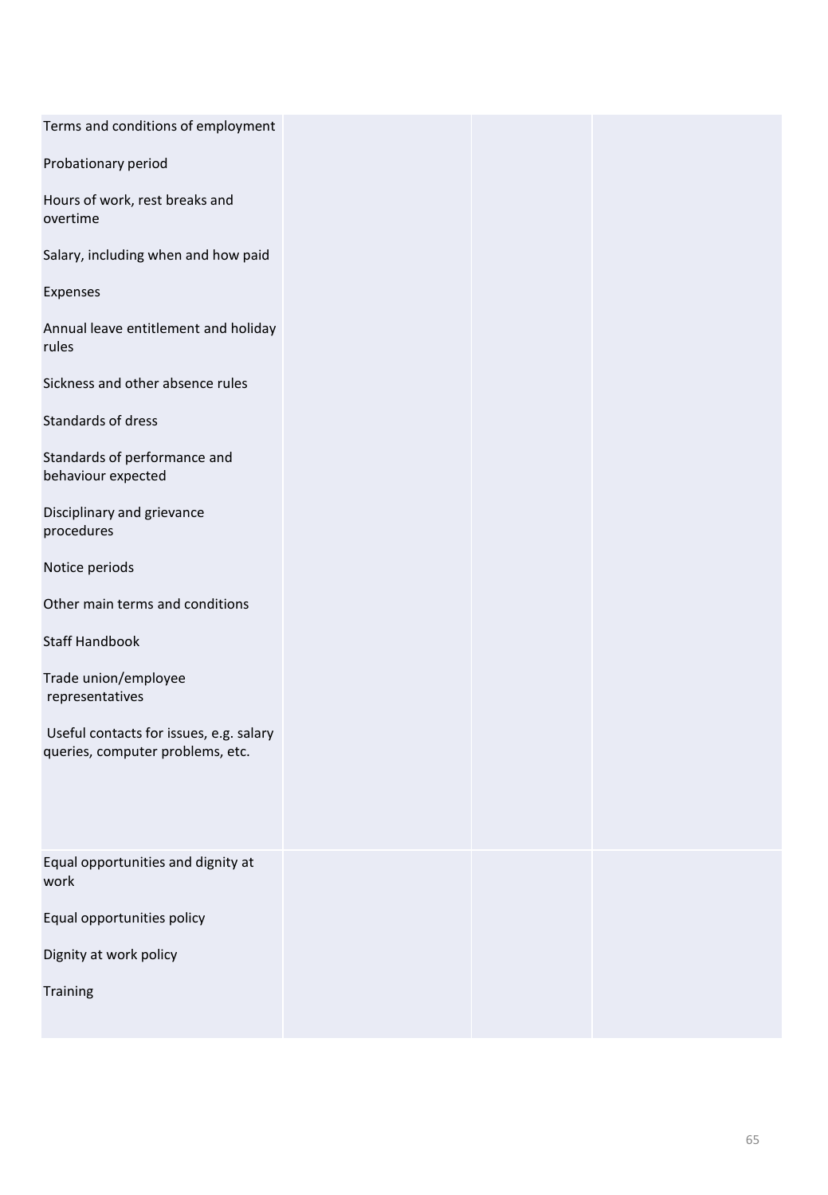| | | | |
|---|---|---|---|
| Terms and conditions of employment<br><br>Probationary period<br><br>Hours of work, rest breaks and overtime<br><br>Salary, including when and how paid<br><br>Expenses<br><br>Annual leave entitlement and holiday rules<br><br>Sickness and other absence rules<br><br>Standards of dress<br><br>Standards of performance and behaviour expected<br><br>Disciplinary and grievance procedures<br><br>Notice periods<br><br>Other main terms and conditions<br><br>Staff Handbook<br><br>Trade union/employee representatives<br><br>Useful contacts for issues, e.g. salary queries, computer problems, etc. | | | |
| Equal opportunities and dignity at work<br><br>Equal opportunities policy<br><br>Dignity at work policy<br><br>Training | | | |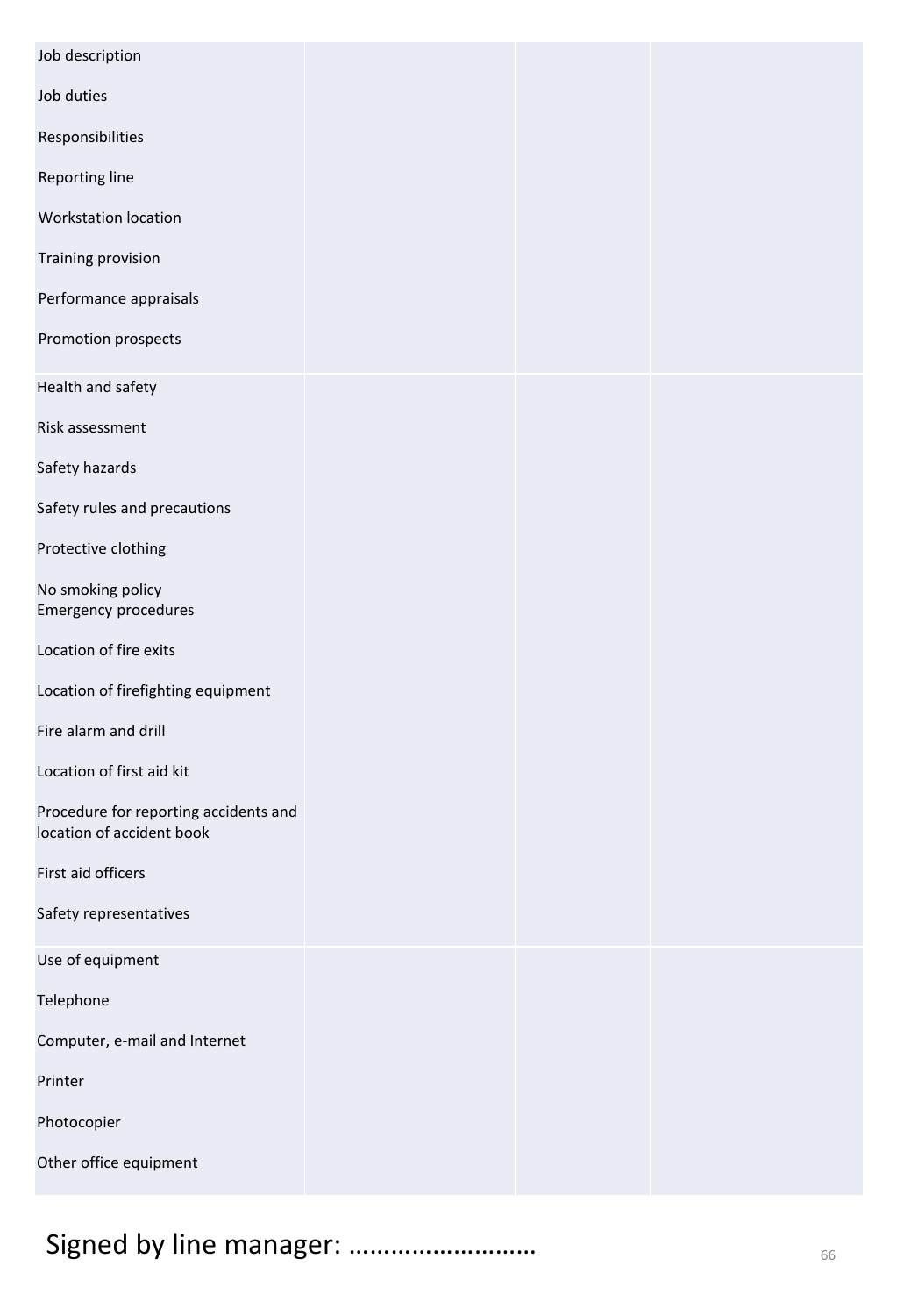| | | | |
|---|---|---|---|
| Job description<br><br>Job duties<br><br>Responsibilities<br><br>Reporting line<br><br>Workstation location<br><br>Training provision<br><br>Performance appraisals<br><br>Promotion prospects | | | |
| Health and safety<br><br>Risk assessment<br><br>Safety hazards<br><br>Safety rules and precautions<br><br>Protective clothing<br><br>No smoking policy<br>Emergency procedures<br><br>Location of fire exits<br><br>Location of firefighting equipment<br><br>Fire alarm and drill<br><br>Location of first aid kit<br><br>Procedure for reporting accidents and location of accident book<br><br>First aid officers<br><br>Safety representatives | | | |
| Use of equipment<br><br>Telephone<br><br>Computer, e-mail and Internet<br><br>Printer<br><br>Photocopier<br><br>Other office equipment | | | |

Signed by line manager: ………………………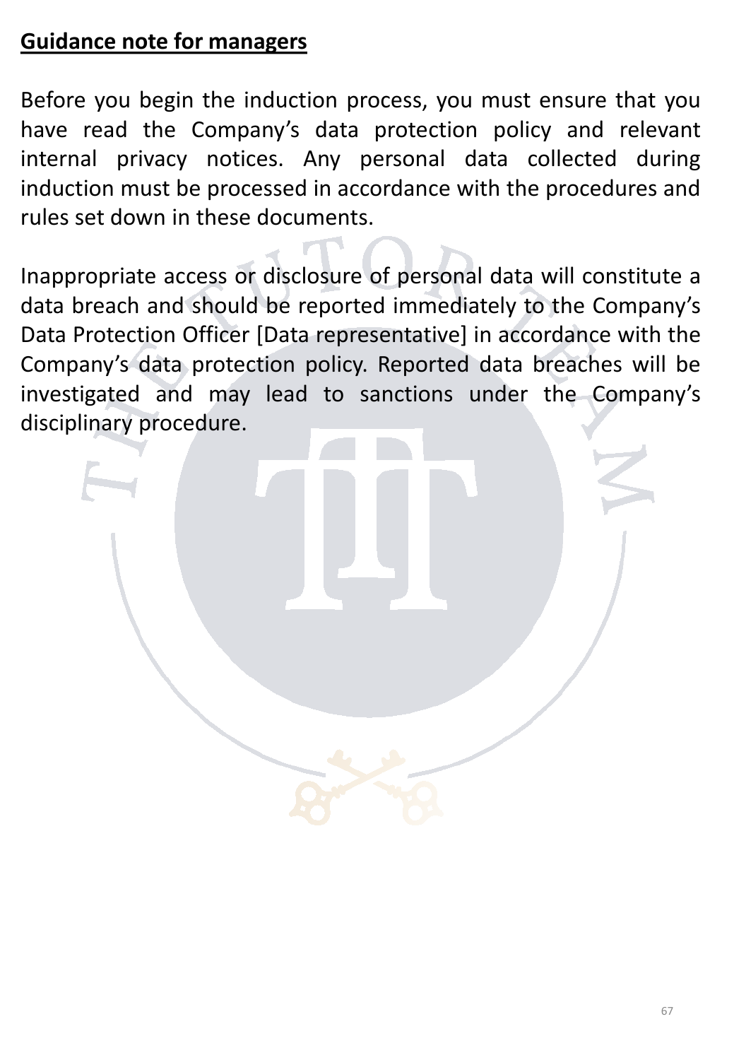**Guidance note for managers**

Before you begin the induction process, you must ensure that you have read the Company's data protection policy and relevant internal privacy notices. Any personal data collected during induction must be processed in accordance with the procedures and rules set down in these documents.

Inappropriate access or disclosure of personal data will constitute a data breach and should be reported immediately to the Company's Data Protection Officer [Data representative] in accordance with the Company's data protection policy. Reported data breaches will be investigated and may lead to sanctions under the Company's disciplinary procedure.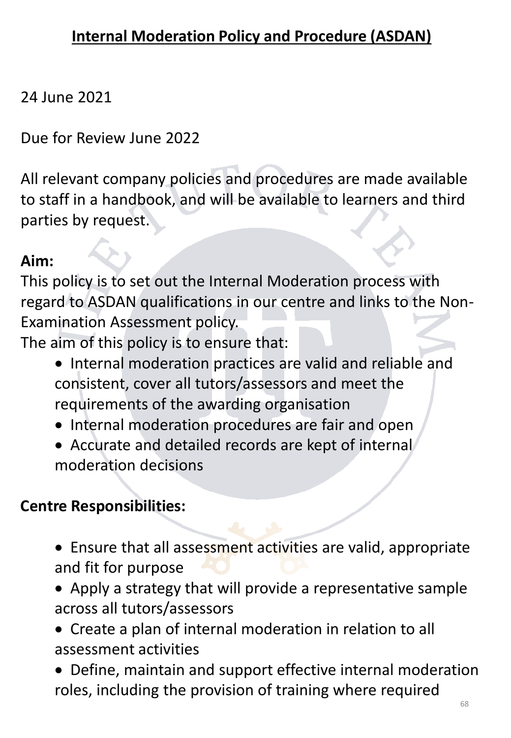## Internal Moderation Policy and Procedure (ASDAN)

24 June 2021

Due for Review June 2022

All relevant company policies and procedures are made available to staff in a handbook, and will be available to learners and third parties by request.

**Aim:**

This policy is to set out the Internal Moderation process with regard to ASDAN qualifications in our centre and links to the Non-Examination Assessment policy.

The aim of this policy is to ensure that:

- Internal moderation practices are valid and reliable and consistent, cover all tutors/assessors and meet the requirements of the awarding organisation
- Internal moderation procedures are fair and open
- Accurate and detailed records are kept of internal moderation decisions

**Centre Responsibilities:**

- Ensure that all assessment activities are valid, appropriate and fit for purpose
- Apply a strategy that will provide a representative sample across all tutors/assessors
- Create a plan of internal moderation in relation to all assessment activities
- Define, maintain and support effective internal moderation roles, including the provision of training where required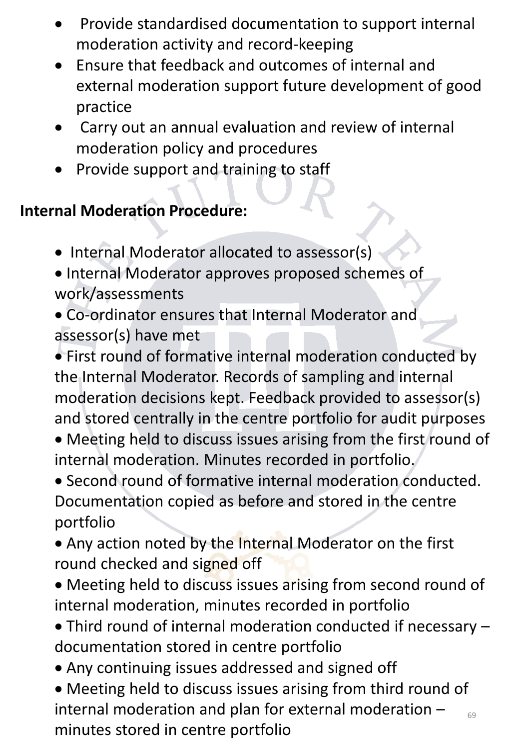- Provide standardised documentation to support internal moderation activity and record-keeping
- Ensure that feedback and outcomes of internal and external moderation support future development of good practice
- Carry out an annual evaluation and review of internal moderation policy and procedures
- Provide support and training to staff

**Internal Moderation Procedure:**

- Internal Moderator allocated to assessor(s)
- Internal Moderator approves proposed schemes of work/assessments
- Co-ordinator ensures that Internal Moderator and assessor(s) have met
- First round of formative internal moderation conducted by the Internal Moderator. Records of sampling and internal moderation decisions kept. Feedback provided to assessor(s) and stored centrally in the centre portfolio for audit purposes
- Meeting held to discuss issues arising from the first round of internal moderation. Minutes recorded in portfolio.
- Second round of formative internal moderation conducted. Documentation copied as before and stored in the centre portfolio
- Any action noted by the Internal Moderator on the first round checked and signed off
- Meeting held to discuss issues arising from second round of internal moderation, minutes recorded in portfolio
- Third round of internal moderation conducted if necessary – documentation stored in centre portfolio
- Any continuing issues addressed and signed off
- Meeting held to discuss issues arising from third round of internal moderation and plan for external moderation – minutes stored in centre portfolio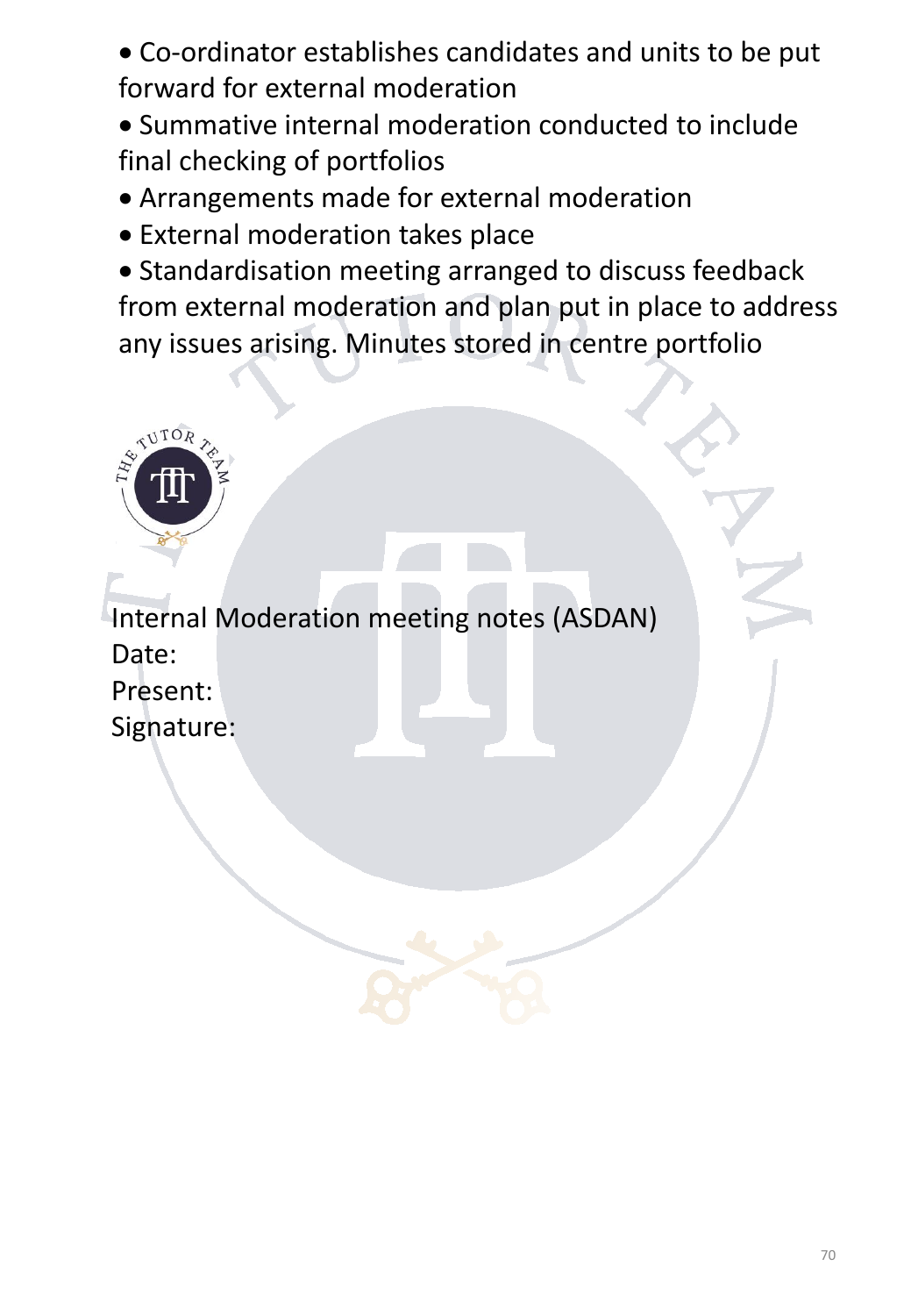- Co-ordinator establishes candidates and units to be put forward for external moderation
- Summative internal moderation conducted to include final checking of portfolios
- Arrangements made for external moderation
- External moderation takes place
- Standardisation meeting arranged to discuss feedback from external moderation and plan put in place to address any issues arising. Minutes stored in centre portfolio

Internal Moderation meeting notes (ASDAN)

Date:

Present:

Signature: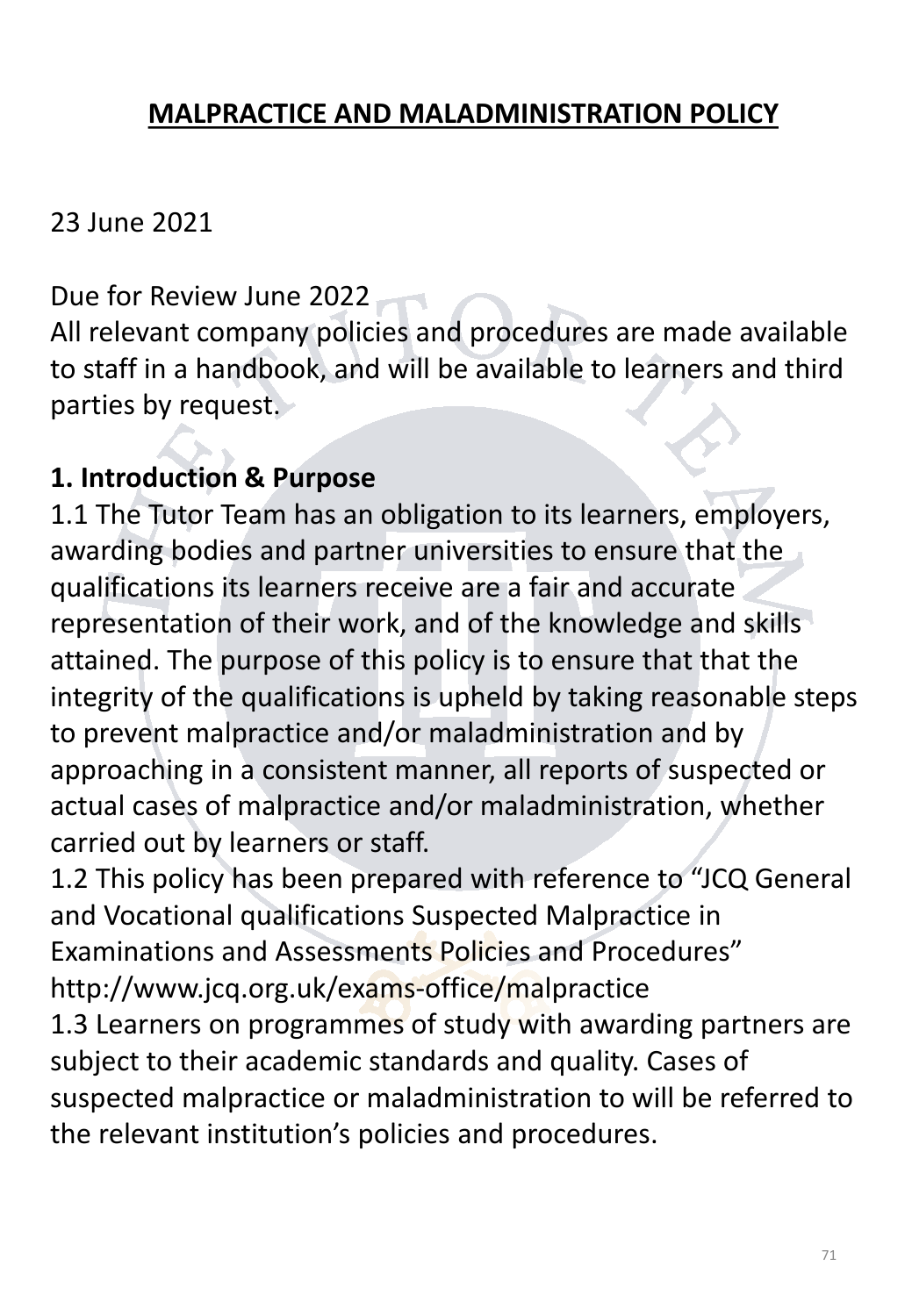## **MALPRACTICE AND MALADMINISTRATION POLICY**

23 June 2021

Due for Review June 2022

All relevant company policies and procedures are made available to staff in a handbook, and will be available to learners and third parties by request.

### **1. Introduction & Purpose**

1.1 The Tutor Team has an obligation to its learners, employers, awarding bodies and partner universities to ensure that the qualifications its learners receive are a fair and accurate representation of their work, and of the knowledge and skills attained. The purpose of this policy is to ensure that that the integrity of the qualifications is upheld by taking reasonable steps to prevent malpractice and/or maladministration and by approaching in a consistent manner, all reports of suspected or actual cases of malpractice and/or maladministration, whether carried out by learners or staff.

1.2 This policy has been prepared with reference to "JCQ General and Vocational qualifications Suspected Malpractice in Examinations and Assessments Policies and Procedures" http://www.jcq.org.uk/exams-office/malpractice

1.3 Learners on programmes of study with awarding partners are subject to their academic standards and quality. Cases of suspected malpractice or maladministration to will be referred to the relevant institution's policies and procedures.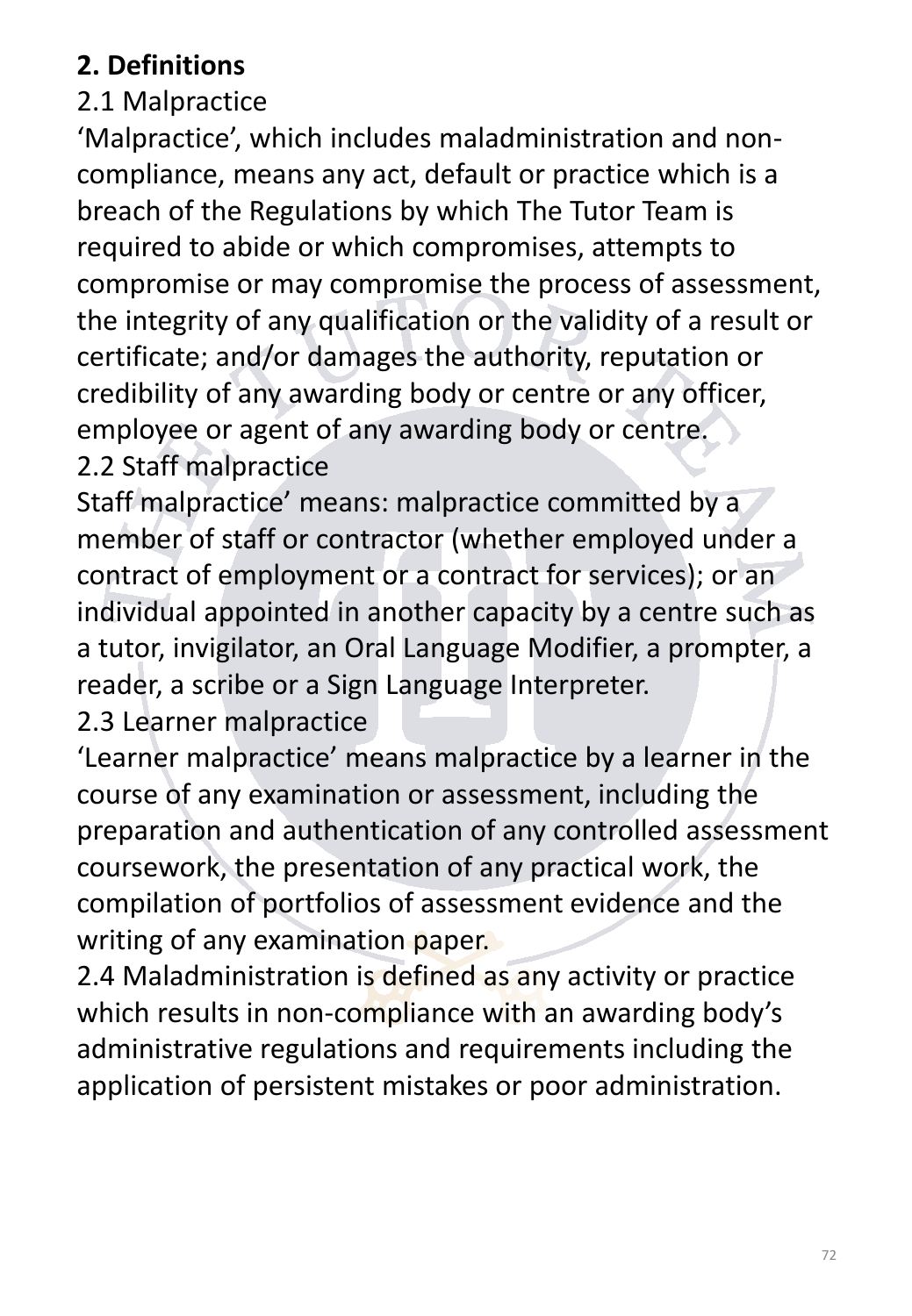## 2. Definitions

### 2.1 Malpractice

'Malpractice', which includes maladministration and non-compliance, means any act, default or practice which is a breach of the Regulations by which The Tutor Team is required to abide or which compromises, attempts to compromise or may compromise the process of assessment, the integrity of any qualification or the validity of a result or certificate; and/or damages the authority, reputation or credibility of any awarding body or centre or any officer, employee or agent of any awarding body or centre.

### 2.2 Staff malpractice

Staff malpractice' means: malpractice committed by a member of staff or contractor (whether employed under a contract of employment or a contract for services); or an individual appointed in another capacity by a centre such as a tutor, invigilator, an Oral Language Modifier, a prompter, a reader, a scribe or a Sign Language Interpreter.

### 2.3 Learner malpractice

'Learner malpractice' means malpractice by a learner in the course of any examination or assessment, including the preparation and authentication of any controlled assessment coursework, the presentation of any practical work, the compilation of portfolios of assessment evidence and the writing of any examination paper.

2.4 Maladministration is defined as any activity or practice which results in non-compliance with an awarding body's administrative regulations and requirements including the application of persistent mistakes or poor administration.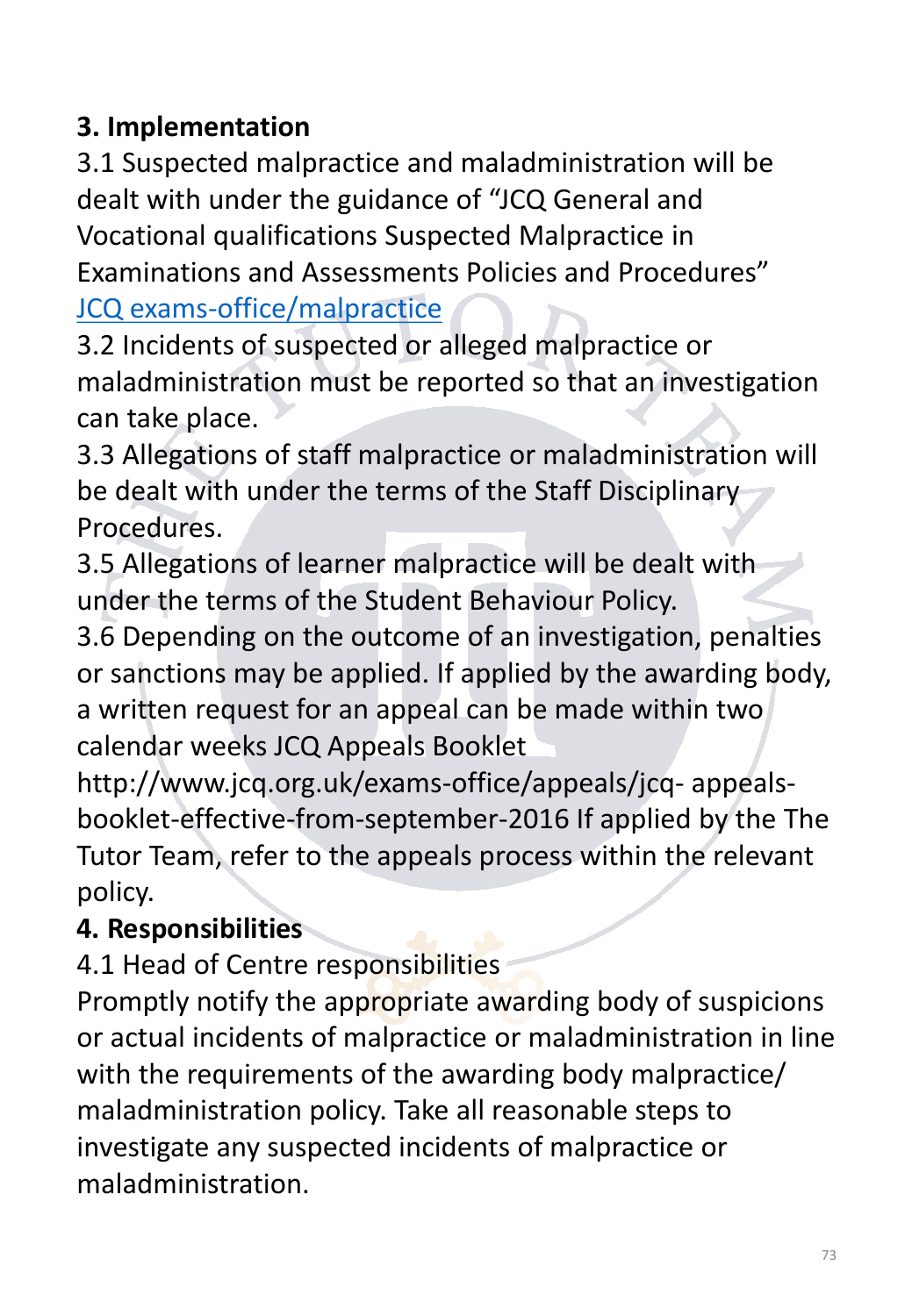## 3. Implementation

3.1 Suspected malpractice and maladministration will be dealt with under the guidance of "JCQ General and Vocational qualifications Suspected Malpractice in Examinations and Assessments Policies and Procedures" [JCQ exams-office/malpractice]

3.2 Incidents of suspected or alleged malpractice or maladministration must be reported so that an investigation can take place.

3.3 Allegations of staff malpractice or maladministration will be dealt with under the terms of the Staff Disciplinary Procedures.

3.5 Allegations of learner malpractice will be dealt with under the terms of the Student Behaviour Policy.

3.6 Depending on the outcome of an investigation, penalties or sanctions may be applied. If applied by the awarding body, a written request for an appeal can be made within two calendar weeks JCQ Appeals Booklet http://www.jcq.org.uk/exams-office/appeals/jcq- appeals-booklet-effective-from-september-2016 If applied by the The Tutor Team, refer to the appeals process within the relevant policy.

## 4. Responsibilities

4.1 Head of Centre responsibilities

Promptly notify the appropriate awarding body of suspicions or actual incidents of malpractice or maladministration in line with the requirements of the awarding body malpractice/ maladministration policy. Take all reasonable steps to investigate any suspected incidents of malpractice or maladministration.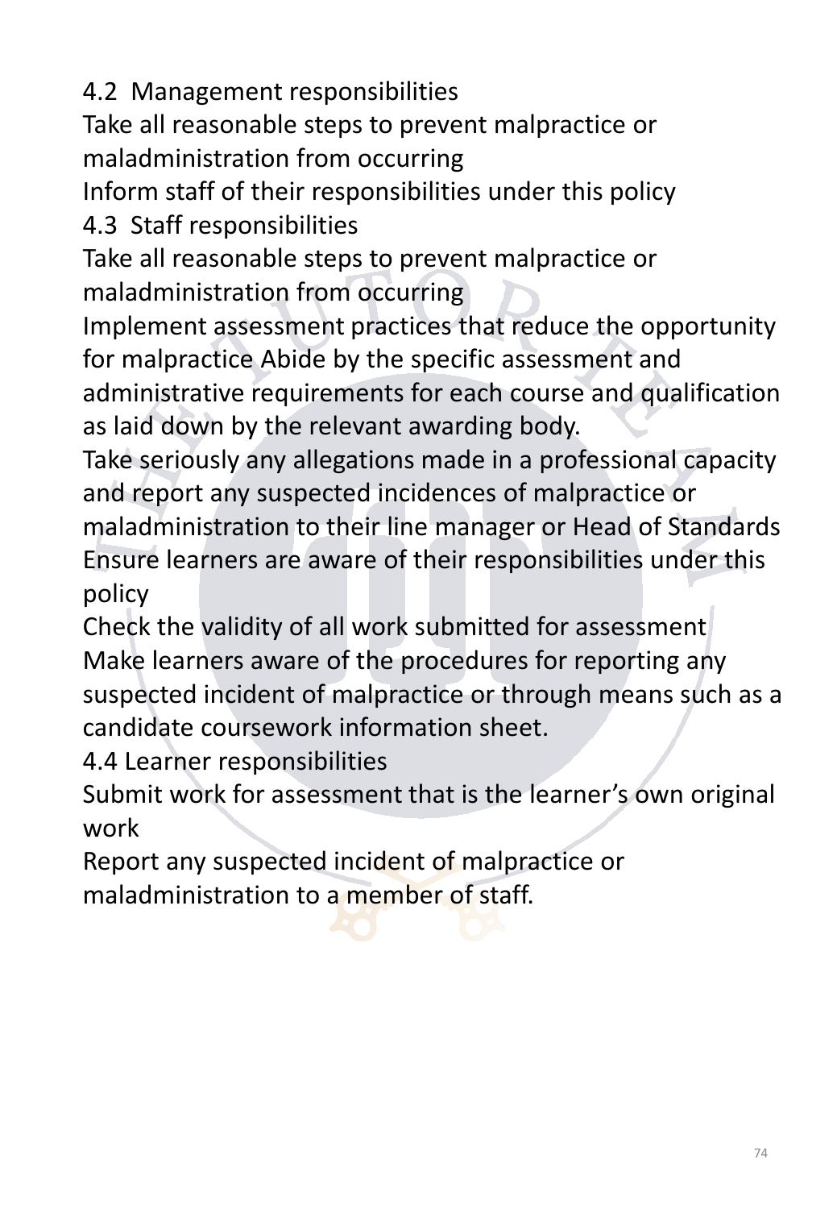## 4.2 Management responsibilities

Take all reasonable steps to prevent malpractice or maladministration from occurring

Inform staff of their responsibilities under this policy

## 4.3 Staff responsibilities

Take all reasonable steps to prevent malpractice or maladministration from occurring

Implement assessment practices that reduce the opportunity for malpractice Abide by the specific assessment and administrative requirements for each course and qualification as laid down by the relevant awarding body.

Take seriously any allegations made in a professional capacity and report any suspected incidences of malpractice or maladministration to their line manager or Head of Standards

Ensure learners are aware of their responsibilities under this policy

Check the validity of all work submitted for assessment

Make learners aware of the procedures for reporting any suspected incident of malpractice or through means such as a candidate coursework information sheet.

## 4.4 Learner responsibilities

Submit work for assessment that is the learner's own original work

Report any suspected incident of malpractice or maladministration to a member of staff.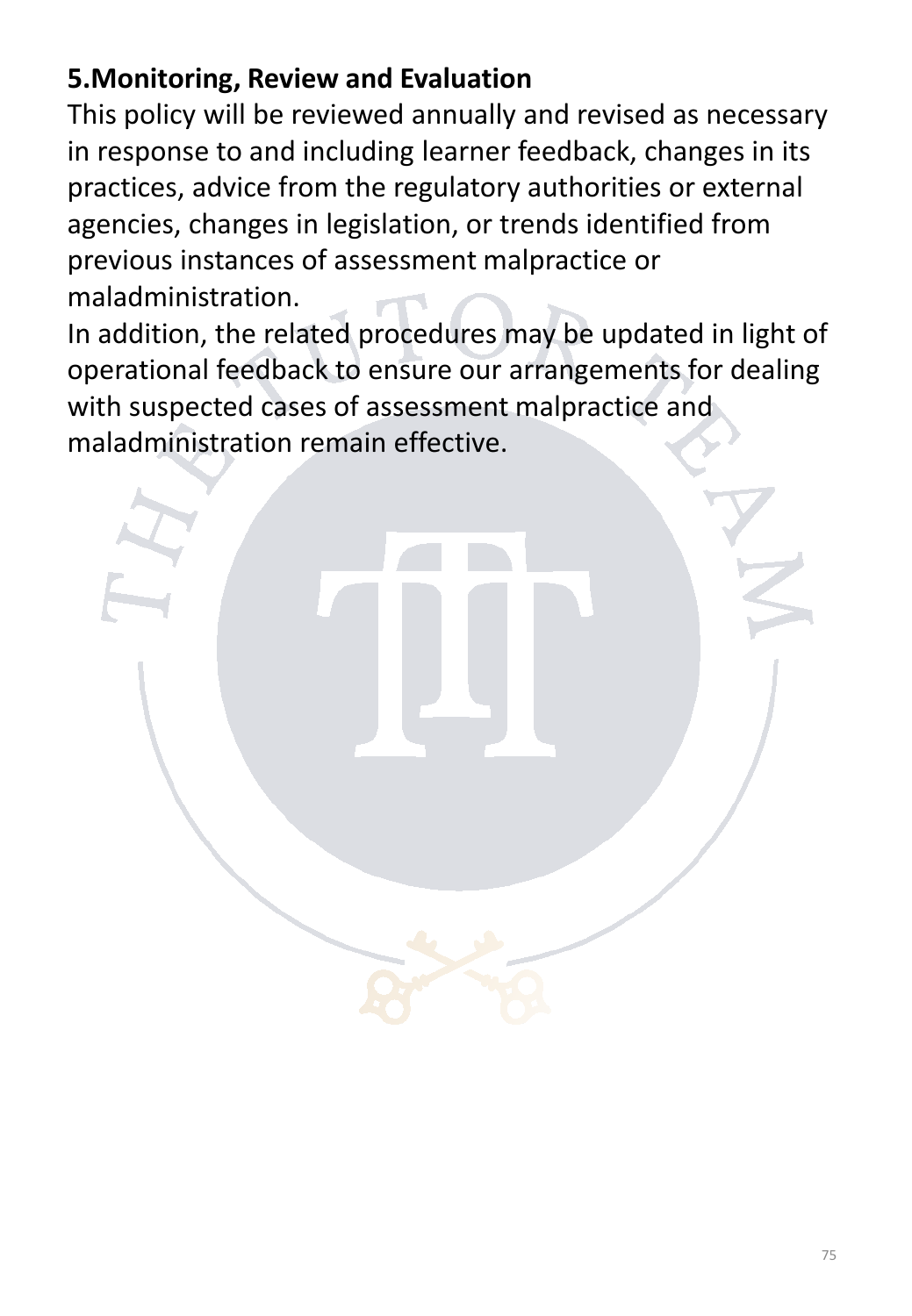## 5. Monitoring, Review and Evaluation

This policy will be reviewed annually and revised as necessary in response to and including learner feedback, changes in its practices, advice from the regulatory authorities or external agencies, changes in legislation, or trends identified from previous instances of assessment malpractice or maladministration.

In addition, the related procedures may be updated in light of operational feedback to ensure our arrangements for dealing with suspected cases of assessment malpractice and maladministration remain effective.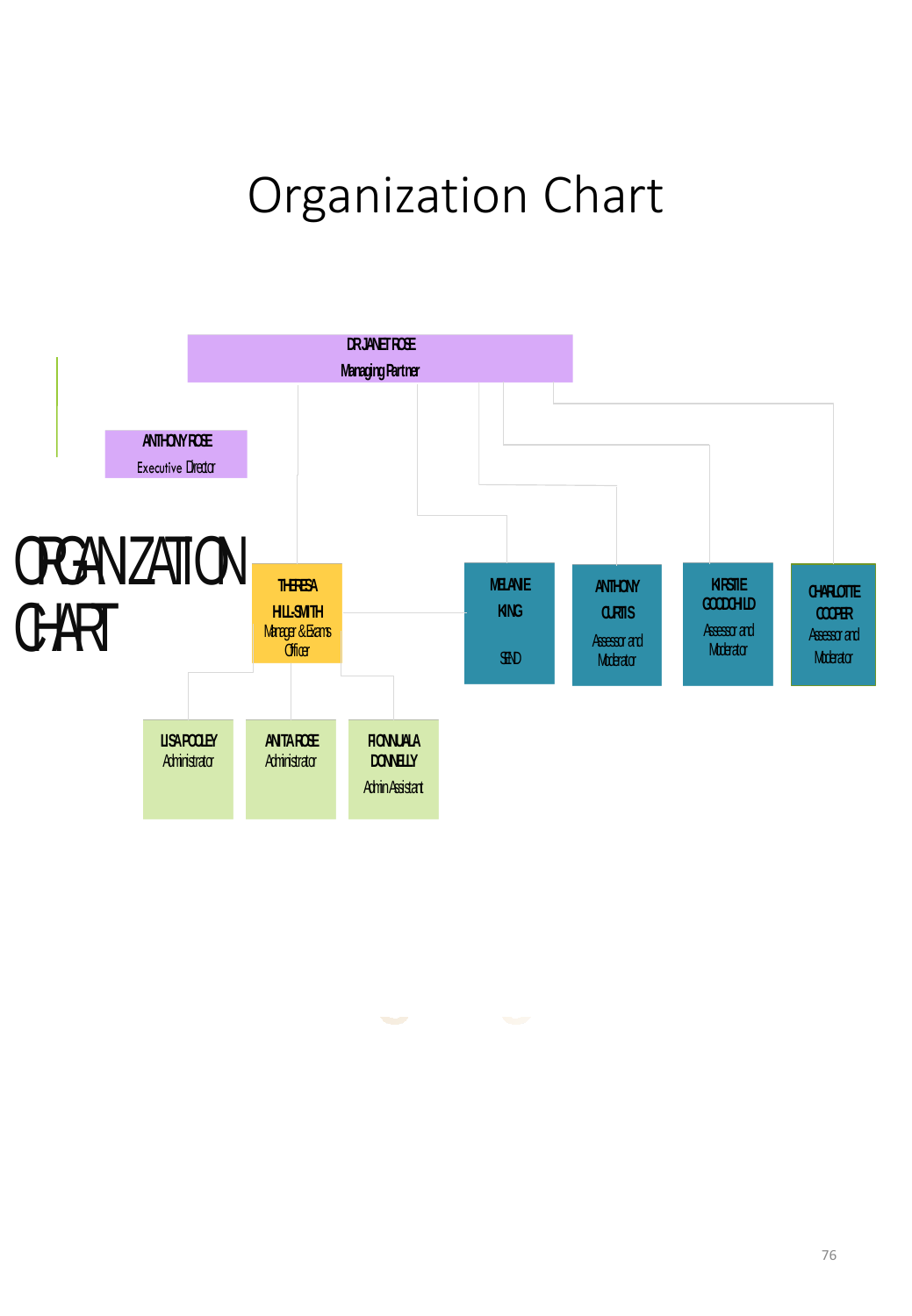# Organization Chart

ORGANIZATION CHART

**DR JANET ROSE**
Managing Partner

**ANTHONY ROSE**
Executive Director

**THERESA HILL-SMITH**
Manager & Exams Officer

**MELANIE KING**
SEND

**ANTHONY CURTIS**
Assessor and Moderator

**KIRSTIE GOODCHILD**
Assessor and Moderator

**CHARLOTTE COOPER**
Assessor and Moderator

**LISA POOLEY**
Administrator

**ANITA ROSE**
Administrator

**FIONNUALA DONNELLY**
Admin Assistant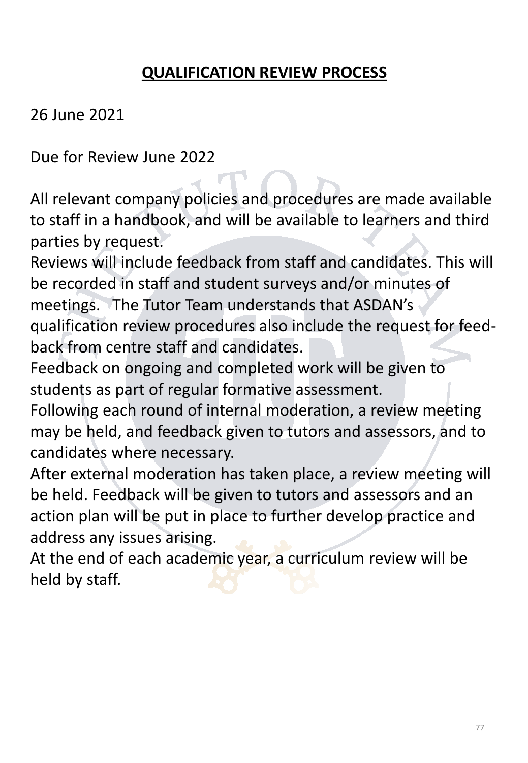# QUALIFICATION REVIEW PROCESS

26 June 2021

Due for Review June 2022

All relevant company policies and procedures are made available to staff in a handbook, and will be available to learners and third parties by request.

Reviews will include feedback from staff and candidates. This will be recorded in staff and student surveys and/or minutes of meetings. The Tutor Team understands that ASDAN's qualification review procedures also include the request for feed-back from centre staff and candidates.

Feedback on ongoing and completed work will be given to students as part of regular formative assessment.

Following each round of internal moderation, a review meeting may be held, and feedback given to tutors and assessors, and to candidates where necessary.

After external moderation has taken place, a review meeting will be held. Feedback will be given to tutors and assessors and an action plan will be put in place to further develop practice and address any issues arising.

At the end of each academic year, a curriculum review will be held by staff.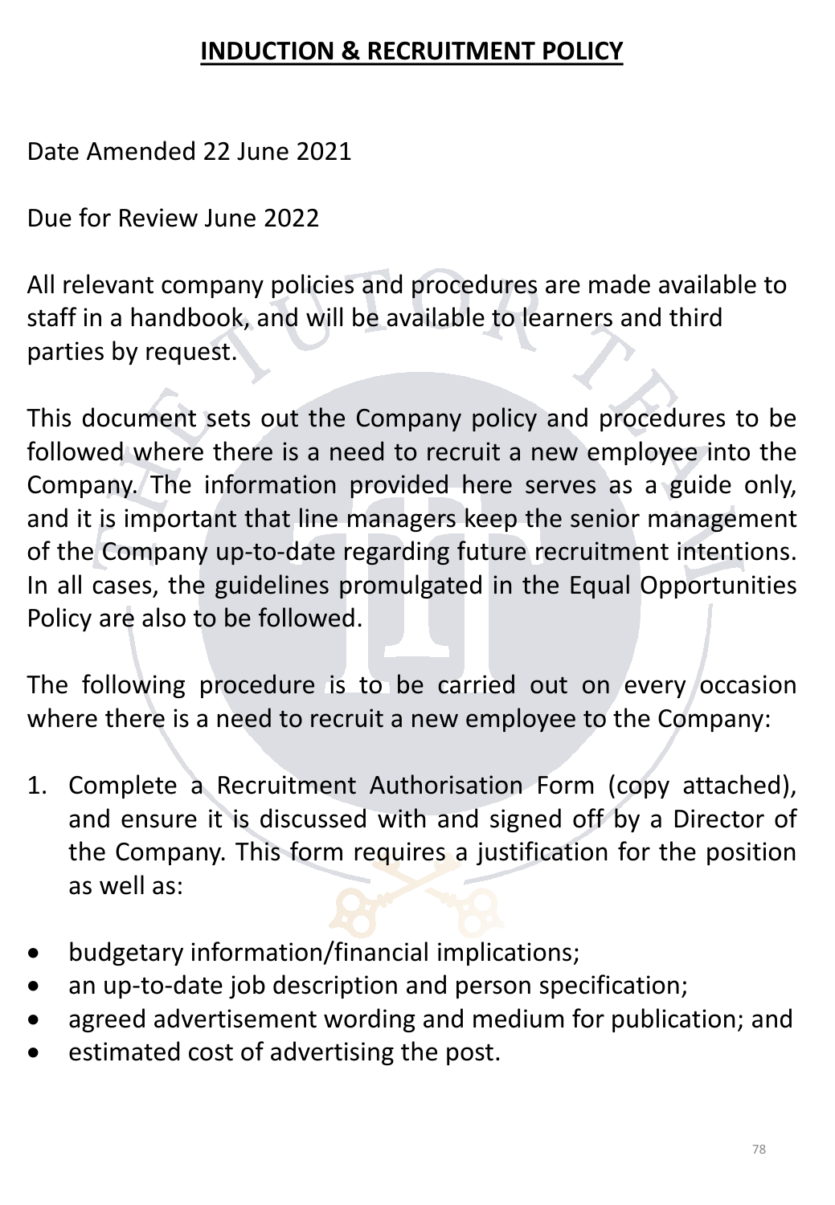# INDUCTION & RECRUITMENT POLICY

Date Amended 22 June 2021

Due for Review June 2022

All relevant company policies and procedures are made available to staff in a handbook, and will be available to learners and third parties by request.

This document sets out the Company policy and procedures to be followed where there is a need to recruit a new employee into the Company. The information provided here serves as a guide only, and it is important that line managers keep the senior management of the Company up-to-date regarding future recruitment intentions. In all cases, the guidelines promulgated in the Equal Opportunities Policy are also to be followed.

The following procedure is to be carried out on every occasion where there is a need to recruit a new employee to the Company:

1. Complete a Recruitment Authorisation Form (copy attached), and ensure it is discussed with and signed off by a Director of the Company. This form requires a justification for the position as well as:

- budgetary information/financial implications;
- an up-to-date job description and person specification;
- agreed advertisement wording and medium for publication; and
- estimated cost of advertising the post.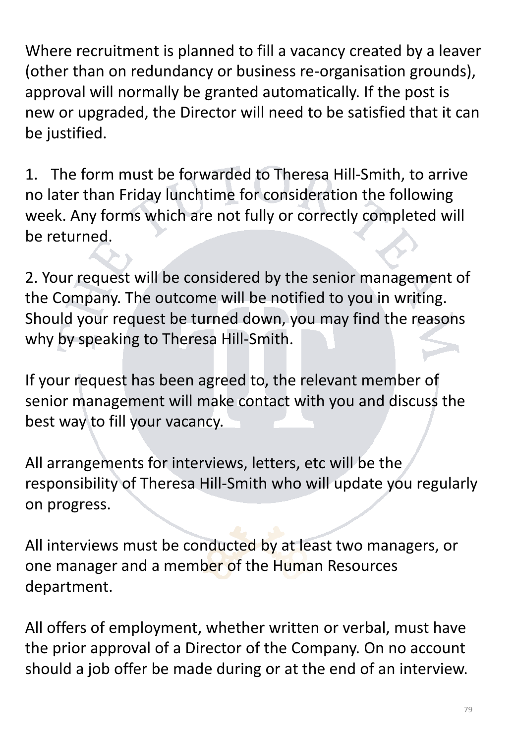Where recruitment is planned to fill a vacancy created by a leaver (other than on redundancy or business re-organisation grounds), approval will normally be granted automatically. If the post is new or upgraded, the Director will need to be satisfied that it can be justified.

1. The form must be forwarded to Theresa Hill-Smith, to arrive no later than Friday lunchtime for consideration the following week. Any forms which are not fully or correctly completed will be returned.

2. Your request will be considered by the senior management of the Company. The outcome will be notified to you in writing. Should your request be turned down, you may find the reasons why by speaking to Theresa Hill-Smith.

If your request has been agreed to, the relevant member of senior management will make contact with you and discuss the best way to fill your vacancy.

All arrangements for interviews, letters, etc will be the responsibility of Theresa Hill-Smith who will update you regularly on progress.

All interviews must be conducted by at least two managers, or one manager and a member of the Human Resources department.

All offers of employment, whether written or verbal, must have the prior approval of a Director of the Company. On no account should a job offer be made during or at the end of an interview.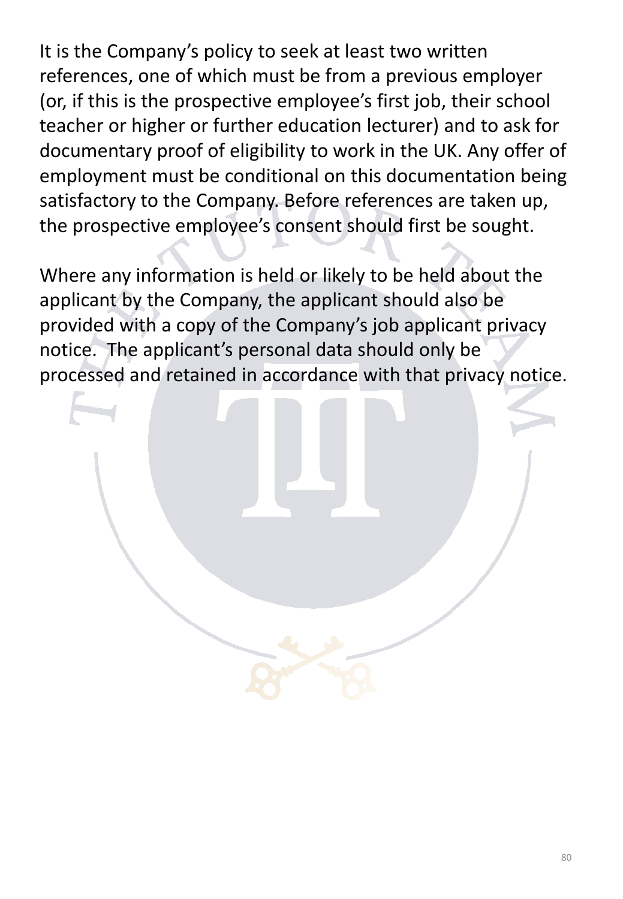It is the Company's policy to seek at least two written references, one of which must be from a previous employer (or, if this is the prospective employee's first job, their school teacher or higher or further education lecturer) and to ask for documentary proof of eligibility to work in the UK. Any offer of employment must be conditional on this documentation being satisfactory to the Company. Before references are taken up, the prospective employee's consent should first be sought.

Where any information is held or likely to be held about the applicant by the Company, the applicant should also be provided with a copy of the Company's job applicant privacy notice. The applicant's personal data should only be processed and retained in accordance with that privacy notice.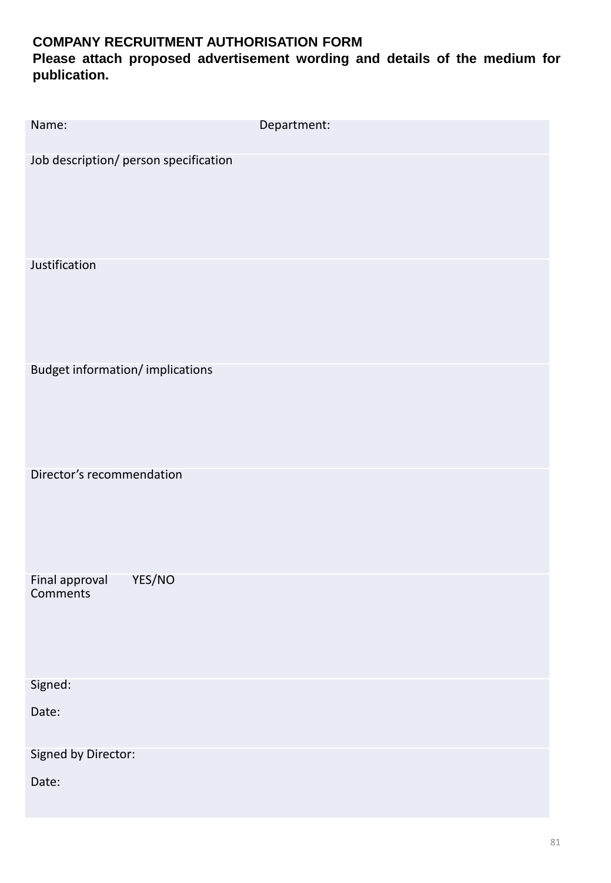**COMPANY RECRUITMENT AUTHORISATION FORM**

**Please attach proposed advertisement wording and details of the medium for publication.**

| Name: Department: |
|---|
| Job description/ person specification |
| Justification |
| Budget information/ implications |
| Director's recommendation |
| Final approval YES/NO<br>Comments |
| Signed:<br><br>Date: |
| Signed by Director:<br><br>Date: |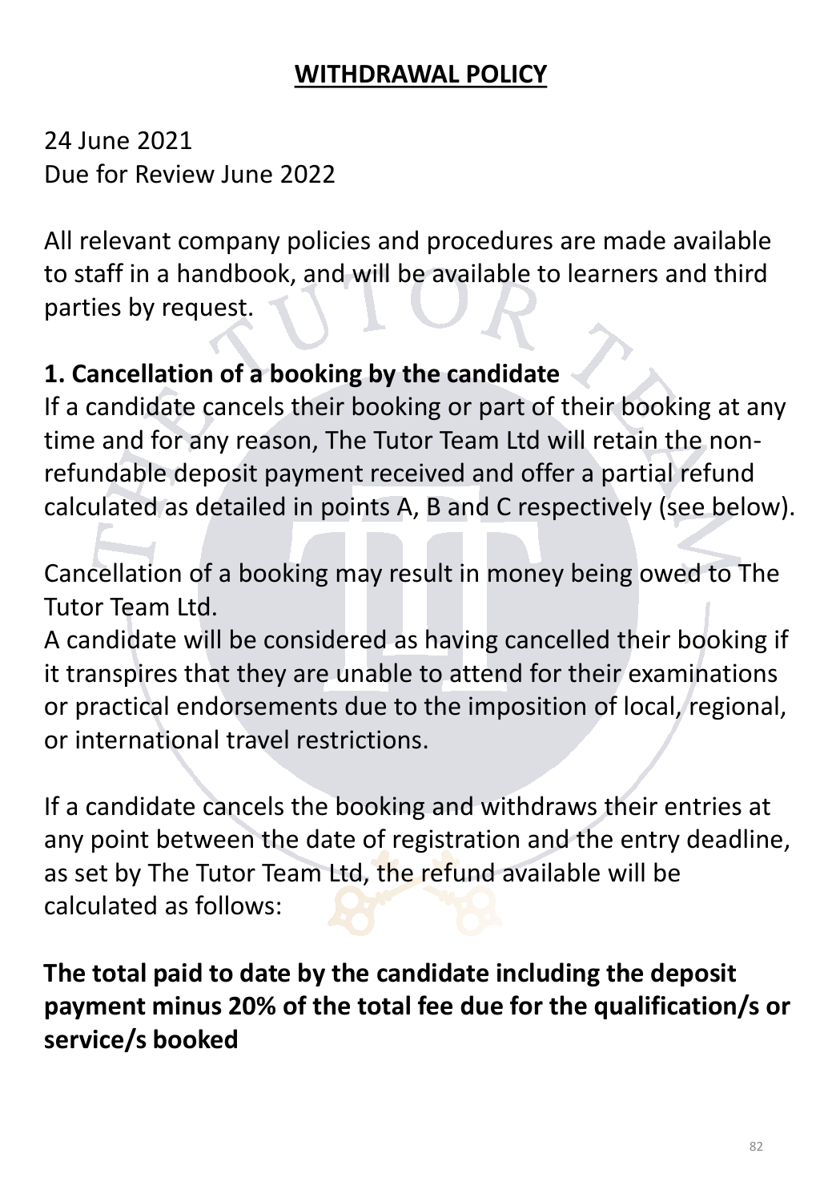# WITHDRAWAL POLICY

24 June 2021
Due for Review June 2022

All relevant company policies and procedures are made available to staff in a handbook, and will be available to learners and third parties by request.

## 1. Cancellation of a booking by the candidate

If a candidate cancels their booking or part of their booking at any time and for any reason, The Tutor Team Ltd will retain the non-refundable deposit payment received and offer a partial refund calculated as detailed in points A, B and C respectively (see below).

Cancellation of a booking may result in money being owed to The Tutor Team Ltd.

A candidate will be considered as having cancelled their booking if it transpires that they are unable to attend for their examinations or practical endorsements due to the imposition of local, regional, or international travel restrictions.

If a candidate cancels the booking and withdraws their entries at any point between the date of registration and the entry deadline, as set by The Tutor Team Ltd, the refund available will be calculated as follows:

**The total paid to date by the candidate including the deposit payment minus 20% of the total fee due for the qualification/s or service/s booked**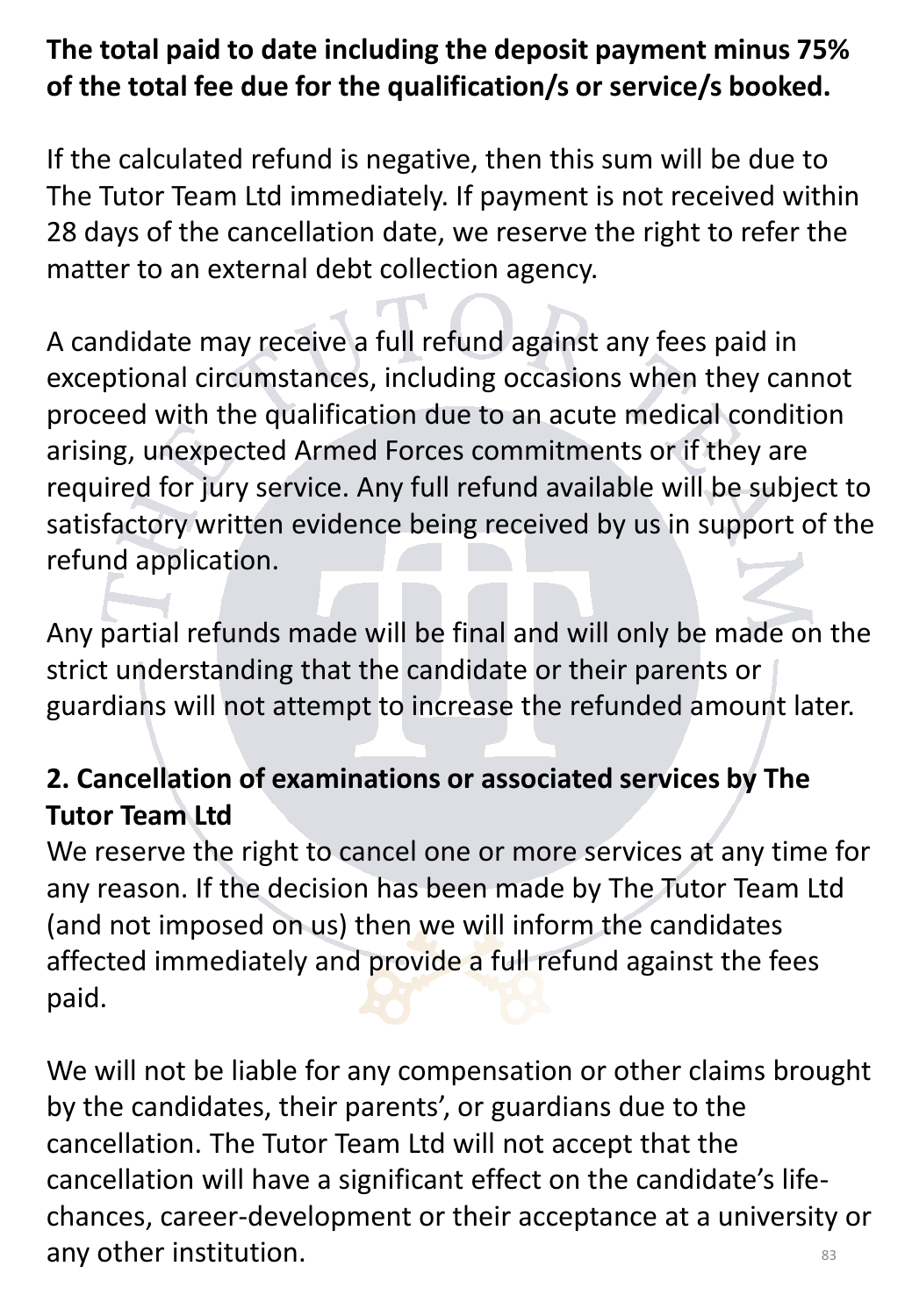**The total paid to date including the deposit payment minus 75% of the total fee due for the qualification/s or service/s booked.**

If the calculated refund is negative, then this sum will be due to The Tutor Team Ltd immediately. If payment is not received within 28 days of the cancellation date, we reserve the right to refer the matter to an external debt collection agency.

A candidate may receive a full refund against any fees paid in exceptional circumstances, including occasions when they cannot proceed with the qualification due to an acute medical condition arising, unexpected Armed Forces commitments or if they are required for jury service. Any full refund available will be subject to satisfactory written evidence being received by us in support of the refund application.

Any partial refunds made will be final and will only be made on the strict understanding that the candidate or their parents or guardians will not attempt to increase the refunded amount later.

**2. Cancellation of examinations or associated services by The Tutor Team Ltd**

We reserve the right to cancel one or more services at any time for any reason. If the decision has been made by The Tutor Team Ltd (and not imposed on us) then we will inform the candidates affected immediately and provide a full refund against the fees paid.

We will not be liable for any compensation or other claims brought by the candidates, their parents', or guardians due to the cancellation. The Tutor Team Ltd will not accept that the cancellation will have a significant effect on the candidate's life-chances, career-development or their acceptance at a university or any other institution.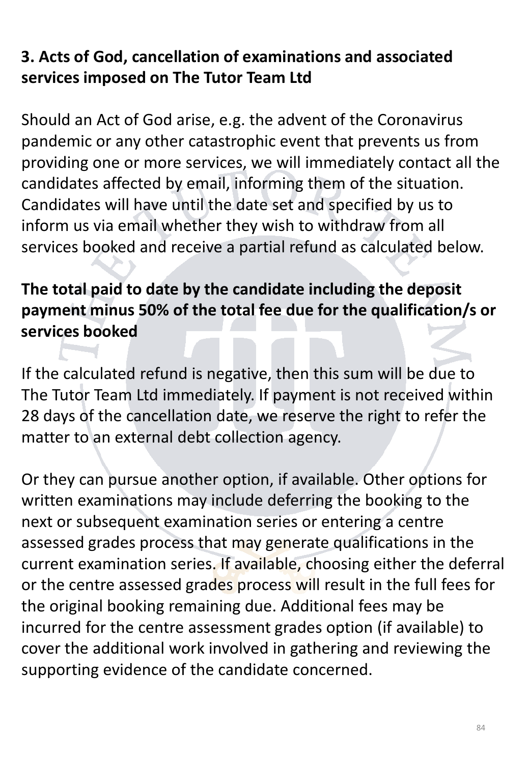## 3. Acts of God, cancellation of examinations and associated services imposed on The Tutor Team Ltd

Should an Act of God arise, e.g. the advent of the Coronavirus pandemic or any other catastrophic event that prevents us from providing one or more services, we will immediately contact all the candidates affected by email, informing them of the situation. Candidates will have until the date set and specified by us to inform us via email whether they wish to withdraw from all services booked and receive a partial refund as calculated below.

**The total paid to date by the candidate including the deposit payment minus 50% of the total fee due for the qualification/s or services booked**

If the calculated refund is negative, then this sum will be due to The Tutor Team Ltd immediately. If payment is not received within 28 days of the cancellation date, we reserve the right to refer the matter to an external debt collection agency.

Or they can pursue another option, if available. Other options for written examinations may include deferring the booking to the next or subsequent examination series or entering a centre assessed grades process that may generate qualifications in the current examination series. If available, choosing either the deferral or the centre assessed grades process will result in the full fees for the original booking remaining due. Additional fees may be incurred for the centre assessment grades option (if available) to cover the additional work involved in gathering and reviewing the supporting evidence of the candidate concerned.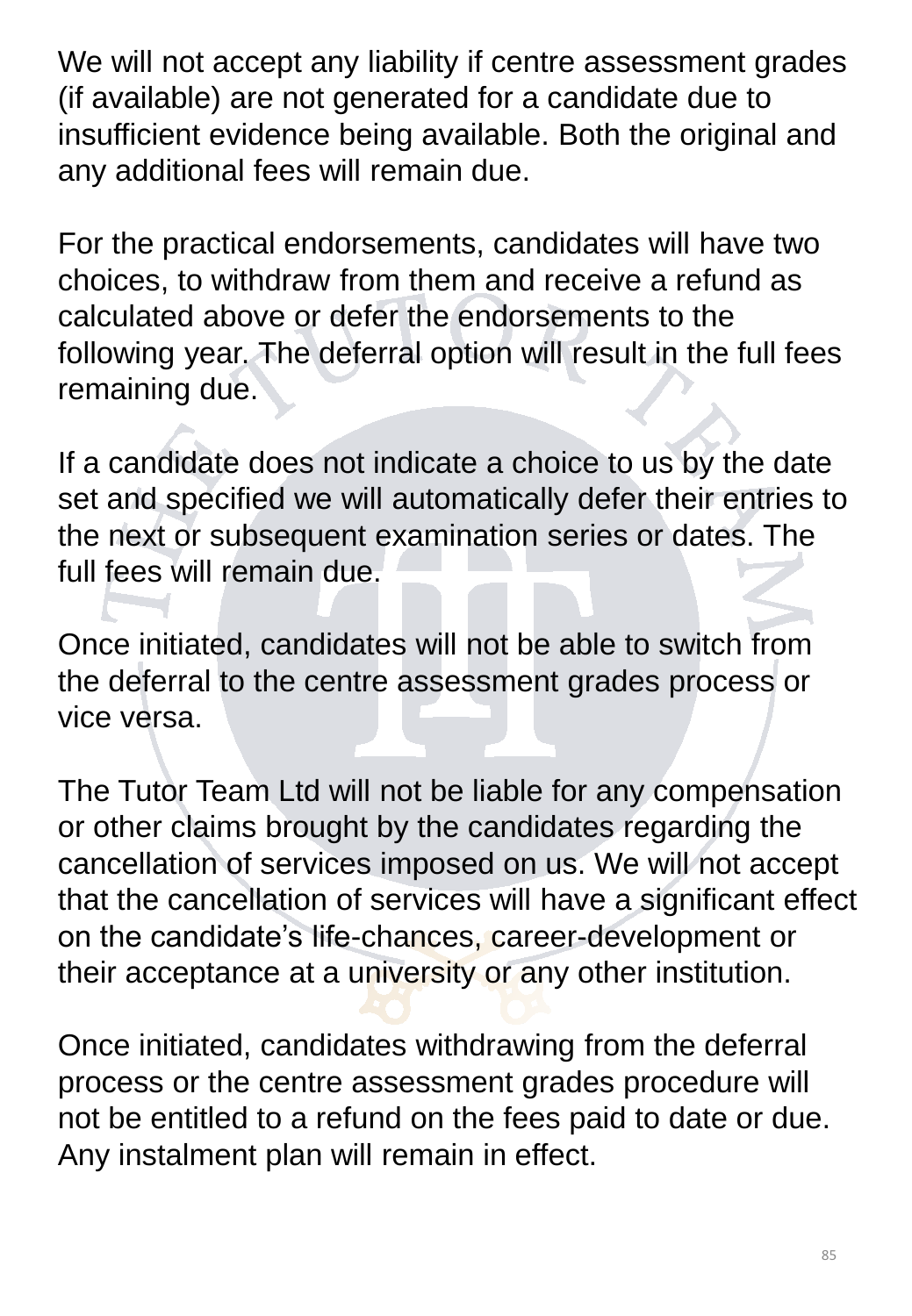We will not accept any liability if centre assessment grades (if available) are not generated for a candidate due to insufficient evidence being available. Both the original and any additional fees will remain due.

For the practical endorsements, candidates will have two choices, to withdraw from them and receive a refund as calculated above or defer the endorsements to the following year. The deferral option will result in the full fees remaining due.

If a candidate does not indicate a choice to us by the date set and specified we will automatically defer their entries to the next or subsequent examination series or dates. The full fees will remain due.

Once initiated, candidates will not be able to switch from the deferral to the centre assessment grades process or vice versa.

The Tutor Team Ltd will not be liable for any compensation or other claims brought by the candidates regarding the cancellation of services imposed on us. We will not accept that the cancellation of services will have a significant effect on the candidate's life-chances, career-development or their acceptance at a university or any other institution.

Once initiated, candidates withdrawing from the deferral process or the centre assessment grades procedure will not be entitled to a refund on the fees paid to date or due. Any instalment plan will remain in effect.